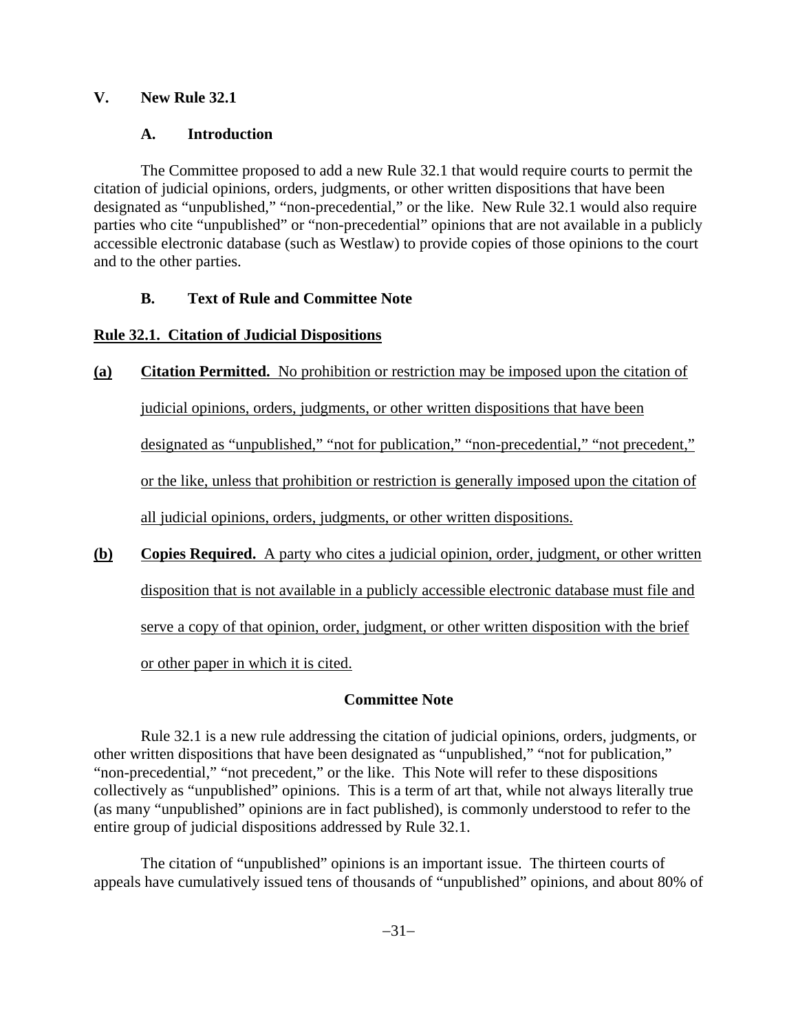## V. New Rule 32.1

### A. Introduction

The Committee proposed to add a new Rule 32.1 that would require courts to permit the citation of judicial opinions, orders, judgments, or other written dispositions that have been designated as "unpublished," "non-precedential," or the like. New Rule 32.1 would also require parties who cite "unpublished" or "non-precedential" opinions that are not available in a publicly accessible electronic database (such as Westlaw) to provide copies of those opinions to the court and to the other parties.

### B. Text of Rule and Committee Note

**Rule 32.1. Citation of Judicial Dispositions**

**(a) Citation Permitted.** No prohibition or restriction may be imposed upon the citation of judicial opinions, orders, judgments, or other written dispositions that have been designated as "unpublished," "not for publication," "non-precedential," "not precedent," or the like, unless that prohibition or restriction is generally imposed upon the citation of all judicial opinions, orders, judgments, or other written dispositions.

**(b) Copies Required.** A party who cites a judicial opinion, order, judgment, or other written disposition that is not available in a publicly accessible electronic database must file and serve a copy of that opinion, order, judgment, or other written disposition with the brief or other paper in which it is cited.

**Committee Note**

Rule 32.1 is a new rule addressing the citation of judicial opinions, orders, judgments, or other written dispositions that have been designated as "unpublished," "not for publication," "non-precedential," "not precedent," or the like. This Note will refer to these dispositions collectively as "unpublished" opinions. This is a term of art that, while not always literally true (as many "unpublished" opinions are in fact published), is commonly understood to refer to the entire group of judicial dispositions addressed by Rule 32.1.

The citation of "unpublished" opinions is an important issue. The thirteen courts of appeals have cumulatively issued tens of thousands of "unpublished" opinions, and about 80% of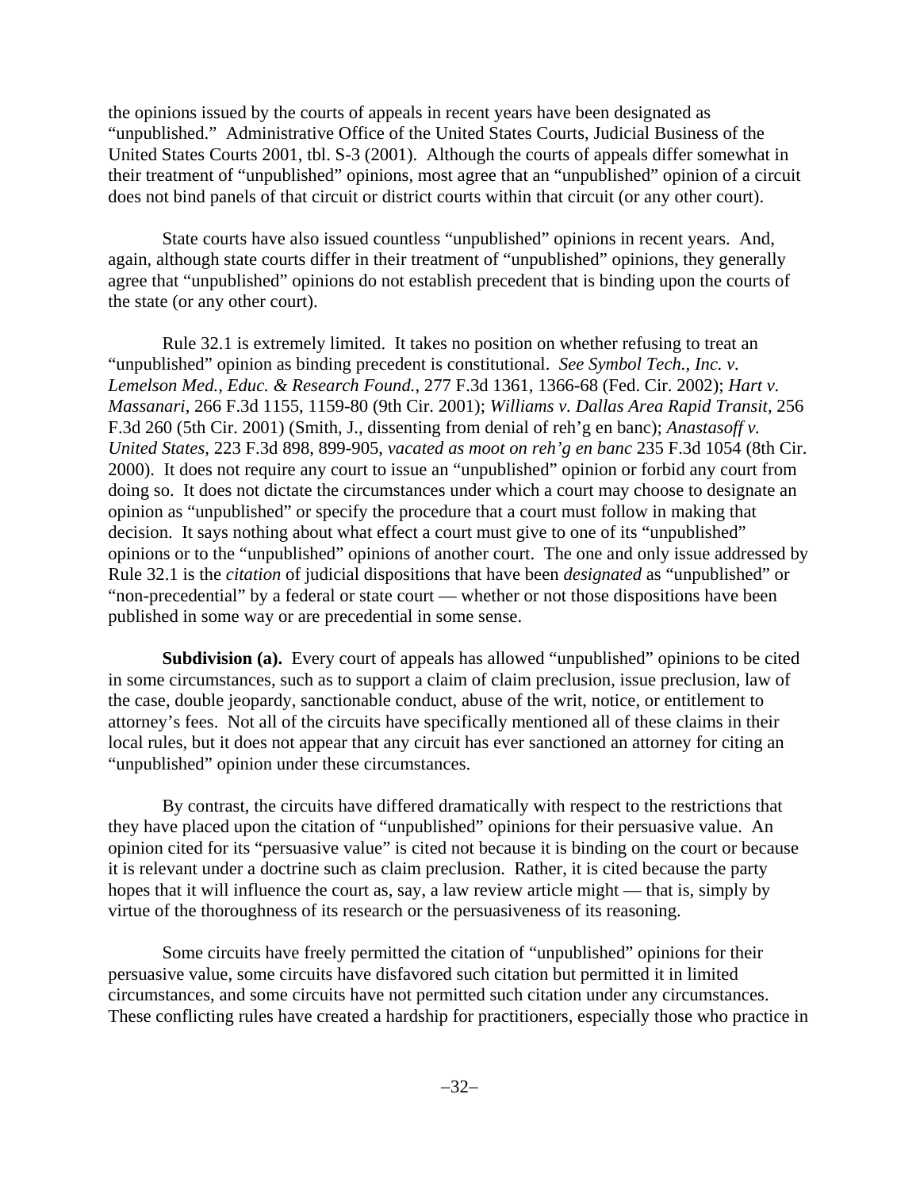the opinions issued by the courts of appeals in recent years have been designated as "unpublished." Administrative Office of the United States Courts, Judicial Business of the United States Courts 2001, tbl. S-3 (2001). Although the courts of appeals differ somewhat in their treatment of "unpublished" opinions, most agree that an "unpublished" opinion of a circuit does not bind panels of that circuit or district courts within that circuit (or any other court).

State courts have also issued countless "unpublished" opinions in recent years. And, again, although state courts differ in their treatment of "unpublished" opinions, they generally agree that "unpublished" opinions do not establish precedent that is binding upon the courts of the state (or any other court).

Rule 32.1 is extremely limited. It takes no position on whether refusing to treat an "unpublished" opinion as binding precedent is constitutional. *See Symbol Tech., Inc. v. Lemelson Med., Educ. & Research Found.*, 277 F.3d 1361, 1366-68 (Fed. Cir. 2002); *Hart v. Massanari*, 266 F.3d 1155, 1159-80 (9th Cir. 2001); *Williams v. Dallas Area Rapid Transit*, 256 F.3d 260 (5th Cir. 2001) (Smith, J., dissenting from denial of reh'g en banc); *Anastasoff v. United States*, 223 F.3d 898, 899-905, *vacated as moot on reh'g en banc* 235 F.3d 1054 (8th Cir. 2000). It does not require any court to issue an "unpublished" opinion or forbid any court from doing so. It does not dictate the circumstances under which a court may choose to designate an opinion as "unpublished" or specify the procedure that a court must follow in making that decision. It says nothing about what effect a court must give to one of its "unpublished" opinions or to the "unpublished" opinions of another court. The one and only issue addressed by Rule 32.1 is the *citation* of judicial dispositions that have been *designated* as "unpublished" or "non-precedential" by a federal or state court — whether or not those dispositions have been published in some way or are precedential in some sense.

**Subdivision (a).** Every court of appeals has allowed "unpublished" opinions to be cited in some circumstances, such as to support a claim of claim preclusion, issue preclusion, law of the case, double jeopardy, sanctionable conduct, abuse of the writ, notice, or entitlement to attorney's fees. Not all of the circuits have specifically mentioned all of these claims in their local rules, but it does not appear that any circuit has ever sanctioned an attorney for citing an "unpublished" opinion under these circumstances.

By contrast, the circuits have differed dramatically with respect to the restrictions that they have placed upon the citation of "unpublished" opinions for their persuasive value. An opinion cited for its "persuasive value" is cited not because it is binding on the court or because it is relevant under a doctrine such as claim preclusion. Rather, it is cited because the party hopes that it will influence the court as, say, a law review article might — that is, simply by virtue of the thoroughness of its research or the persuasiveness of its reasoning.

Some circuits have freely permitted the citation of "unpublished" opinions for their persuasive value, some circuits have disfavored such citation but permitted it in limited circumstances, and some circuits have not permitted such citation under any circumstances. These conflicting rules have created a hardship for practitioners, especially those who practice in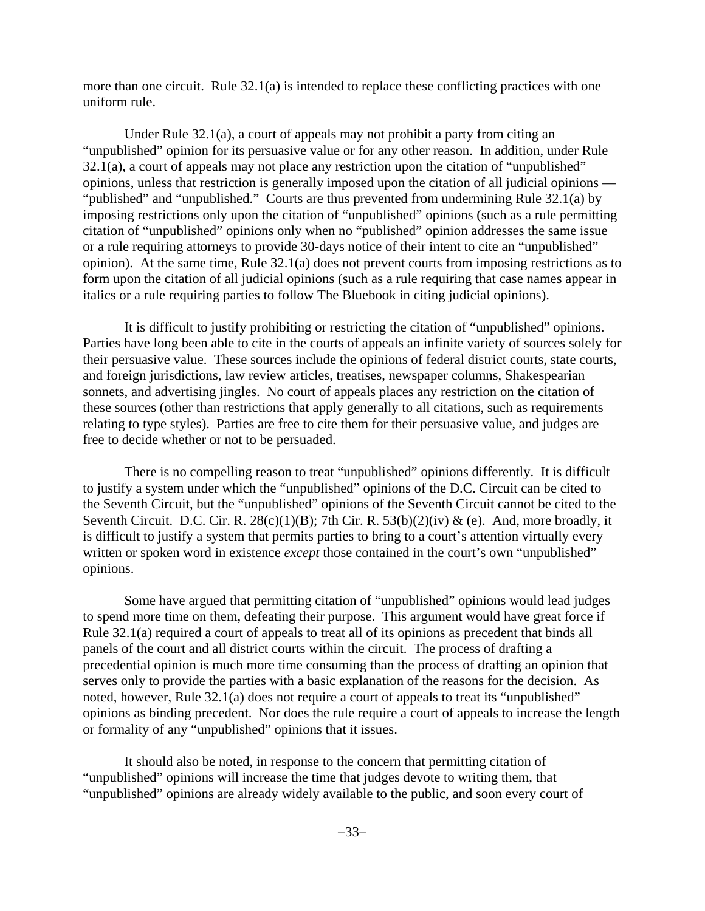more than one circuit. Rule 32.1(a) is intended to replace these conflicting practices with one uniform rule.

Under Rule 32.1(a), a court of appeals may not prohibit a party from citing an "unpublished" opinion for its persuasive value or for any other reason. In addition, under Rule 32.1(a), a court of appeals may not place any restriction upon the citation of "unpublished" opinions, unless that restriction is generally imposed upon the citation of all judicial opinions — "published" and "unpublished." Courts are thus prevented from undermining Rule 32.1(a) by imposing restrictions only upon the citation of "unpublished" opinions (such as a rule permitting citation of "unpublished" opinions only when no "published" opinion addresses the same issue or a rule requiring attorneys to provide 30-days notice of their intent to cite an "unpublished" opinion). At the same time, Rule 32.1(a) does not prevent courts from imposing restrictions as to form upon the citation of all judicial opinions (such as a rule requiring that case names appear in italics or a rule requiring parties to follow The Bluebook in citing judicial opinions).

It is difficult to justify prohibiting or restricting the citation of "unpublished" opinions. Parties have long been able to cite in the courts of appeals an infinite variety of sources solely for their persuasive value. These sources include the opinions of federal district courts, state courts, and foreign jurisdictions, law review articles, treatises, newspaper columns, Shakespearian sonnets, and advertising jingles. No court of appeals places any restriction on the citation of these sources (other than restrictions that apply generally to all citations, such as requirements relating to type styles). Parties are free to cite them for their persuasive value, and judges are free to decide whether or not to be persuaded.

There is no compelling reason to treat "unpublished" opinions differently. It is difficult to justify a system under which the "unpublished" opinions of the D.C. Circuit can be cited to the Seventh Circuit, but the "unpublished" opinions of the Seventh Circuit cannot be cited to the Seventh Circuit. D.C. Cir. R. 28(c)(1)(B); 7th Cir. R. 53(b)(2)(iv) & (e). And, more broadly, it is difficult to justify a system that permits parties to bring to a court's attention virtually every written or spoken word in existence *except* those contained in the court's own "unpublished" opinions.

Some have argued that permitting citation of "unpublished" opinions would lead judges to spend more time on them, defeating their purpose. This argument would have great force if Rule 32.1(a) required a court of appeals to treat all of its opinions as precedent that binds all panels of the court and all district courts within the circuit. The process of drafting a precedential opinion is much more time consuming than the process of drafting an opinion that serves only to provide the parties with a basic explanation of the reasons for the decision. As noted, however, Rule 32.1(a) does not require a court of appeals to treat its "unpublished" opinions as binding precedent. Nor does the rule require a court of appeals to increase the length or formality of any "unpublished" opinions that it issues.

It should also be noted, in response to the concern that permitting citation of "unpublished" opinions will increase the time that judges devote to writing them, that "unpublished" opinions are already widely available to the public, and soon every court of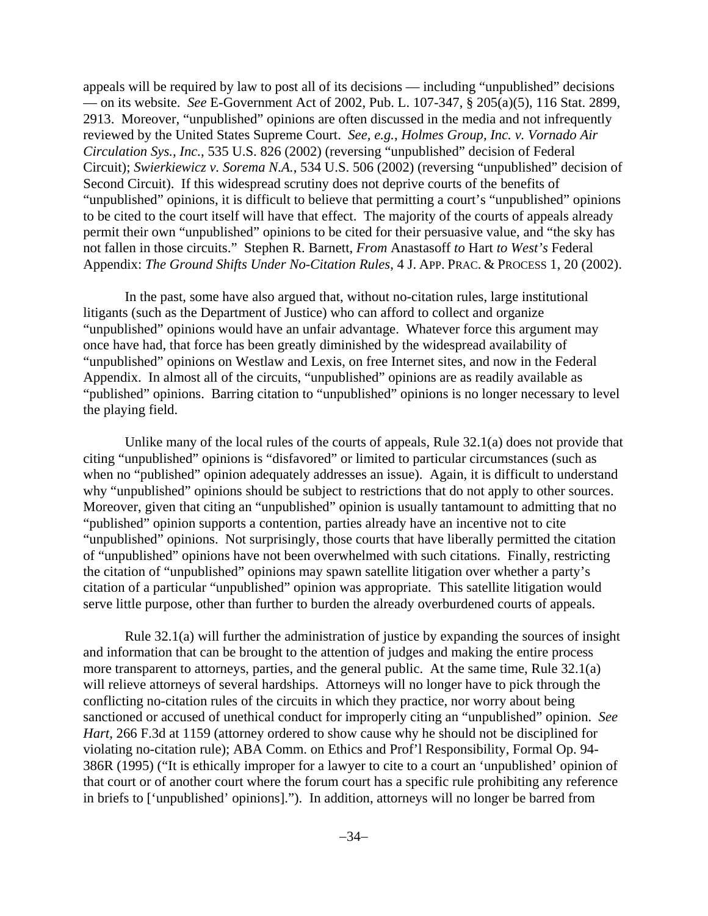appeals will be required by law to post all of its decisions — including "unpublished" decisions — on its website. *See* E-Government Act of 2002, Pub. L. 107-347, § 205(a)(5), 116 Stat. 2899, 2913. Moreover, "unpublished" opinions are often discussed in the media and not infrequently reviewed by the United States Supreme Court. *See, e.g.*, *Holmes Group, Inc. v. Vornado Air Circulation Sys., Inc.*, 535 U.S. 826 (2002) (reversing "unpublished" decision of Federal Circuit); *Swierkiewicz v. Sorema N.A.*, 534 U.S. 506 (2002) (reversing "unpublished" decision of Second Circuit). If this widespread scrutiny does not deprive courts of the benefits of "unpublished" opinions, it is difficult to believe that permitting a court's "unpublished" opinions to be cited to the court itself will have that effect. The majority of the courts of appeals already permit their own "unpublished" opinions to be cited for their persuasive value, and "the sky has not fallen in those circuits." Stephen R. Barnett, *From* Anastasoff *to* Hart *to West's* Federal Appendix: *The Ground Shifts Under No-Citation Rules*, 4 J. APP. PRAC. & PROCESS 1, 20 (2002).

In the past, some have also argued that, without no-citation rules, large institutional litigants (such as the Department of Justice) who can afford to collect and organize "unpublished" opinions would have an unfair advantage. Whatever force this argument may once have had, that force has been greatly diminished by the widespread availability of "unpublished" opinions on Westlaw and Lexis, on free Internet sites, and now in the Federal Appendix. In almost all of the circuits, "unpublished" opinions are as readily available as "published" opinions. Barring citation to "unpublished" opinions is no longer necessary to level the playing field.

Unlike many of the local rules of the courts of appeals, Rule 32.1(a) does not provide that citing "unpublished" opinions is "disfavored" or limited to particular circumstances (such as when no "published" opinion adequately addresses an issue). Again, it is difficult to understand why "unpublished" opinions should be subject to restrictions that do not apply to other sources. Moreover, given that citing an "unpublished" opinion is usually tantamount to admitting that no "published" opinion supports a contention, parties already have an incentive not to cite "unpublished" opinions. Not surprisingly, those courts that have liberally permitted the citation of "unpublished" opinions have not been overwhelmed with such citations. Finally, restricting the citation of "unpublished" opinions may spawn satellite litigation over whether a party's citation of a particular "unpublished" opinion was appropriate. This satellite litigation would serve little purpose, other than further to burden the already overburdened courts of appeals.

Rule 32.1(a) will further the administration of justice by expanding the sources of insight and information that can be brought to the attention of judges and making the entire process more transparent to attorneys, parties, and the general public. At the same time, Rule 32.1(a) will relieve attorneys of several hardships. Attorneys will no longer have to pick through the conflicting no-citation rules of the circuits in which they practice, nor worry about being sanctioned or accused of unethical conduct for improperly citing an "unpublished" opinion. *See Hart*, 266 F.3d at 1159 (attorney ordered to show cause why he should not be disciplined for violating no-citation rule); ABA Comm. on Ethics and Prof'l Responsibility, Formal Op. 94-386R (1995) ("It is ethically improper for a lawyer to cite to a court an 'unpublished' opinion of that court or of another court where the forum court has a specific rule prohibiting any reference in briefs to ['unpublished' opinions]."). In addition, attorneys will no longer be barred from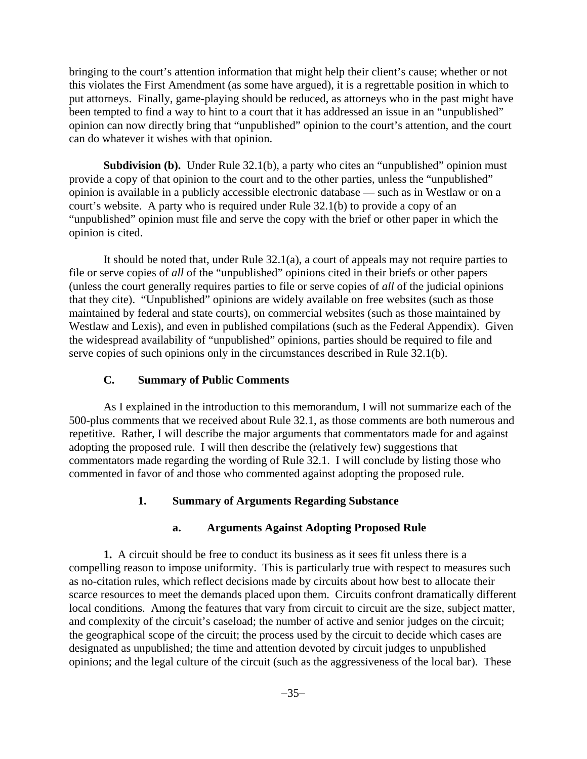bringing to the court's attention information that might help their client's cause; whether or not this violates the First Amendment (as some have argued), it is a regrettable position in which to put attorneys. Finally, game-playing should be reduced, as attorneys who in the past might have been tempted to find a way to hint to a court that it has addressed an issue in an "unpublished" opinion can now directly bring that "unpublished" opinion to the court's attention, and the court can do whatever it wishes with that opinion.

**Subdivision (b).** Under Rule 32.1(b), a party who cites an "unpublished" opinion must provide a copy of that opinion to the court and to the other parties, unless the "unpublished" opinion is available in a publicly accessible electronic database — such as in Westlaw or on a court's website. A party who is required under Rule 32.1(b) to provide a copy of an "unpublished" opinion must file and serve the copy with the brief or other paper in which the opinion is cited.

It should be noted that, under Rule 32.1(a), a court of appeals may not require parties to file or serve copies of *all* of the "unpublished" opinions cited in their briefs or other papers (unless the court generally requires parties to file or serve copies of *all* of the judicial opinions that they cite). "Unpublished" opinions are widely available on free websites (such as those maintained by federal and state courts), on commercial websites (such as those maintained by Westlaw and Lexis), and even in published compilations (such as the Federal Appendix). Given the widespread availability of "unpublished" opinions, parties should be required to file and serve copies of such opinions only in the circumstances described in Rule 32.1(b).

### C. Summary of Public Comments

As I explained in the introduction to this memorandum, I will not summarize each of the 500-plus comments that we received about Rule 32.1, as those comments are both numerous and repetitive. Rather, I will describe the major arguments that commentators made for and against adopting the proposed rule. I will then describe the (relatively few) suggestions that commentators made regarding the wording of Rule 32.1. I will conclude by listing those who commented in favor of and those who commented against adopting the proposed rule.

#### 1. Summary of Arguments Regarding Substance

##### a. Arguments Against Adopting Proposed Rule

**1.** A circuit should be free to conduct its business as it sees fit unless there is a compelling reason to impose uniformity. This is particularly true with respect to measures such as no-citation rules, which reflect decisions made by circuits about how best to allocate their scarce resources to meet the demands placed upon them. Circuits confront dramatically different local conditions. Among the features that vary from circuit to circuit are the size, subject matter, and complexity of the circuit's caseload; the number of active and senior judges on the circuit; the geographical scope of the circuit; the process used by the circuit to decide which cases are designated as unpublished; the time and attention devoted by circuit judges to unpublished opinions; and the legal culture of the circuit (such as the aggressiveness of the local bar). These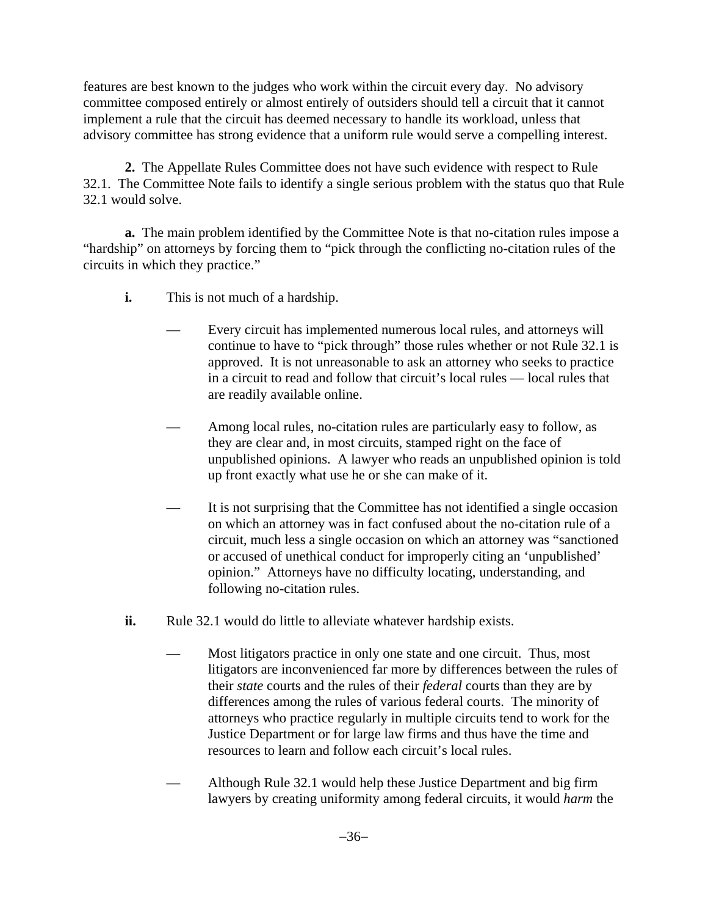features are best known to the judges who work within the circuit every day. No advisory committee composed entirely or almost entirely of outsiders should tell a circuit that it cannot implement a rule that the circuit has deemed necessary to handle its workload, unless that advisory committee has strong evidence that a uniform rule would serve a compelling interest.

**2.** The Appellate Rules Committee does not have such evidence with respect to Rule 32.1. The Committee Note fails to identify a single serious problem with the status quo that Rule 32.1 would solve.

**a.** The main problem identified by the Committee Note is that no-citation rules impose a "hardship" on attorneys by forcing them to "pick through the conflicting no-citation rules of the circuits in which they practice."

**i.** This is not much of a hardship.

— Every circuit has implemented numerous local rules, and attorneys will continue to have to "pick through" those rules whether or not Rule 32.1 is approved. It is not unreasonable to ask an attorney who seeks to practice in a circuit to read and follow that circuit's local rules — local rules that are readily available online.

— Among local rules, no-citation rules are particularly easy to follow, as they are clear and, in most circuits, stamped right on the face of unpublished opinions. A lawyer who reads an unpublished opinion is told up front exactly what use he or she can make of it.

— It is not surprising that the Committee has not identified a single occasion on which an attorney was in fact confused about the no-citation rule of a circuit, much less a single occasion on which an attorney was "sanctioned or accused of unethical conduct for improperly citing an 'unpublished' opinion." Attorneys have no difficulty locating, understanding, and following no-citation rules.

**ii.** Rule 32.1 would do little to alleviate whatever hardship exists.

— Most litigators practice in only one state and one circuit. Thus, most litigators are inconvenienced far more by differences between the rules of their *state* courts and the rules of their *federal* courts than they are by differences among the rules of various federal courts. The minority of attorneys who practice regularly in multiple circuits tend to work for the Justice Department or for large law firms and thus have the time and resources to learn and follow each circuit's local rules.

— Although Rule 32.1 would help these Justice Department and big firm lawyers by creating uniformity among federal circuits, it would *harm* the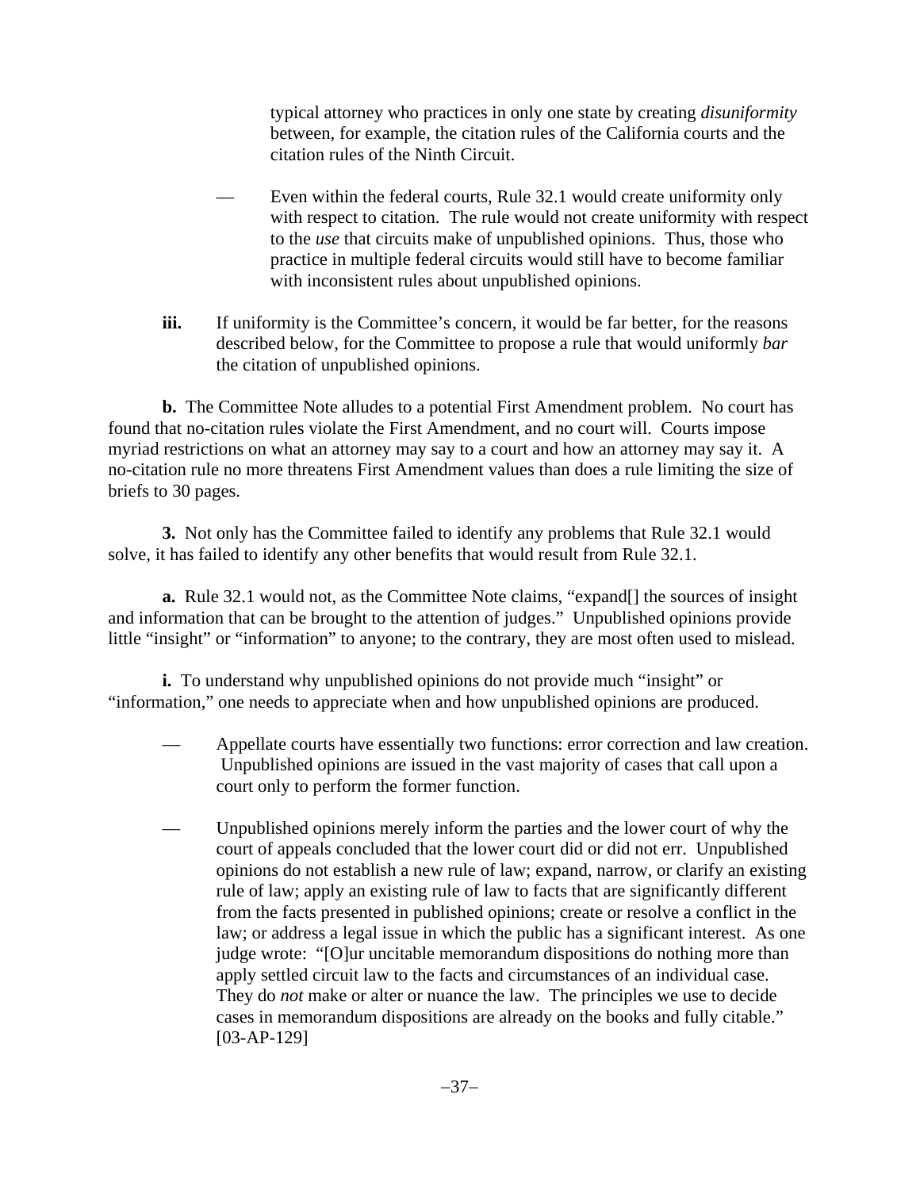typical attorney who practices in only one state by creating *disuniformity* between, for example, the citation rules of the California courts and the citation rules of the Ninth Circuit.

— Even within the federal courts, Rule 32.1 would create uniformity only with respect to citation. The rule would not create uniformity with respect to the *use* that circuits make of unpublished opinions. Thus, those who practice in multiple federal circuits would still have to become familiar with inconsistent rules about unpublished opinions.

**iii.** If uniformity is the Committee's concern, it would be far better, for the reasons described below, for the Committee to propose a rule that would uniformly *bar* the citation of unpublished opinions.

**b.** The Committee Note alludes to a potential First Amendment problem. No court has found that no-citation rules violate the First Amendment, and no court will. Courts impose myriad restrictions on what an attorney may say to a court and how an attorney may say it. A no-citation rule no more threatens First Amendment values than does a rule limiting the size of briefs to 30 pages.

**3.** Not only has the Committee failed to identify any problems that Rule 32.1 would solve, it has failed to identify any other benefits that would result from Rule 32.1.

**a.** Rule 32.1 would not, as the Committee Note claims, "expand[] the sources of insight and information that can be brought to the attention of judges." Unpublished opinions provide little "insight" or "information" to anyone; to the contrary, they are most often used to mislead.

**i.** To understand why unpublished opinions do not provide much "insight" or "information," one needs to appreciate when and how unpublished opinions are produced.

— Appellate courts have essentially two functions: error correction and law creation. Unpublished opinions are issued in the vast majority of cases that call upon a court only to perform the former function.

— Unpublished opinions merely inform the parties and the lower court of why the court of appeals concluded that the lower court did or did not err. Unpublished opinions do not establish a new rule of law; expand, narrow, or clarify an existing rule of law; apply an existing rule of law to facts that are significantly different from the facts presented in published opinions; create or resolve a conflict in the law; or address a legal issue in which the public has a significant interest. As one judge wrote: "[O]ur uncitable memorandum dispositions do nothing more than apply settled circuit law to the facts and circumstances of an individual case. They do *not* make or alter or nuance the law. The principles we use to decide cases in memorandum dispositions are already on the books and fully citable." [03-AP-129]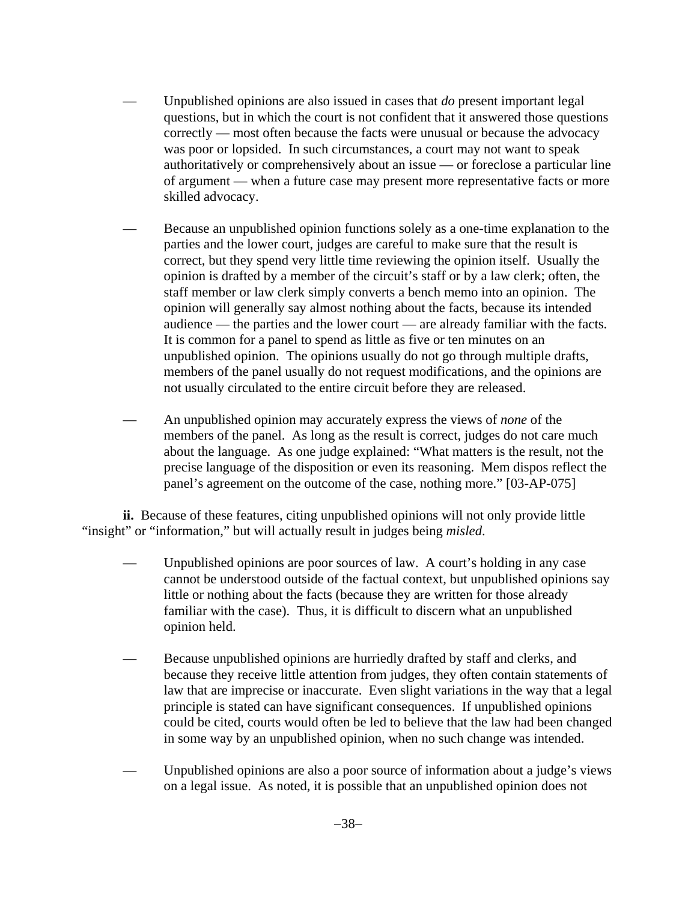- Unpublished opinions are also issued in cases that *do* present important legal questions, but in which the court is not confident that it answered those questions correctly — most often because the facts were unusual or because the advocacy was poor or lopsided. In such circumstances, a court may not want to speak authoritatively or comprehensively about an issue — or foreclose a particular line of argument — when a future case may present more representative facts or more skilled advocacy.

- Because an unpublished opinion functions solely as a one-time explanation to the parties and the lower court, judges are careful to make sure that the result is correct, but they spend very little time reviewing the opinion itself. Usually the opinion is drafted by a member of the circuit's staff or by a law clerk; often, the staff member or law clerk simply converts a bench memo into an opinion. The opinion will generally say almost nothing about the facts, because its intended audience — the parties and the lower court — are already familiar with the facts. It is common for a panel to spend as little as five or ten minutes on an unpublished opinion. The opinions usually do not go through multiple drafts, members of the panel usually do not request modifications, and the opinions are not usually circulated to the entire circuit before they are released.

- An unpublished opinion may accurately express the views of *none* of the members of the panel. As long as the result is correct, judges do not care much about the language. As one judge explained: "What matters is the result, not the precise language of the disposition or even its reasoning. Mem dispos reflect the panel's agreement on the outcome of the case, nothing more." [03-AP-075]

**ii.** Because of these features, citing unpublished opinions will not only provide little "insight" or "information," but will actually result in judges being *misled*.

- Unpublished opinions are poor sources of law. A court's holding in any case cannot be understood outside of the factual context, but unpublished opinions say little or nothing about the facts (because they are written for those already familiar with the case). Thus, it is difficult to discern what an unpublished opinion held.

- Because unpublished opinions are hurriedly drafted by staff and clerks, and because they receive little attention from judges, they often contain statements of law that are imprecise or inaccurate. Even slight variations in the way that a legal principle is stated can have significant consequences. If unpublished opinions could be cited, courts would often be led to believe that the law had been changed in some way by an unpublished opinion, when no such change was intended.

- Unpublished opinions are also a poor source of information about a judge's views on a legal issue. As noted, it is possible that an unpublished opinion does not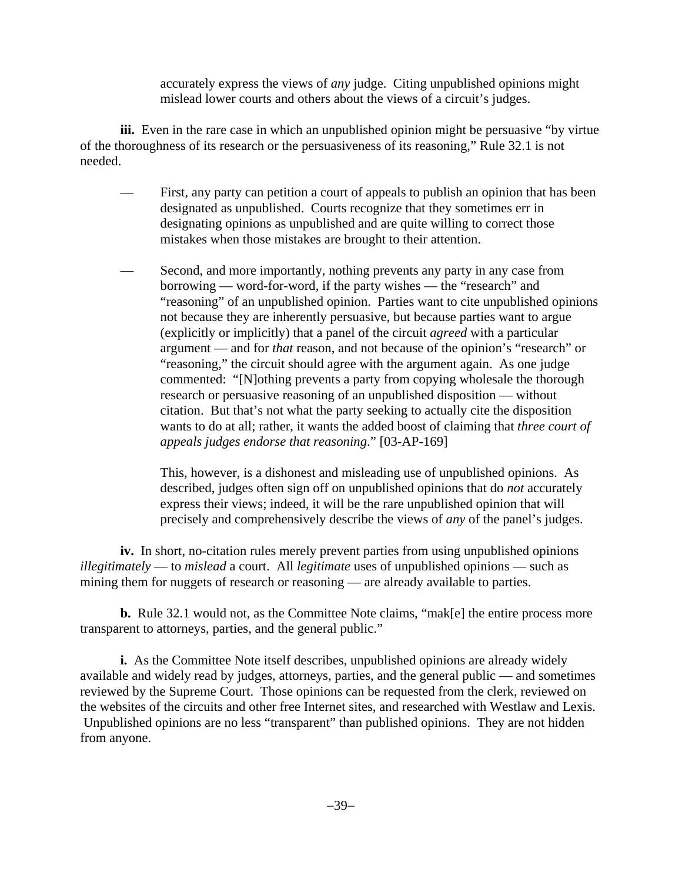accurately express the views of *any* judge. Citing unpublished opinions might mislead lower courts and others about the views of a circuit's judges.

**iii.** Even in the rare case in which an unpublished opinion might be persuasive "by virtue of the thoroughness of its research or the persuasiveness of its reasoning," Rule 32.1 is not needed.

— First, any party can petition a court of appeals to publish an opinion that has been designated as unpublished. Courts recognize that they sometimes err in designating opinions as unpublished and are quite willing to correct those mistakes when those mistakes are brought to their attention.

— Second, and more importantly, nothing prevents any party in any case from borrowing — word-for-word, if the party wishes — the "research" and "reasoning" of an unpublished opinion. Parties want to cite unpublished opinions not because they are inherently persuasive, but because parties want to argue (explicitly or implicitly) that a panel of the circuit *agreed* with a particular argument — and for *that* reason, and not because of the opinion's "research" or "reasoning," the circuit should agree with the argument again. As one judge commented: "[N]othing prevents a party from copying wholesale the thorough research or persuasive reasoning of an unpublished disposition — without citation. But that's not what the party seeking to actually cite the disposition wants to do at all; rather, it wants the added boost of claiming that *three court of appeals judges endorse that reasoning*." [03-AP-169]

  This, however, is a dishonest and misleading use of unpublished opinions. As described, judges often sign off on unpublished opinions that do *not* accurately express their views; indeed, it will be the rare unpublished opinion that will precisely and comprehensively describe the views of *any* of the panel's judges.

**iv.** In short, no-citation rules merely prevent parties from using unpublished opinions *illegitimately* — to *mislead* a court. All *legitimate* uses of unpublished opinions — such as mining them for nuggets of research or reasoning — are already available to parties.

**b.** Rule 32.1 would not, as the Committee Note claims, "mak[e] the entire process more transparent to attorneys, parties, and the general public."

**i.** As the Committee Note itself describes, unpublished opinions are already widely available and widely read by judges, attorneys, parties, and the general public — and sometimes reviewed by the Supreme Court. Those opinions can be requested from the clerk, reviewed on the websites of the circuits and other free Internet sites, and researched with Westlaw and Lexis. Unpublished opinions are no less "transparent" than published opinions. They are not hidden from anyone.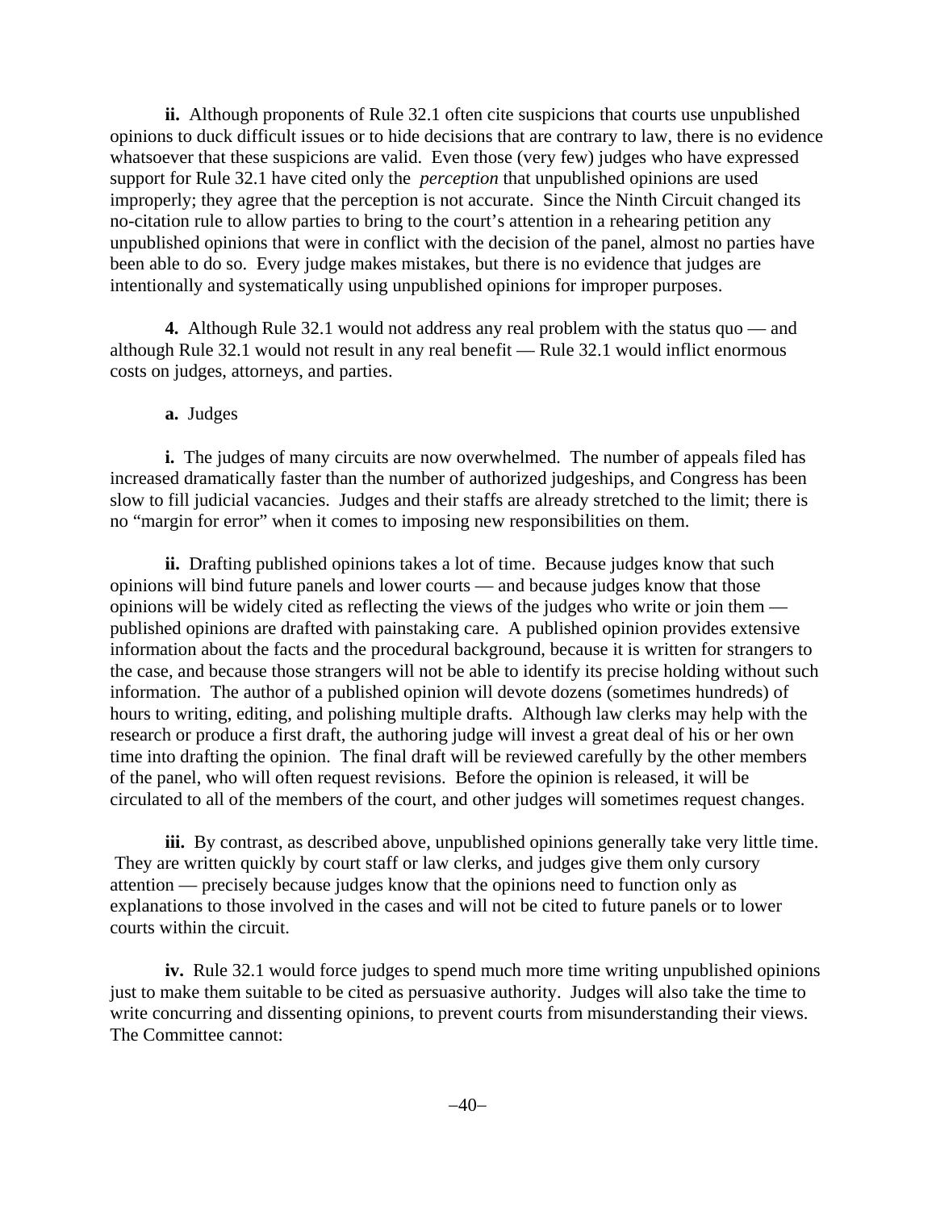**ii.** Although proponents of Rule 32.1 often cite suspicions that courts use unpublished opinions to duck difficult issues or to hide decisions that are contrary to law, there is no evidence whatsoever that these suspicions are valid. Even those (very few) judges who have expressed support for Rule 32.1 have cited only the *perception* that unpublished opinions are used improperly; they agree that the perception is not accurate. Since the Ninth Circuit changed its no-citation rule to allow parties to bring to the court's attention in a rehearing petition any unpublished opinions that were in conflict with the decision of the panel, almost no parties have been able to do so. Every judge makes mistakes, but there is no evidence that judges are intentionally and systematically using unpublished opinions for improper purposes.

**4.** Although Rule 32.1 would not address any real problem with the status quo — and although Rule 32.1 would not result in any real benefit — Rule 32.1 would inflict enormous costs on judges, attorneys, and parties.

**a.** Judges

**i.** The judges of many circuits are now overwhelmed. The number of appeals filed has increased dramatically faster than the number of authorized judgeships, and Congress has been slow to fill judicial vacancies. Judges and their staffs are already stretched to the limit; there is no "margin for error" when it comes to imposing new responsibilities on them.

**ii.** Drafting published opinions takes a lot of time. Because judges know that such opinions will bind future panels and lower courts — and because judges know that those opinions will be widely cited as reflecting the views of the judges who write or join them — published opinions are drafted with painstaking care. A published opinion provides extensive information about the facts and the procedural background, because it is written for strangers to the case, and because those strangers will not be able to identify its precise holding without such information. The author of a published opinion will devote dozens (sometimes hundreds) of hours to writing, editing, and polishing multiple drafts. Although law clerks may help with the research or produce a first draft, the authoring judge will invest a great deal of his or her own time into drafting the opinion. The final draft will be reviewed carefully by the other members of the panel, who will often request revisions. Before the opinion is released, it will be circulated to all of the members of the court, and other judges will sometimes request changes.

**iii.** By contrast, as described above, unpublished opinions generally take very little time. They are written quickly by court staff or law clerks, and judges give them only cursory attention — precisely because judges know that the opinions need to function only as explanations to those involved in the cases and will not be cited to future panels or to lower courts within the circuit.

**iv.** Rule 32.1 would force judges to spend much more time writing unpublished opinions just to make them suitable to be cited as persuasive authority. Judges will also take the time to write concurring and dissenting opinions, to prevent courts from misunderstanding their views. The Committee cannot: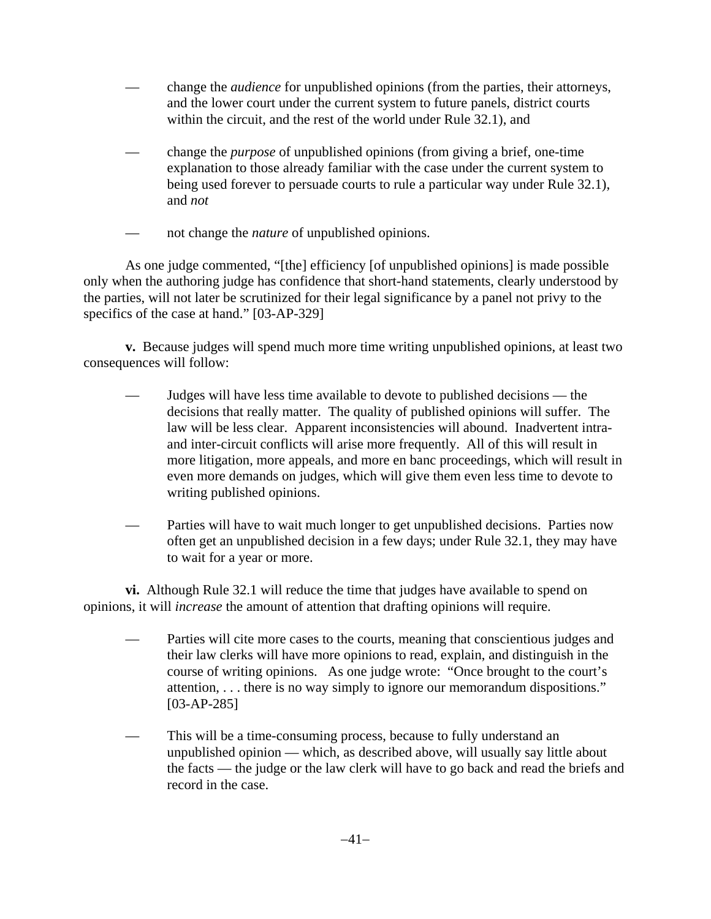- change the *audience* for unpublished opinions (from the parties, their attorneys, and the lower court under the current system to future panels, district courts within the circuit, and the rest of the world under Rule 32.1), and

- change the *purpose* of unpublished opinions (from giving a brief, one-time explanation to those already familiar with the case under the current system to being used forever to persuade courts to rule a particular way under Rule 32.1), and *not*

- not change the *nature* of unpublished opinions.

As one judge commented, "[the] efficiency [of unpublished opinions] is made possible only when the authoring judge has confidence that short-hand statements, clearly understood by the parties, will not later be scrutinized for their legal significance by a panel not privy to the specifics of the case at hand." [03-AP-329]

**v.** Because judges will spend much more time writing unpublished opinions, at least two consequences will follow:

- Judges will have less time available to devote to published decisions — the decisions that really matter. The quality of published opinions will suffer. The law will be less clear. Apparent inconsistencies will abound. Inadvertent intra- and inter-circuit conflicts will arise more frequently. All of this will result in more litigation, more appeals, and more en banc proceedings, which will result in even more demands on judges, which will give them even less time to devote to writing published opinions.

- Parties will have to wait much longer to get unpublished decisions. Parties now often get an unpublished decision in a few days; under Rule 32.1, they may have to wait for a year or more.

**vi.** Although Rule 32.1 will reduce the time that judges have available to spend on opinions, it will *increase* the amount of attention that drafting opinions will require.

- Parties will cite more cases to the courts, meaning that conscientious judges and their law clerks will have more opinions to read, explain, and distinguish in the course of writing opinions. As one judge wrote: "Once brought to the court's attention, . . . there is no way simply to ignore our memorandum dispositions." [03-AP-285]

- This will be a time-consuming process, because to fully understand an unpublished opinion — which, as described above, will usually say little about the facts — the judge or the law clerk will have to go back and read the briefs and record in the case.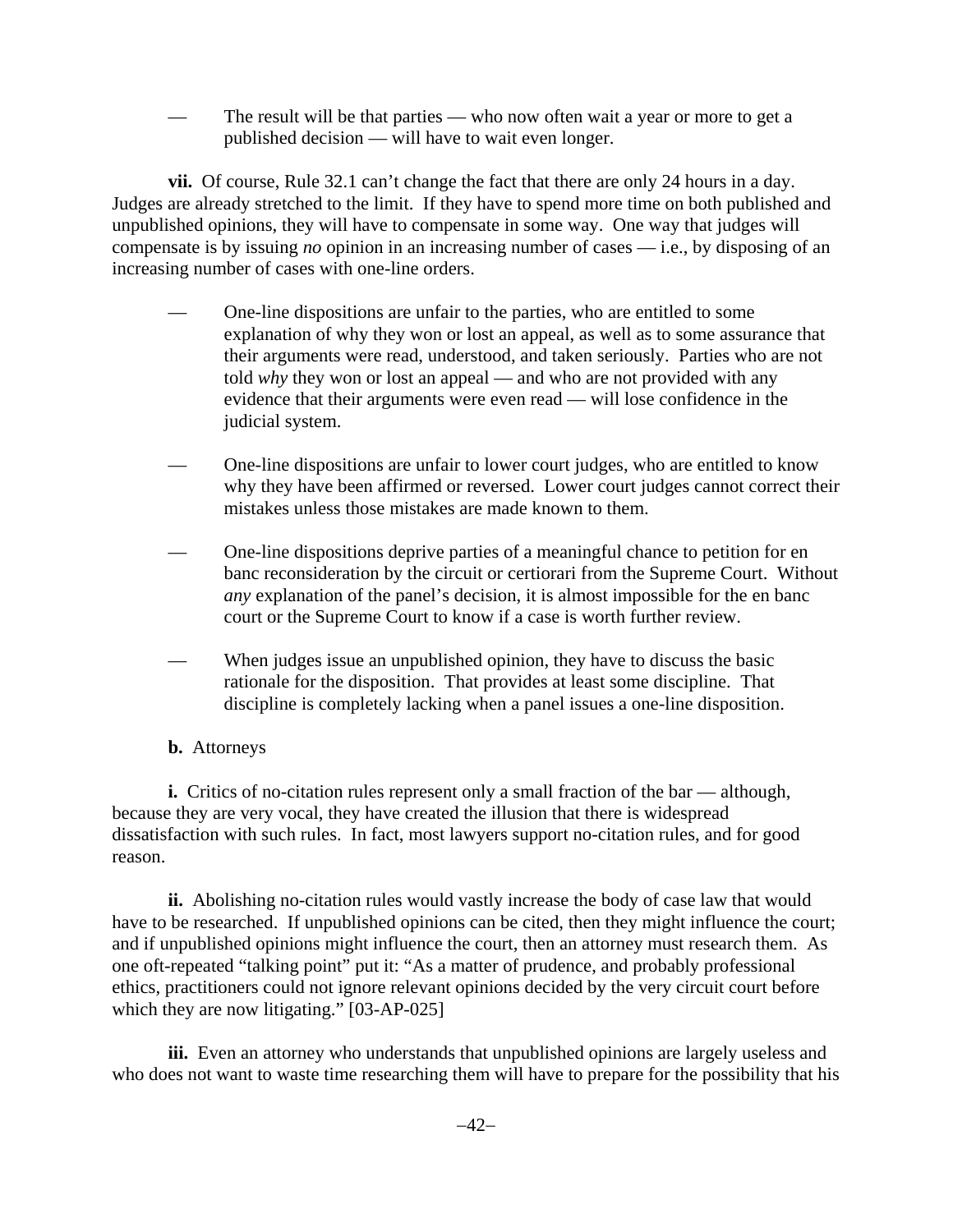— The result will be that parties — who now often wait a year or more to get a published decision — will have to wait even longer.

**vii.** Of course, Rule 32.1 can't change the fact that there are only 24 hours in a day. Judges are already stretched to the limit. If they have to spend more time on both published and unpublished opinions, they will have to compensate in some way. One way that judges will compensate is by issuing *no* opinion in an increasing number of cases — i.e., by disposing of an increasing number of cases with one-line orders.

— One-line dispositions are unfair to the parties, who are entitled to some explanation of why they won or lost an appeal, as well as to some assurance that their arguments were read, understood, and taken seriously. Parties who are not told *why* they won or lost an appeal — and who are not provided with any evidence that their arguments were even read — will lose confidence in the judicial system.

— One-line dispositions are unfair to lower court judges, who are entitled to know why they have been affirmed or reversed. Lower court judges cannot correct their mistakes unless those mistakes are made known to them.

— One-line dispositions deprive parties of a meaningful chance to petition for en banc reconsideration by the circuit or certiorari from the Supreme Court. Without *any* explanation of the panel's decision, it is almost impossible for the en banc court or the Supreme Court to know if a case is worth further review.

— When judges issue an unpublished opinion, they have to discuss the basic rationale for the disposition. That provides at least some discipline. That discipline is completely lacking when a panel issues a one-line disposition.

**b.** Attorneys

**i.** Critics of no-citation rules represent only a small fraction of the bar — although, because they are very vocal, they have created the illusion that there is widespread dissatisfaction with such rules. In fact, most lawyers support no-citation rules, and for good reason.

**ii.** Abolishing no-citation rules would vastly increase the body of case law that would have to be researched. If unpublished opinions can be cited, then they might influence the court; and if unpublished opinions might influence the court, then an attorney must research them. As one oft-repeated "talking point" put it: "As a matter of prudence, and probably professional ethics, practitioners could not ignore relevant opinions decided by the very circuit court before which they are now litigating." [03-AP-025]

**iii.** Even an attorney who understands that unpublished opinions are largely useless and who does not want to waste time researching them will have to prepare for the possibility that his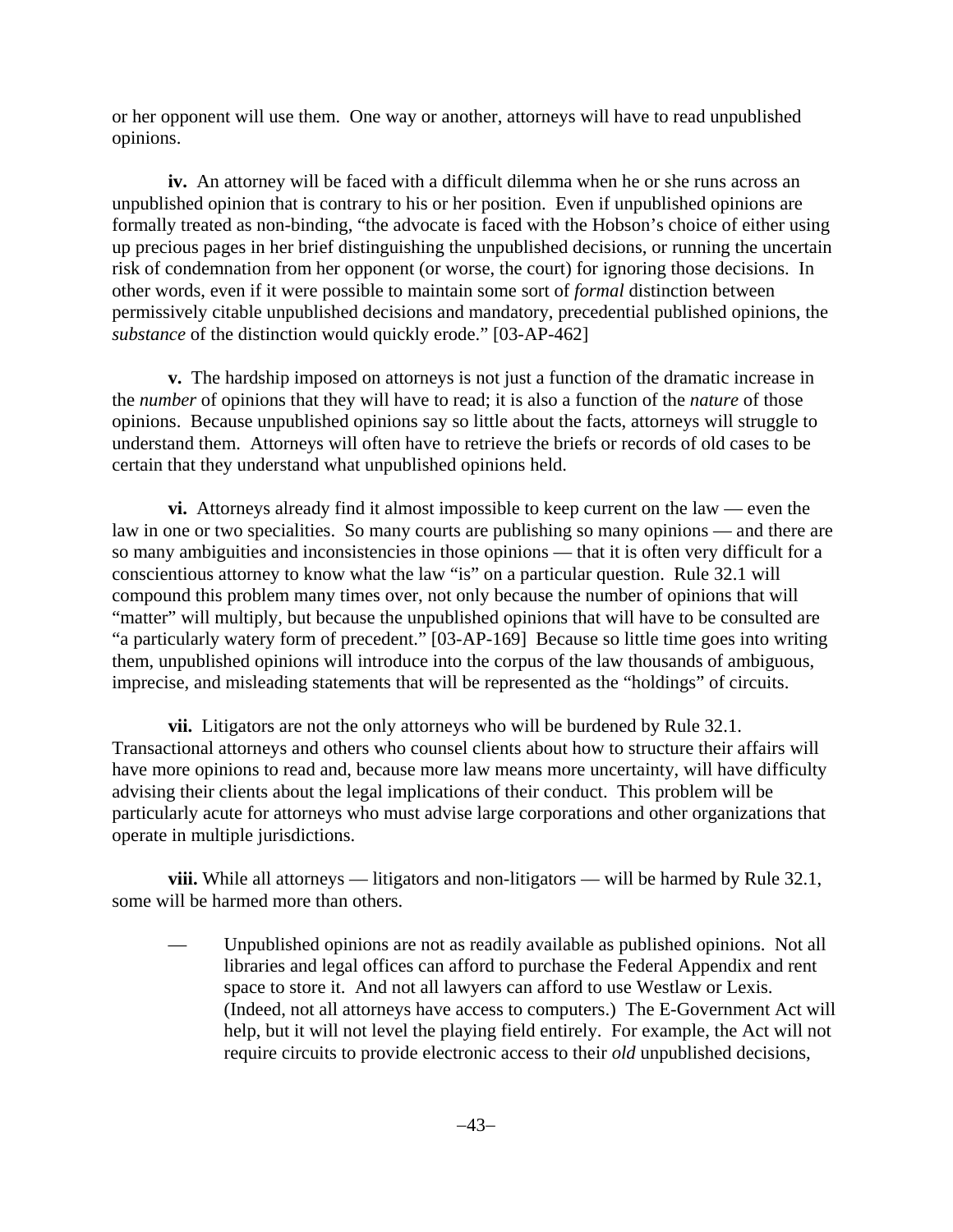or her opponent will use them. One way or another, attorneys will have to read unpublished opinions.

**iv.** An attorney will be faced with a difficult dilemma when he or she runs across an unpublished opinion that is contrary to his or her position. Even if unpublished opinions are formally treated as non-binding, "the advocate is faced with the Hobson's choice of either using up precious pages in her brief distinguishing the unpublished decisions, or running the uncertain risk of condemnation from her opponent (or worse, the court) for ignoring those decisions. In other words, even if it were possible to maintain some sort of *formal* distinction between permissively citable unpublished decisions and mandatory, precedential published opinions, the *substance* of the distinction would quickly erode." [03-AP-462]

**v.** The hardship imposed on attorneys is not just a function of the dramatic increase in the *number* of opinions that they will have to read; it is also a function of the *nature* of those opinions. Because unpublished opinions say so little about the facts, attorneys will struggle to understand them. Attorneys will often have to retrieve the briefs or records of old cases to be certain that they understand what unpublished opinions held.

**vi.** Attorneys already find it almost impossible to keep current on the law — even the law in one or two specialities. So many courts are publishing so many opinions — and there are so many ambiguities and inconsistencies in those opinions — that it is often very difficult for a conscientious attorney to know what the law "is" on a particular question. Rule 32.1 will compound this problem many times over, not only because the number of opinions that will "matter" will multiply, but because the unpublished opinions that will have to be consulted are "a particularly watery form of precedent." [03-AP-169] Because so little time goes into writing them, unpublished opinions will introduce into the corpus of the law thousands of ambiguous, imprecise, and misleading statements that will be represented as the "holdings" of circuits.

**vii.** Litigators are not the only attorneys who will be burdened by Rule 32.1. Transactional attorneys and others who counsel clients about how to structure their affairs will have more opinions to read and, because more law means more uncertainty, will have difficulty advising their clients about the legal implications of their conduct. This problem will be particularly acute for attorneys who must advise large corporations and other organizations that operate in multiple jurisdictions.

**viii.** While all attorneys — litigators and non-litigators — will be harmed by Rule 32.1, some will be harmed more than others.

— Unpublished opinions are not as readily available as published opinions. Not all libraries and legal offices can afford to purchase the Federal Appendix and rent space to store it. And not all lawyers can afford to use Westlaw or Lexis. (Indeed, not all attorneys have access to computers.) The E-Government Act will help, but it will not level the playing field entirely. For example, the Act will not require circuits to provide electronic access to their *old* unpublished decisions,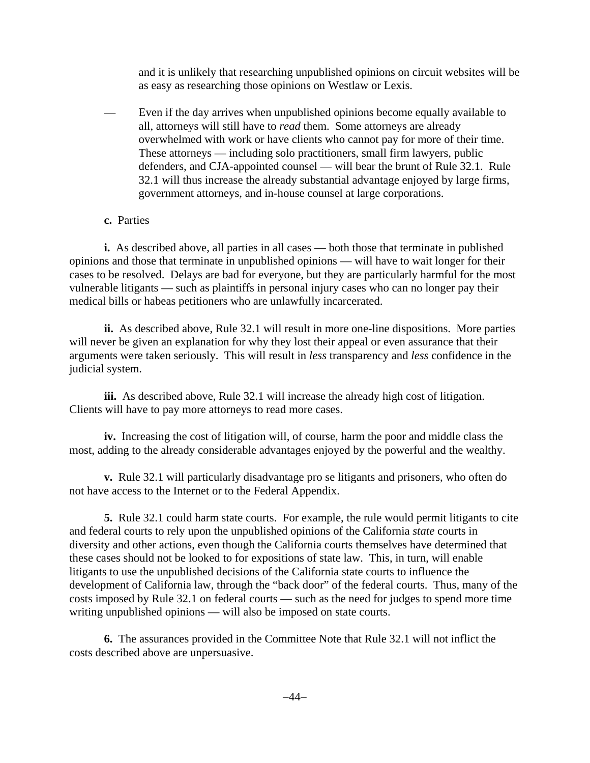and it is unlikely that researching unpublished opinions on circuit websites will be as easy as researching those opinions on Westlaw or Lexis.

— Even if the day arrives when unpublished opinions become equally available to all, attorneys will still have to *read* them. Some attorneys are already overwhelmed with work or have clients who cannot pay for more of their time. These attorneys — including solo practitioners, small firm lawyers, public defenders, and CJA-appointed counsel — will bear the brunt of Rule 32.1. Rule 32.1 will thus increase the already substantial advantage enjoyed by large firms, government attorneys, and in-house counsel at large corporations.

**c.** Parties

**i.** As described above, all parties in all cases — both those that terminate in published opinions and those that terminate in unpublished opinions — will have to wait longer for their cases to be resolved. Delays are bad for everyone, but they are particularly harmful for the most vulnerable litigants — such as plaintiffs in personal injury cases who can no longer pay their medical bills or habeas petitioners who are unlawfully incarcerated.

**ii.** As described above, Rule 32.1 will result in more one-line dispositions. More parties will never be given an explanation for why they lost their appeal or even assurance that their arguments were taken seriously. This will result in *less* transparency and *less* confidence in the judicial system.

**iii.** As described above, Rule 32.1 will increase the already high cost of litigation. Clients will have to pay more attorneys to read more cases.

**iv.** Increasing the cost of litigation will, of course, harm the poor and middle class the most, adding to the already considerable advantages enjoyed by the powerful and the wealthy.

**v.** Rule 32.1 will particularly disadvantage pro se litigants and prisoners, who often do not have access to the Internet or to the Federal Appendix.

**5.** Rule 32.1 could harm state courts. For example, the rule would permit litigants to cite and federal courts to rely upon the unpublished opinions of the California *state* courts in diversity and other actions, even though the California courts themselves have determined that these cases should not be looked to for expositions of state law. This, in turn, will enable litigants to use the unpublished decisions of the California state courts to influence the development of California law, through the "back door" of the federal courts. Thus, many of the costs imposed by Rule 32.1 on federal courts — such as the need for judges to spend more time writing unpublished opinions — will also be imposed on state courts.

**6.** The assurances provided in the Committee Note that Rule 32.1 will not inflict the costs described above are unpersuasive.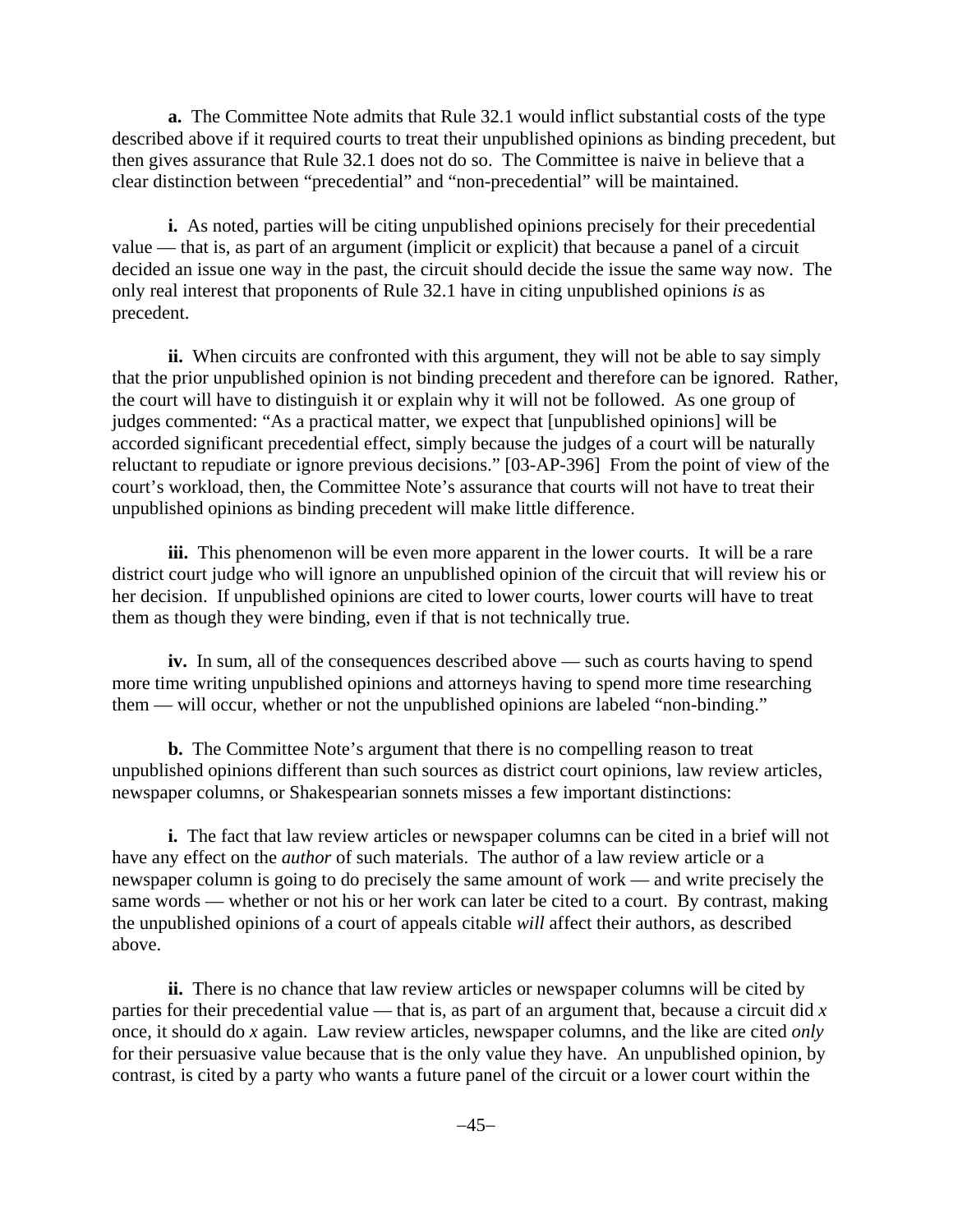**a.** The Committee Note admits that Rule 32.1 would inflict substantial costs of the type described above if it required courts to treat their unpublished opinions as binding precedent, but then gives assurance that Rule 32.1 does not do so. The Committee is naive in believe that a clear distinction between "precedential" and "non-precedential" will be maintained.

**i.** As noted, parties will be citing unpublished opinions precisely for their precedential value — that is, as part of an argument (implicit or explicit) that because a panel of a circuit decided an issue one way in the past, the circuit should decide the issue the same way now. The only real interest that proponents of Rule 32.1 have in citing unpublished opinions *is* as precedent.

**ii.** When circuits are confronted with this argument, they will not be able to say simply that the prior unpublished opinion is not binding precedent and therefore can be ignored. Rather, the court will have to distinguish it or explain why it will not be followed. As one group of judges commented: "As a practical matter, we expect that [unpublished opinions] will be accorded significant precedential effect, simply because the judges of a court will be naturally reluctant to repudiate or ignore previous decisions." [03-AP-396] From the point of view of the court's workload, then, the Committee Note's assurance that courts will not have to treat their unpublished opinions as binding precedent will make little difference.

**iii.** This phenomenon will be even more apparent in the lower courts. It will be a rare district court judge who will ignore an unpublished opinion of the circuit that will review his or her decision. If unpublished opinions are cited to lower courts, lower courts will have to treat them as though they were binding, even if that is not technically true.

**iv.** In sum, all of the consequences described above — such as courts having to spend more time writing unpublished opinions and attorneys having to spend more time researching them — will occur, whether or not the unpublished opinions are labeled "non-binding."

**b.** The Committee Note's argument that there is no compelling reason to treat unpublished opinions different than such sources as district court opinions, law review articles, newspaper columns, or Shakespearian sonnets misses a few important distinctions:

**i.** The fact that law review articles or newspaper columns can be cited in a brief will not have any effect on the *author* of such materials. The author of a law review article or a newspaper column is going to do precisely the same amount of work — and write precisely the same words — whether or not his or her work can later be cited to a court. By contrast, making the unpublished opinions of a court of appeals citable *will* affect their authors, as described above.

**ii.** There is no chance that law review articles or newspaper columns will be cited by parties for their precedential value — that is, as part of an argument that, because a circuit did *x* once, it should do *x* again. Law review articles, newspaper columns, and the like are cited *only* for their persuasive value because that is the only value they have. An unpublished opinion, by contrast, is cited by a party who wants a future panel of the circuit or a lower court within the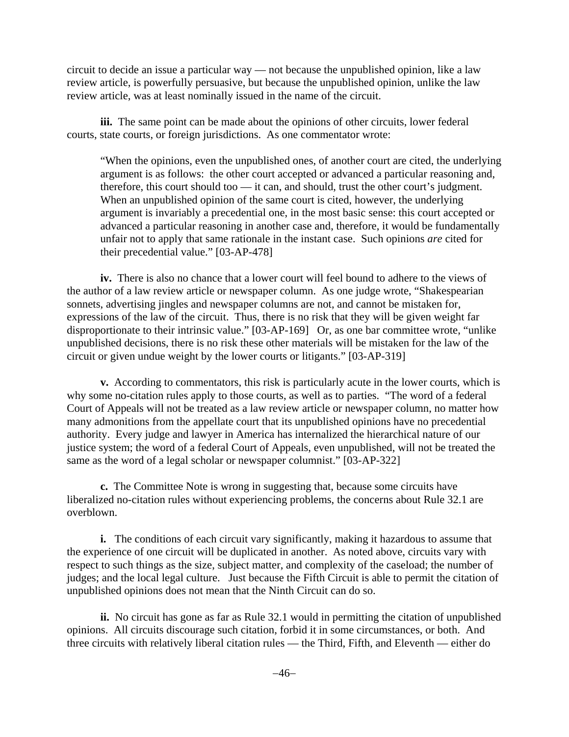circuit to decide an issue a particular way — not because the unpublished opinion, like a law review article, is powerfully persuasive, but because the unpublished opinion, unlike the law review article, was at least nominally issued in the name of the circuit.

**iii.** The same point can be made about the opinions of other circuits, lower federal courts, state courts, or foreign jurisdictions. As one commentator wrote:

> "When the opinions, even the unpublished ones, of another court are cited, the underlying argument is as follows: the other court accepted or advanced a particular reasoning and, therefore, this court should too — it can, and should, trust the other court's judgment. When an unpublished opinion of the same court is cited, however, the underlying argument is invariably a precedential one, in the most basic sense: this court accepted or advanced a particular reasoning in another case and, therefore, it would be fundamentally unfair not to apply that same rationale in the instant case. Such opinions *are* cited for their precedential value." [03-AP-478]

**iv.** There is also no chance that a lower court will feel bound to adhere to the views of the author of a law review article or newspaper column. As one judge wrote, "Shakespearian sonnets, advertising jingles and newspaper columns are not, and cannot be mistaken for, expressions of the law of the circuit. Thus, there is no risk that they will be given weight far disproportionate to their intrinsic value." [03-AP-169] Or, as one bar committee wrote, "unlike unpublished decisions, there is no risk these other materials will be mistaken for the law of the circuit or given undue weight by the lower courts or litigants." [03-AP-319]

**v.** According to commentators, this risk is particularly acute in the lower courts, which is why some no-citation rules apply to those courts, as well as to parties. "The word of a federal Court of Appeals will not be treated as a law review article or newspaper column, no matter how many admonitions from the appellate court that its unpublished opinions have no precedential authority. Every judge and lawyer in America has internalized the hierarchical nature of our justice system; the word of a federal Court of Appeals, even unpublished, will not be treated the same as the word of a legal scholar or newspaper columnist." [03-AP-322]

**c.** The Committee Note is wrong in suggesting that, because some circuits have liberalized no-citation rules without experiencing problems, the concerns about Rule 32.1 are overblown.

**i.** The conditions of each circuit vary significantly, making it hazardous to assume that the experience of one circuit will be duplicated in another. As noted above, circuits vary with respect to such things as the size, subject matter, and complexity of the caseload; the number of judges; and the local legal culture. Just because the Fifth Circuit is able to permit the citation of unpublished opinions does not mean that the Ninth Circuit can do so.

**ii.** No circuit has gone as far as Rule 32.1 would in permitting the citation of unpublished opinions. All circuits discourage such citation, forbid it in some circumstances, or both. And three circuits with relatively liberal citation rules — the Third, Fifth, and Eleventh — either do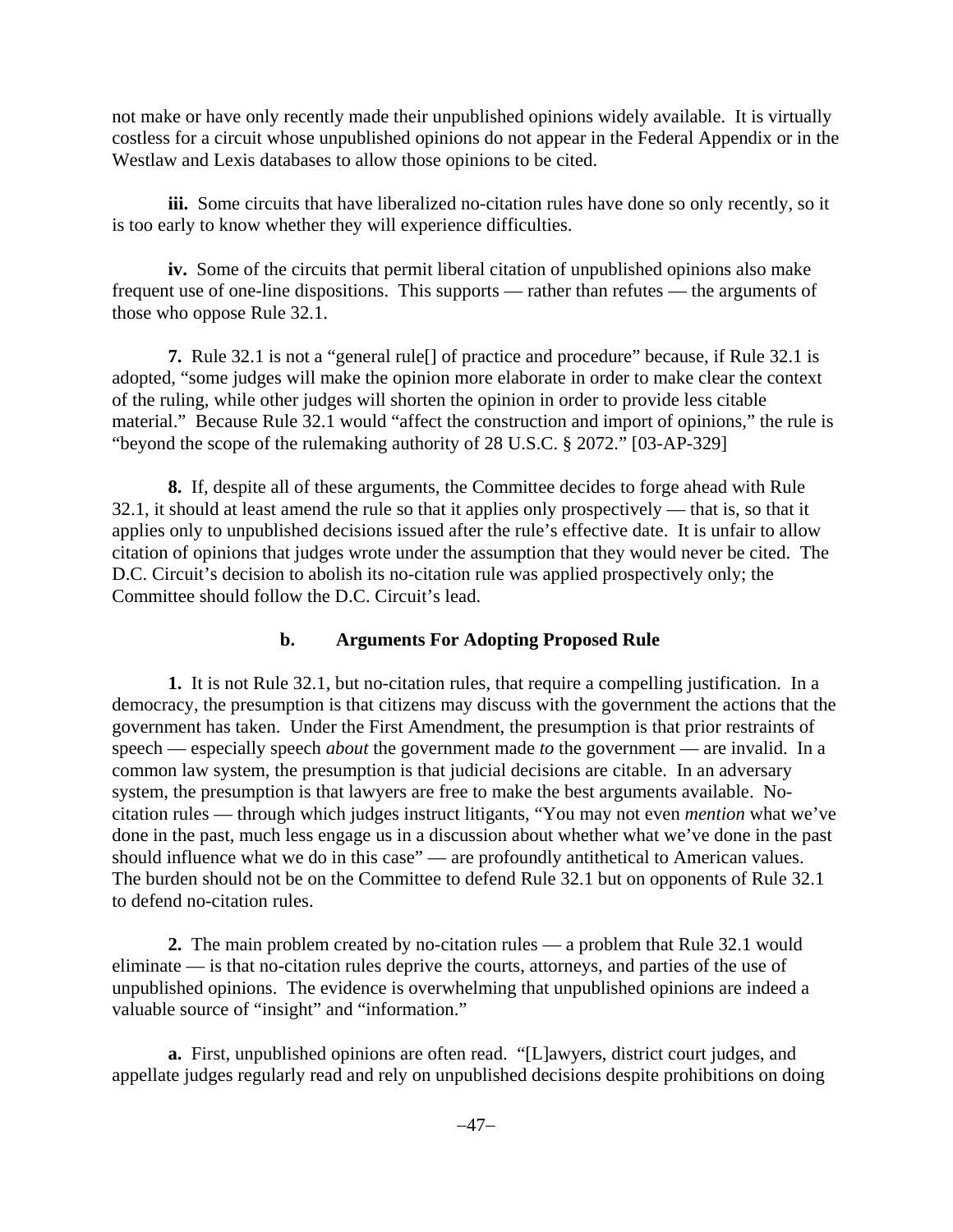not make or have only recently made their unpublished opinions widely available. It is virtually costless for a circuit whose unpublished opinions do not appear in the Federal Appendix or in the Westlaw and Lexis databases to allow those opinions to be cited.

**iii.** Some circuits that have liberalized no-citation rules have done so only recently, so it is too early to know whether they will experience difficulties.

**iv.** Some of the circuits that permit liberal citation of unpublished opinions also make frequent use of one-line dispositions. This supports — rather than refutes — the arguments of those who oppose Rule 32.1.

**7.** Rule 32.1 is not a "general rule[] of practice and procedure" because, if Rule 32.1 is adopted, "some judges will make the opinion more elaborate in order to make clear the context of the ruling, while other judges will shorten the opinion in order to provide less citable material." Because Rule 32.1 would "affect the construction and import of opinions," the rule is "beyond the scope of the rulemaking authority of 28 U.S.C. § 2072." [03-AP-329]

**8.** If, despite all of these arguments, the Committee decides to forge ahead with Rule 32.1, it should at least amend the rule so that it applies only prospectively — that is, so that it applies only to unpublished decisions issued after the rule's effective date. It is unfair to allow citation of opinions that judges wrote under the assumption that they would never be cited. The D.C. Circuit's decision to abolish its no-citation rule was applied prospectively only; the Committee should follow the D.C. Circuit's lead.

### b. Arguments For Adopting Proposed Rule

**1.** It is not Rule 32.1, but no-citation rules, that require a compelling justification. In a democracy, the presumption is that citizens may discuss with the government the actions that the government has taken. Under the First Amendment, the presumption is that prior restraints of speech — especially speech *about* the government made *to* the government — are invalid. In a common law system, the presumption is that judicial decisions are citable. In an adversary system, the presumption is that lawyers are free to make the best arguments available. No-citation rules — through which judges instruct litigants, "You may not even *mention* what we've done in the past, much less engage us in a discussion about whether what we've done in the past should influence what we do in this case" — are profoundly antithetical to American values. The burden should not be on the Committee to defend Rule 32.1 but on opponents of Rule 32.1 to defend no-citation rules.

**2.** The main problem created by no-citation rules — a problem that Rule 32.1 would eliminate — is that no-citation rules deprive the courts, attorneys, and parties of the use of unpublished opinions. The evidence is overwhelming that unpublished opinions are indeed a valuable source of "insight" and "information."

**a.** First, unpublished opinions are often read. "[L]awyers, district court judges, and appellate judges regularly read and rely on unpublished decisions despite prohibitions on doing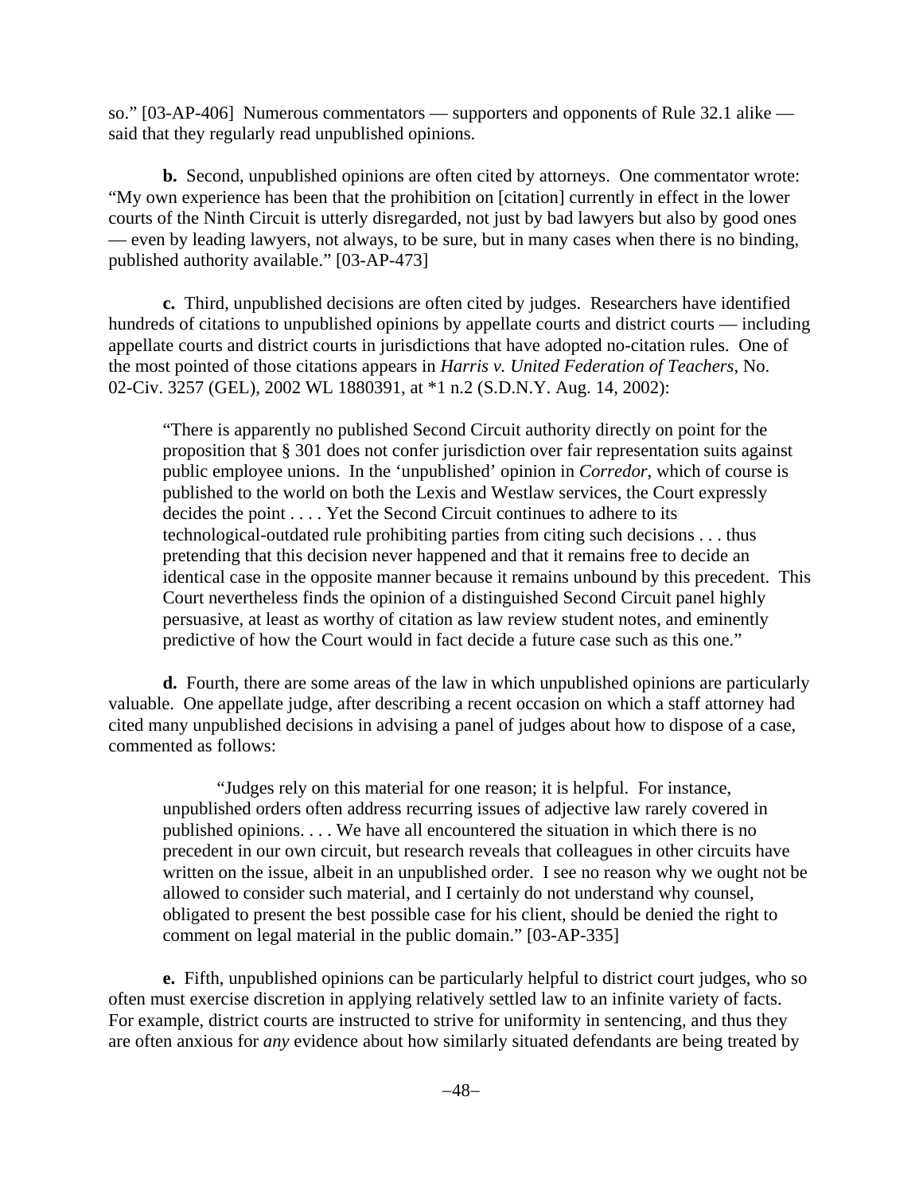so." [03-AP-406] Numerous commentators — supporters and opponents of Rule 32.1 alike — said that they regularly read unpublished opinions.

**b.** Second, unpublished opinions are often cited by attorneys. One commentator wrote: "My own experience has been that the prohibition on [citation] currently in effect in the lower courts of the Ninth Circuit is utterly disregarded, not just by bad lawyers but also by good ones — even by leading lawyers, not always, to be sure, but in many cases when there is no binding, published authority available." [03-AP-473]

**c.** Third, unpublished decisions are often cited by judges. Researchers have identified hundreds of citations to unpublished opinions by appellate courts and district courts — including appellate courts and district courts in jurisdictions that have adopted no-citation rules. One of the most pointed of those citations appears in *Harris v. United Federation of Teachers*, No. 02-Civ. 3257 (GEL), 2002 WL 1880391, at *1 n.2 (S.D.N.Y. Aug. 14, 2002):

> "There is apparently no published Second Circuit authority directly on point for the proposition that § 301 does not confer jurisdiction over fair representation suits against public employee unions. In the 'unpublished' opinion in *Corredor*, which of course is published to the world on both the Lexis and Westlaw services, the Court expressly decides the point . . . . Yet the Second Circuit continues to adhere to its technological-outdated rule prohibiting parties from citing such decisions . . . thus pretending that this decision never happened and that it remains free to decide an identical case in the opposite manner because it remains unbound by this precedent. This Court nevertheless finds the opinion of a distinguished Second Circuit panel highly persuasive, at least as worthy of citation as law review student notes, and eminently predictive of how the Court would in fact decide a future case such as this one."

**d.** Fourth, there are some areas of the law in which unpublished opinions are particularly valuable. One appellate judge, after describing a recent occasion on which a staff attorney had cited many unpublished decisions in advising a panel of judges about how to dispose of a case, commented as follows:

> "Judges rely on this material for one reason; it is helpful. For instance, unpublished orders often address recurring issues of adjective law rarely covered in published opinions. . . . We have all encountered the situation in which there is no precedent in our own circuit, but research reveals that colleagues in other circuits have written on the issue, albeit in an unpublished order. I see no reason why we ought not be allowed to consider such material, and I certainly do not understand why counsel, obligated to present the best possible case for his client, should be denied the right to comment on legal material in the public domain." [03-AP-335]

**e.** Fifth, unpublished opinions can be particularly helpful to district court judges, who so often must exercise discretion in applying relatively settled law to an infinite variety of facts. For example, district courts are instructed to strive for uniformity in sentencing, and thus they are often anxious for *any* evidence about how similarly situated defendants are being treated by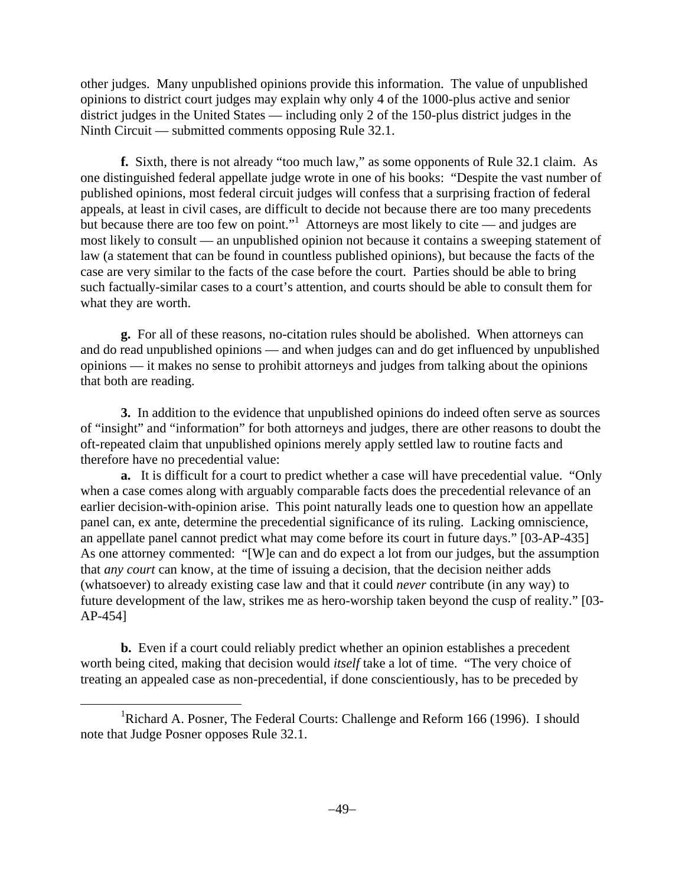other judges. Many unpublished opinions provide this information. The value of unpublished opinions to district court judges may explain why only 4 of the 1000-plus active and senior district judges in the United States — including only 2 of the 150-plus district judges in the Ninth Circuit — submitted comments opposing Rule 32.1.

**f.** Sixth, there is not already "too much law," as some opponents of Rule 32.1 claim. As one distinguished federal appellate judge wrote in one of his books: "Despite the vast number of published opinions, most federal circuit judges will confess that a surprising fraction of federal appeals, at least in civil cases, are difficult to decide not because there are too many precedents but because there are too few on point."[1] Attorneys are most likely to cite — and judges are most likely to consult — an unpublished opinion not because it contains a sweeping statement of law (a statement that can be found in countless published opinions), but because the facts of the case are very similar to the facts of the case before the court. Parties should be able to bring such factually-similar cases to a court's attention, and courts should be able to consult them for what they are worth.

**g.** For all of these reasons, no-citation rules should be abolished. When attorneys can and do read unpublished opinions — and when judges can and do get influenced by unpublished opinions — it makes no sense to prohibit attorneys and judges from talking about the opinions that both are reading.

**3.** In addition to the evidence that unpublished opinions do indeed often serve as sources of "insight" and "information" for both attorneys and judges, there are other reasons to doubt the oft-repeated claim that unpublished opinions merely apply settled law to routine facts and therefore have no precedential value:

**a.** It is difficult for a court to predict whether a case will have precedential value. "Only when a case comes along with arguably comparable facts does the precedential relevance of an earlier decision-with-opinion arise. This point naturally leads one to question how an appellate panel can, ex ante, determine the precedential significance of its ruling. Lacking omniscience, an appellate panel cannot predict what may come before its court in future days." [03-AP-435] As one attorney commented: "[W]e can and do expect a lot from our judges, but the assumption that *any court* can know, at the time of issuing a decision, that the decision neither adds (whatsoever) to already existing case law and that it could *never* contribute (in any way) to future development of the law, strikes me as hero-worship taken beyond the cusp of reality." [03-AP-454]

**b.** Even if a court could reliably predict whether an opinion establishes a precedent worth being cited, making that decision would *itself* take a lot of time. "The very choice of treating an appealed case as non-precedential, if done conscientiously, has to be preceded by

[1] Richard A. Posner, The Federal Courts: Challenge and Reform 166 (1996). I should note that Judge Posner opposes Rule 32.1.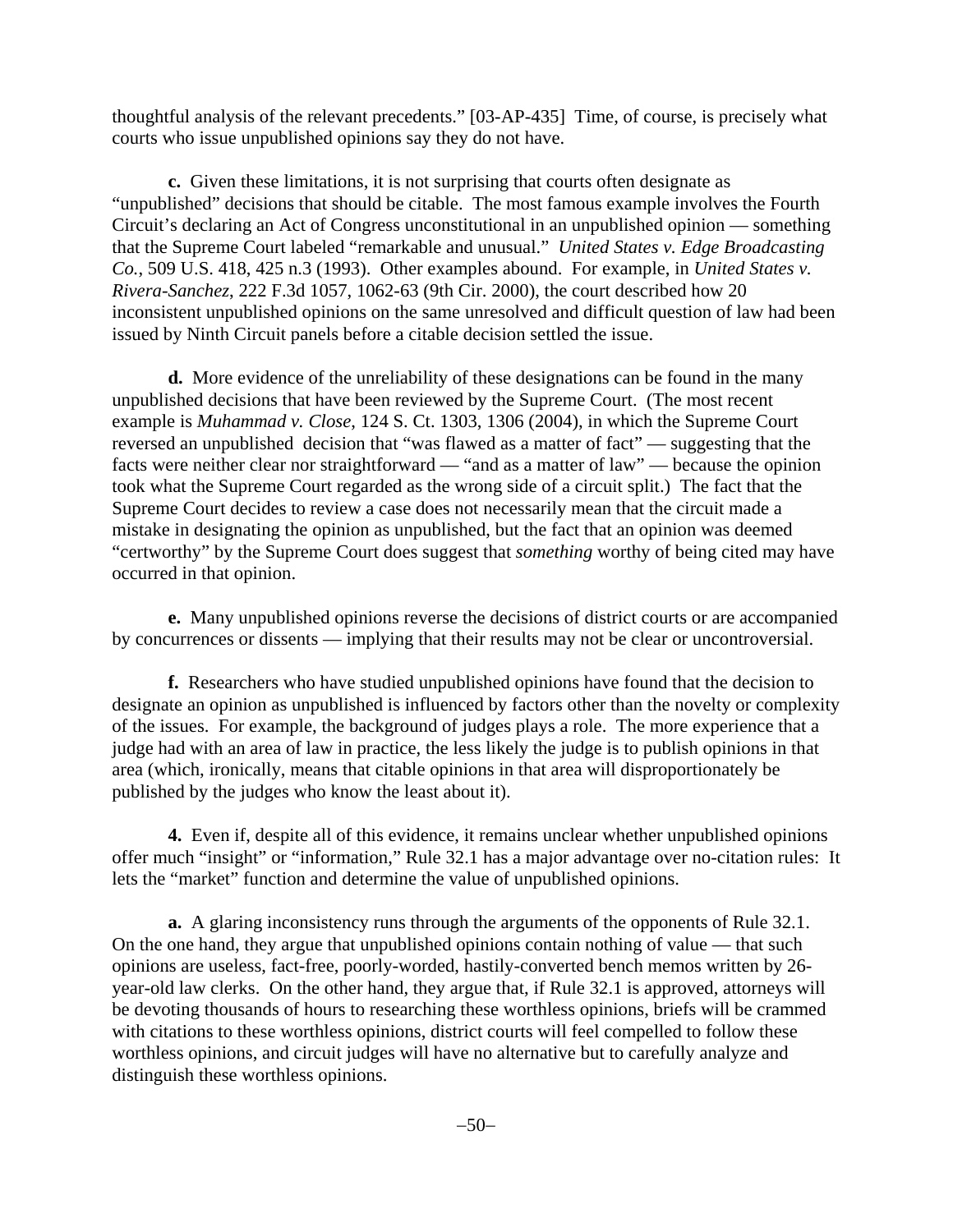thoughtful analysis of the relevant precedents." [03-AP-435] Time, of course, is precisely what courts who issue unpublished opinions say they do not have.

**c.** Given these limitations, it is not surprising that courts often designate as "unpublished" decisions that should be citable. The most famous example involves the Fourth Circuit's declaring an Act of Congress unconstitutional in an unpublished opinion — something that the Supreme Court labeled "remarkable and unusual." *United States v. Edge Broadcasting Co.*, 509 U.S. 418, 425 n.3 (1993). Other examples abound. For example, in *United States v. Rivera-Sanchez*, 222 F.3d 1057, 1062-63 (9th Cir. 2000), the court described how 20 inconsistent unpublished opinions on the same unresolved and difficult question of law had been issued by Ninth Circuit panels before a citable decision settled the issue.

**d.** More evidence of the unreliability of these designations can be found in the many unpublished decisions that have been reviewed by the Supreme Court. (The most recent example is *Muhammad v. Close*, 124 S. Ct. 1303, 1306 (2004), in which the Supreme Court reversed an unpublished decision that "was flawed as a matter of fact" — suggesting that the facts were neither clear nor straightforward — "and as a matter of law" — because the opinion took what the Supreme Court regarded as the wrong side of a circuit split.) The fact that the Supreme Court decides to review a case does not necessarily mean that the circuit made a mistake in designating the opinion as unpublished, but the fact that an opinion was deemed "certworthy" by the Supreme Court does suggest that *something* worthy of being cited may have occurred in that opinion.

**e.** Many unpublished opinions reverse the decisions of district courts or are accompanied by concurrences or dissents — implying that their results may not be clear or uncontroversial.

**f.** Researchers who have studied unpublished opinions have found that the decision to designate an opinion as unpublished is influenced by factors other than the novelty or complexity of the issues. For example, the background of judges plays a role. The more experience that a judge had with an area of law in practice, the less likely the judge is to publish opinions in that area (which, ironically, means that citable opinions in that area will disproportionately be published by the judges who know the least about it).

**4.** Even if, despite all of this evidence, it remains unclear whether unpublished opinions offer much "insight" or "information," Rule 32.1 has a major advantage over no-citation rules: It lets the "market" function and determine the value of unpublished opinions.

**a.** A glaring inconsistency runs through the arguments of the opponents of Rule 32.1. On the one hand, they argue that unpublished opinions contain nothing of value — that such opinions are useless, fact-free, poorly-worded, hastily-converted bench memos written by 26-year-old law clerks. On the other hand, they argue that, if Rule 32.1 is approved, attorneys will be devoting thousands of hours to researching these worthless opinions, briefs will be crammed with citations to these worthless opinions, district courts will feel compelled to follow these worthless opinions, and circuit judges will have no alternative but to carefully analyze and distinguish these worthless opinions.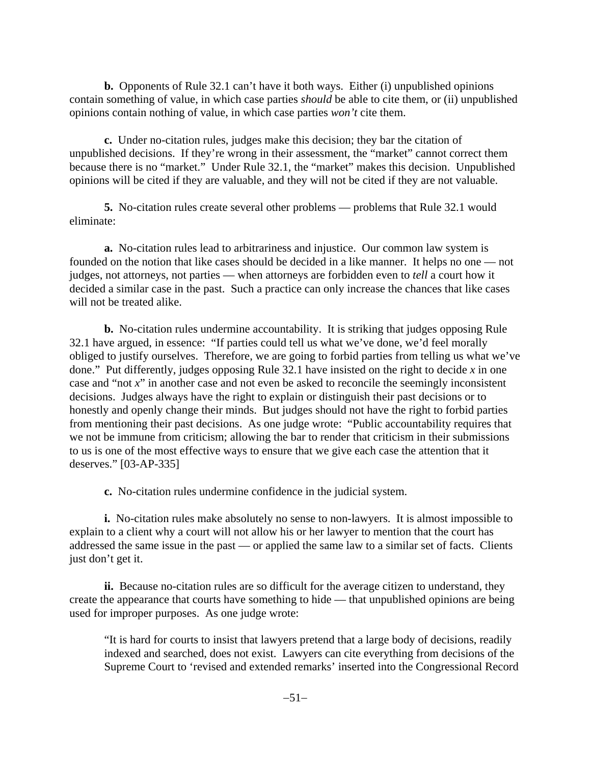**b.** Opponents of Rule 32.1 can't have it both ways. Either (i) unpublished opinions contain something of value, in which case parties *should* be able to cite them, or (ii) unpublished opinions contain nothing of value, in which case parties *won't* cite them.

**c.** Under no-citation rules, judges make this decision; they bar the citation of unpublished decisions. If they're wrong in their assessment, the "market" cannot correct them because there is no "market." Under Rule 32.1, the "market" makes this decision. Unpublished opinions will be cited if they are valuable, and they will not be cited if they are not valuable.

**5.** No-citation rules create several other problems — problems that Rule 32.1 would eliminate:

**a.** No-citation rules lead to arbitrariness and injustice. Our common law system is founded on the notion that like cases should be decided in a like manner. It helps no one — not judges, not attorneys, not parties — when attorneys are forbidden even to *tell* a court how it decided a similar case in the past. Such a practice can only increase the chances that like cases will not be treated alike.

**b.** No-citation rules undermine accountability. It is striking that judges opposing Rule 32.1 have argued, in essence: "If parties could tell us what we've done, we'd feel morally obliged to justify ourselves. Therefore, we are going to forbid parties from telling us what we've done." Put differently, judges opposing Rule 32.1 have insisted on the right to decide *x* in one case and "not *x*" in another case and not even be asked to reconcile the seemingly inconsistent decisions. Judges always have the right to explain or distinguish their past decisions or to honestly and openly change their minds. But judges should not have the right to forbid parties from mentioning their past decisions. As one judge wrote: "Public accountability requires that we not be immune from criticism; allowing the bar to render that criticism in their submissions to us is one of the most effective ways to ensure that we give each case the attention that it deserves." [03-AP-335]

**c.** No-citation rules undermine confidence in the judicial system.

**i.** No-citation rules make absolutely no sense to non-lawyers. It is almost impossible to explain to a client why a court will not allow his or her lawyer to mention that the court has addressed the same issue in the past — or applied the same law to a similar set of facts. Clients just don't get it.

**ii.** Because no-citation rules are so difficult for the average citizen to understand, they create the appearance that courts have something to hide — that unpublished opinions are being used for improper purposes. As one judge wrote:

> "It is hard for courts to insist that lawyers pretend that a large body of decisions, readily indexed and searched, does not exist. Lawyers can cite everything from decisions of the Supreme Court to 'revised and extended remarks' inserted into the Congressional Record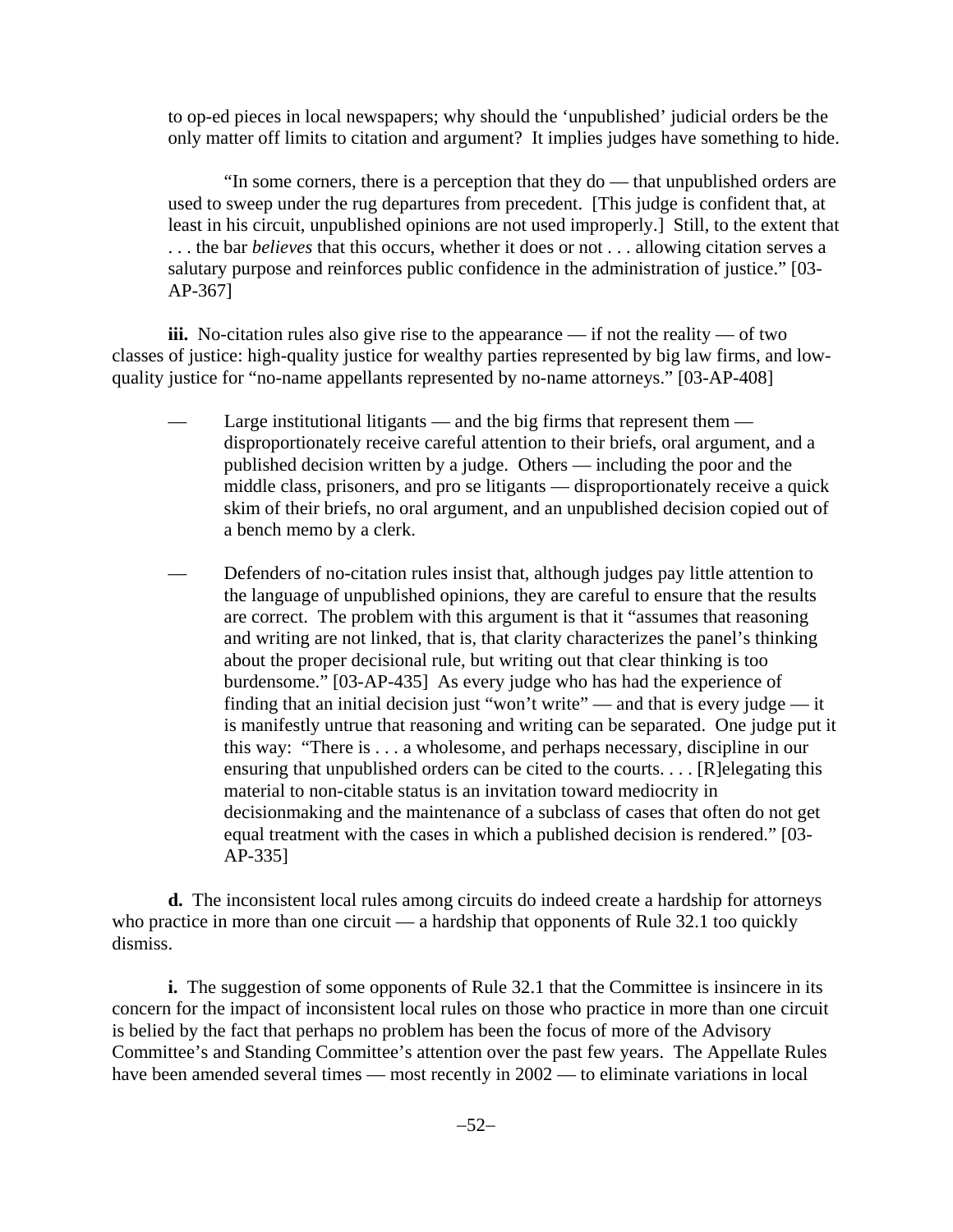to op-ed pieces in local newspapers; why should the 'unpublished' judicial orders be the only matter off limits to citation and argument? It implies judges have something to hide.

"In some corners, there is a perception that they do — that unpublished orders are used to sweep under the rug departures from precedent. [This judge is confident that, at least in his circuit, unpublished opinions are not used improperly.] Still, to the extent that . . . the bar *believes* that this occurs, whether it does or not . . . allowing citation serves a salutary purpose and reinforces public confidence in the administration of justice." [03-AP-367]

**iii.** No-citation rules also give rise to the appearance — if not the reality — of two classes of justice: high-quality justice for wealthy parties represented by big law firms, and low-quality justice for "no-name appellants represented by no-name attorneys." [03-AP-408]

— Large institutional litigants — and the big firms that represent them — disproportionately receive careful attention to their briefs, oral argument, and a published decision written by a judge. Others — including the poor and the middle class, prisoners, and pro se litigants — disproportionately receive a quick skim of their briefs, no oral argument, and an unpublished decision copied out of a bench memo by a clerk.

— Defenders of no-citation rules insist that, although judges pay little attention to the language of unpublished opinions, they are careful to ensure that the results are correct. The problem with this argument is that it "assumes that reasoning and writing are not linked, that is, that clarity characterizes the panel's thinking about the proper decisional rule, but writing out that clear thinking is too burdensome." [03-AP-435] As every judge who has had the experience of finding that an initial decision just "won't write" — and that is every judge — it is manifestly untrue that reasoning and writing can be separated. One judge put it this way: "There is . . . a wholesome, and perhaps necessary, discipline in our ensuring that unpublished orders can be cited to the courts. . . . [R]elegating this material to non-citable status is an invitation toward mediocrity in decisionmaking and the maintenance of a subclass of cases that often do not get equal treatment with the cases in which a published decision is rendered." [03-AP-335]

**d.** The inconsistent local rules among circuits do indeed create a hardship for attorneys who practice in more than one circuit — a hardship that opponents of Rule 32.1 too quickly dismiss.

**i.** The suggestion of some opponents of Rule 32.1 that the Committee is insincere in its concern for the impact of inconsistent local rules on those who practice in more than one circuit is belied by the fact that perhaps no problem has been the focus of more of the Advisory Committee's and Standing Committee's attention over the past few years. The Appellate Rules have been amended several times — most recently in 2002 — to eliminate variations in local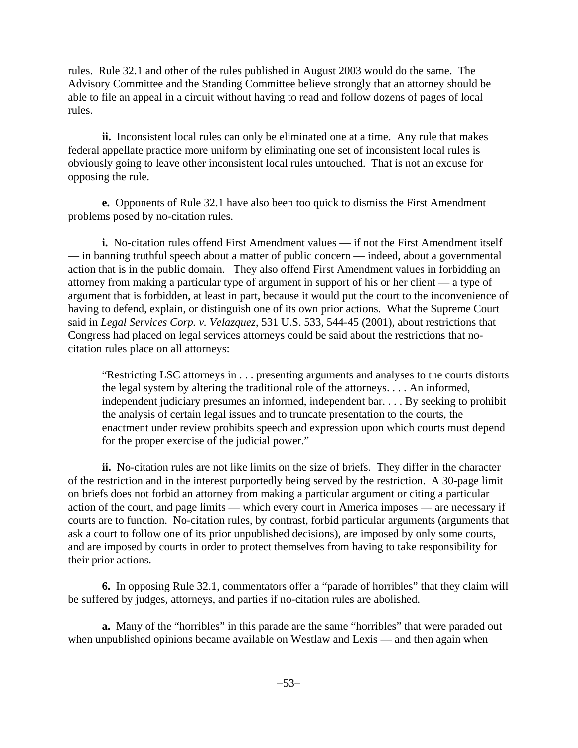rules. Rule 32.1 and other of the rules published in August 2003 would do the same. The Advisory Committee and the Standing Committee believe strongly that an attorney should be able to file an appeal in a circuit without having to read and follow dozens of pages of local rules.

**ii.** Inconsistent local rules can only be eliminated one at a time. Any rule that makes federal appellate practice more uniform by eliminating one set of inconsistent local rules is obviously going to leave other inconsistent local rules untouched. That is not an excuse for opposing the rule.

**e.** Opponents of Rule 32.1 have also been too quick to dismiss the First Amendment problems posed by no-citation rules.

**i.** No-citation rules offend First Amendment values — if not the First Amendment itself — in banning truthful speech about a matter of public concern — indeed, about a governmental action that is in the public domain. They also offend First Amendment values in forbidding an attorney from making a particular type of argument in support of his or her client — a type of argument that is forbidden, at least in part, because it would put the court to the inconvenience of having to defend, explain, or distinguish one of its own prior actions. What the Supreme Court said in *Legal Services Corp. v. Velazquez*, 531 U.S. 533, 544-45 (2001), about restrictions that Congress had placed on legal services attorneys could be said about the restrictions that no-citation rules place on all attorneys:

> "Restricting LSC attorneys in . . . presenting arguments and analyses to the courts distorts the legal system by altering the traditional role of the attorneys. . . . An informed, independent judiciary presumes an informed, independent bar. . . . By seeking to prohibit the analysis of certain legal issues and to truncate presentation to the courts, the enactment under review prohibits speech and expression upon which courts must depend for the proper exercise of the judicial power."

**ii.** No-citation rules are not like limits on the size of briefs. They differ in the character of the restriction and in the interest purportedly being served by the restriction. A 30-page limit on briefs does not forbid an attorney from making a particular argument or citing a particular action of the court, and page limits — which every court in America imposes — are necessary if courts are to function. No-citation rules, by contrast, forbid particular arguments (arguments that ask a court to follow one of its prior unpublished decisions), are imposed by only some courts, and are imposed by courts in order to protect themselves from having to take responsibility for their prior actions.

**6.** In opposing Rule 32.1, commentators offer a "parade of horribles" that they claim will be suffered by judges, attorneys, and parties if no-citation rules are abolished.

**a.** Many of the "horribles" in this parade are the same "horribles" that were paraded out when unpublished opinions became available on Westlaw and Lexis — and then again when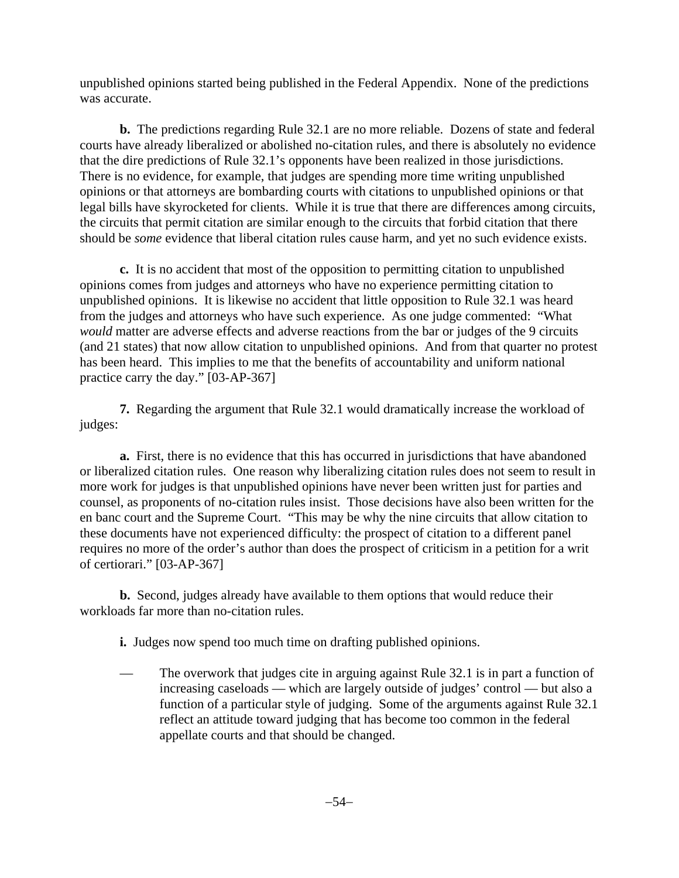unpublished opinions started being published in the Federal Appendix. None of the predictions was accurate.

**b.** The predictions regarding Rule 32.1 are no more reliable. Dozens of state and federal courts have already liberalized or abolished no-citation rules, and there is absolutely no evidence that the dire predictions of Rule 32.1's opponents have been realized in those jurisdictions. There is no evidence, for example, that judges are spending more time writing unpublished opinions or that attorneys are bombarding courts with citations to unpublished opinions or that legal bills have skyrocketed for clients. While it is true that there are differences among circuits, the circuits that permit citation are similar enough to the circuits that forbid citation that there should be *some* evidence that liberal citation rules cause harm, and yet no such evidence exists.

**c.** It is no accident that most of the opposition to permitting citation to unpublished opinions comes from judges and attorneys who have no experience permitting citation to unpublished opinions. It is likewise no accident that little opposition to Rule 32.1 was heard from the judges and attorneys who have such experience. As one judge commented: "What *would* matter are adverse effects and adverse reactions from the bar or judges of the 9 circuits (and 21 states) that now allow citation to unpublished opinions. And from that quarter no protest has been heard. This implies to me that the benefits of accountability and uniform national practice carry the day." [03-AP-367]

**7.** Regarding the argument that Rule 32.1 would dramatically increase the workload of judges:

**a.** First, there is no evidence that this has occurred in jurisdictions that have abandoned or liberalized citation rules. One reason why liberalizing citation rules does not seem to result in more work for judges is that unpublished opinions have never been written just for parties and counsel, as proponents of no-citation rules insist. Those decisions have also been written for the en banc court and the Supreme Court. "This may be why the nine circuits that allow citation to these documents have not experienced difficulty: the prospect of citation to a different panel requires no more of the order's author than does the prospect of criticism in a petition for a writ of certiorari." [03-AP-367]

**b.** Second, judges already have available to them options that would reduce their workloads far more than no-citation rules.

**i.** Judges now spend too much time on drafting published opinions.

— The overwork that judges cite in arguing against Rule 32.1 is in part a function of increasing caseloads — which are largely outside of judges' control — but also a function of a particular style of judging. Some of the arguments against Rule 32.1 reflect an attitude toward judging that has become too common in the federal appellate courts and that should be changed.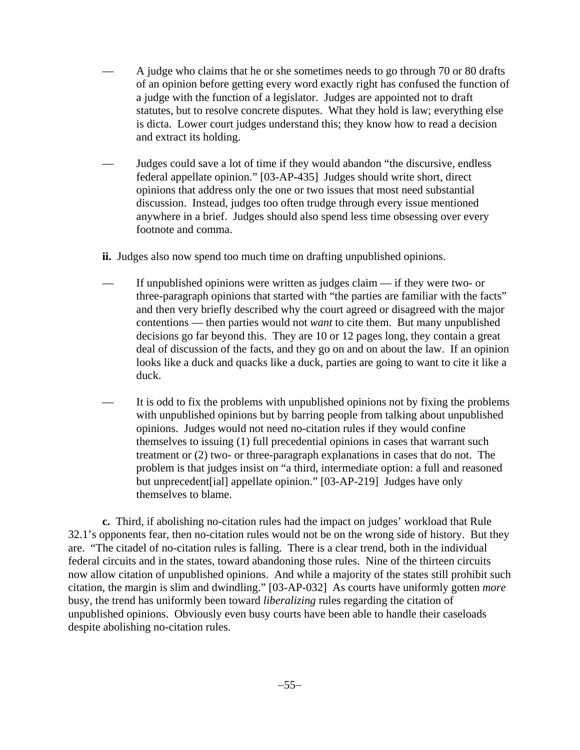— A judge who claims that he or she sometimes needs to go through 70 or 80 drafts of an opinion before getting every word exactly right has confused the function of a judge with the function of a legislator. Judges are appointed not to draft statutes, but to resolve concrete disputes. What they hold is law; everything else is dicta. Lower court judges understand this; they know how to read a decision and extract its holding.

— Judges could save a lot of time if they would abandon "the discursive, endless federal appellate opinion." [03-AP-435] Judges should write short, direct opinions that address only the one or two issues that most need substantial discussion. Instead, judges too often trudge through every issue mentioned anywhere in a brief. Judges should also spend less time obsessing over every footnote and comma.

**ii.** Judges also now spend too much time on drafting unpublished opinions.

— If unpublished opinions were written as judges claim — if they were two- or three-paragraph opinions that started with "the parties are familiar with the facts" and then very briefly described why the court agreed or disagreed with the major contentions — then parties would not *want* to cite them. But many unpublished decisions go far beyond this. They are 10 or 12 pages long, they contain a great deal of discussion of the facts, and they go on and on about the law. If an opinion looks like a duck and quacks like a duck, parties are going to want to cite it like a duck.

— It is odd to fix the problems with unpublished opinions not by fixing the problems with unpublished opinions but by barring people from talking about unpublished opinions. Judges would not need no-citation rules if they would confine themselves to issuing (1) full precedential opinions in cases that warrant such treatment or (2) two- or three-paragraph explanations in cases that do not. The problem is that judges insist on "a third, intermediate option: a full and reasoned but unprecedent[ial] appellate opinion." [03-AP-219] Judges have only themselves to blame.

**c.** Third, if abolishing no-citation rules had the impact on judges' workload that Rule 32.1's opponents fear, then no-citation rules would not be on the wrong side of history. But they are. "The citadel of no-citation rules is falling. There is a clear trend, both in the individual federal circuits and in the states, toward abandoning those rules. Nine of the thirteen circuits now allow citation of unpublished opinions. And while a majority of the states still prohibit such citation, the margin is slim and dwindling." [03-AP-032] As courts have uniformly gotten *more* busy, the trend has uniformly been toward *liberalizing* rules regarding the citation of unpublished opinions. Obviously even busy courts have been able to handle their caseloads despite abolishing no-citation rules.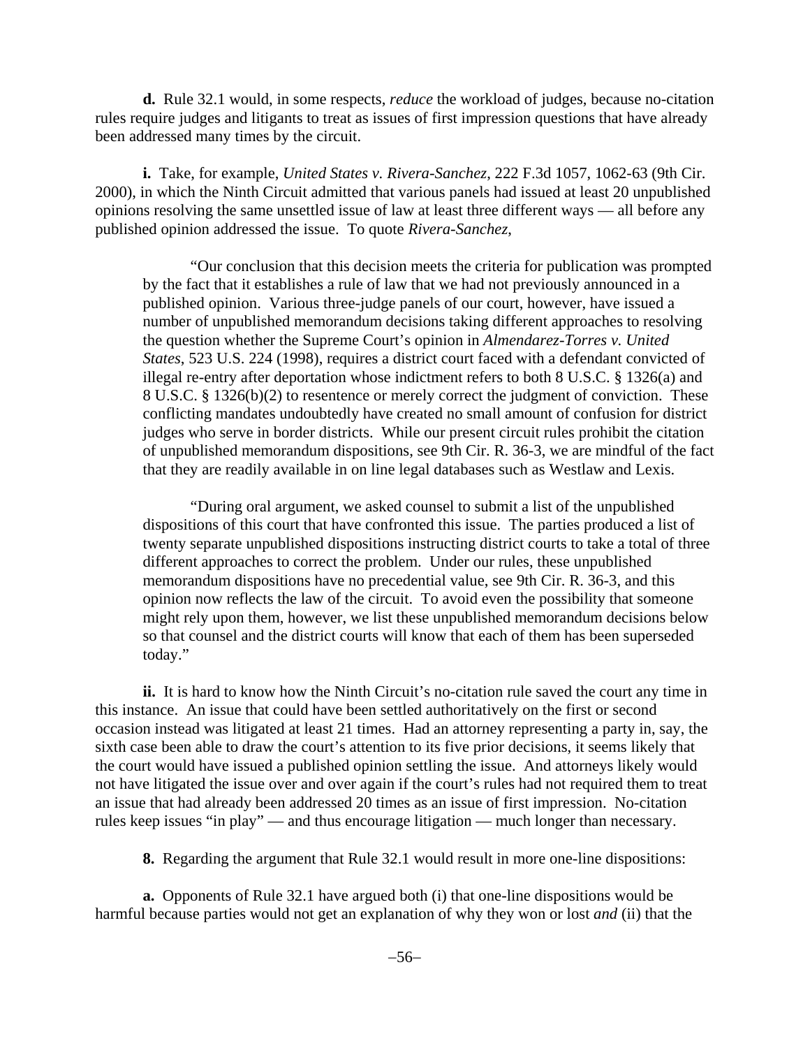**d.** Rule 32.1 would, in some respects, *reduce* the workload of judges, because no-citation rules require judges and litigants to treat as issues of first impression questions that have already been addressed many times by the circuit.

**i.** Take, for example, *United States v. Rivera-Sanchez*, 222 F.3d 1057, 1062-63 (9th Cir. 2000), in which the Ninth Circuit admitted that various panels had issued at least 20 unpublished opinions resolving the same unsettled issue of law at least three different ways — all before any published opinion addressed the issue. To quote *Rivera-Sanchez*,

> "Our conclusion that this decision meets the criteria for publication was prompted by the fact that it establishes a rule of law that we had not previously announced in a published opinion. Various three-judge panels of our court, however, have issued a number of unpublished memorandum decisions taking different approaches to resolving the question whether the Supreme Court's opinion in *Almendarez-Torres v. United States*, 523 U.S. 224 (1998), requires a district court faced with a defendant convicted of illegal re-entry after deportation whose indictment refers to both 8 U.S.C. § 1326(a) and 8 U.S.C. § 1326(b)(2) to resentence or merely correct the judgment of conviction. These conflicting mandates undoubtedly have created no small amount of confusion for district judges who serve in border districts. While our present circuit rules prohibit the citation of unpublished memorandum dispositions, see 9th Cir. R. 36-3, we are mindful of the fact that they are readily available in on line legal databases such as Westlaw and Lexis.
>
> "During oral argument, we asked counsel to submit a list of the unpublished dispositions of this court that have confronted this issue. The parties produced a list of twenty separate unpublished dispositions instructing district courts to take a total of three different approaches to correct the problem. Under our rules, these unpublished memorandum dispositions have no precedential value, see 9th Cir. R. 36-3, and this opinion now reflects the law of the circuit. To avoid even the possibility that someone might rely upon them, however, we list these unpublished memorandum decisions below so that counsel and the district courts will know that each of them has been superseded today."

**ii.** It is hard to know how the Ninth Circuit's no-citation rule saved the court any time in this instance. An issue that could have been settled authoritatively on the first or second occasion instead was litigated at least 21 times. Had an attorney representing a party in, say, the sixth case been able to draw the court's attention to its five prior decisions, it seems likely that the court would have issued a published opinion settling the issue. And attorneys likely would not have litigated the issue over and over again if the court's rules had not required them to treat an issue that had already been addressed 20 times as an issue of first impression. No-citation rules keep issues "in play" — and thus encourage litigation — much longer than necessary.

**8.** Regarding the argument that Rule 32.1 would result in more one-line dispositions:

**a.** Opponents of Rule 32.1 have argued both (i) that one-line dispositions would be harmful because parties would not get an explanation of why they won or lost *and* (ii) that the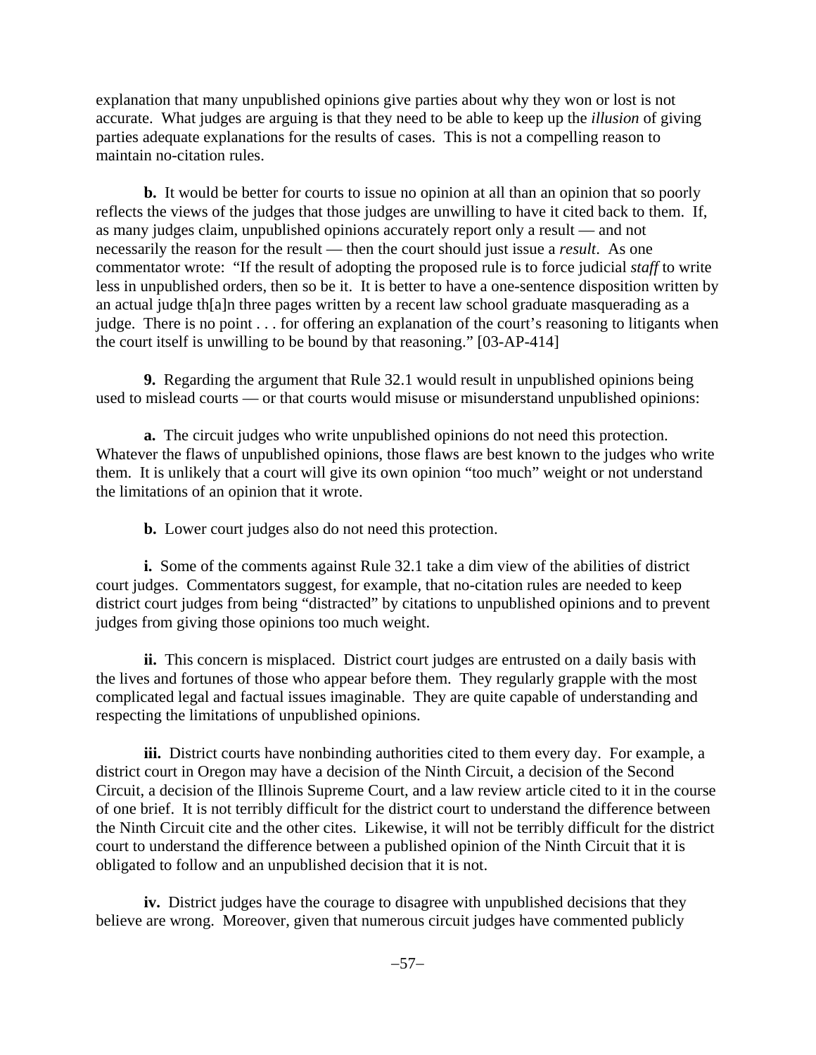explanation that many unpublished opinions give parties about why they won or lost is not accurate. What judges are arguing is that they need to be able to keep up the *illusion* of giving parties adequate explanations for the results of cases. This is not a compelling reason to maintain no-citation rules.

**b.** It would be better for courts to issue no opinion at all than an opinion that so poorly reflects the views of the judges that those judges are unwilling to have it cited back to them. If, as many judges claim, unpublished opinions accurately report only a result — and not necessarily the reason for the result — then the court should just issue a *result*. As one commentator wrote: "If the result of adopting the proposed rule is to force judicial *staff* to write less in unpublished orders, then so be it. It is better to have a one-sentence disposition written by an actual judge th[a]n three pages written by a recent law school graduate masquerading as a judge. There is no point . . . for offering an explanation of the court's reasoning to litigants when the court itself is unwilling to be bound by that reasoning." [03-AP-414]

**9.** Regarding the argument that Rule 32.1 would result in unpublished opinions being used to mislead courts — or that courts would misuse or misunderstand unpublished opinions:

**a.** The circuit judges who write unpublished opinions do not need this protection. Whatever the flaws of unpublished opinions, those flaws are best known to the judges who write them. It is unlikely that a court will give its own opinion "too much" weight or not understand the limitations of an opinion that it wrote.

**b.** Lower court judges also do not need this protection.

**i.** Some of the comments against Rule 32.1 take a dim view of the abilities of district court judges. Commentators suggest, for example, that no-citation rules are needed to keep district court judges from being "distracted" by citations to unpublished opinions and to prevent judges from giving those opinions too much weight.

**ii.** This concern is misplaced. District court judges are entrusted on a daily basis with the lives and fortunes of those who appear before them. They regularly grapple with the most complicated legal and factual issues imaginable. They are quite capable of understanding and respecting the limitations of unpublished opinions.

**iii.** District courts have nonbinding authorities cited to them every day. For example, a district court in Oregon may have a decision of the Ninth Circuit, a decision of the Second Circuit, a decision of the Illinois Supreme Court, and a law review article cited to it in the course of one brief. It is not terribly difficult for the district court to understand the difference between the Ninth Circuit cite and the other cites. Likewise, it will not be terribly difficult for the district court to understand the difference between a published opinion of the Ninth Circuit that it is obligated to follow and an unpublished decision that it is not.

**iv.** District judges have the courage to disagree with unpublished decisions that they believe are wrong. Moreover, given that numerous circuit judges have commented publicly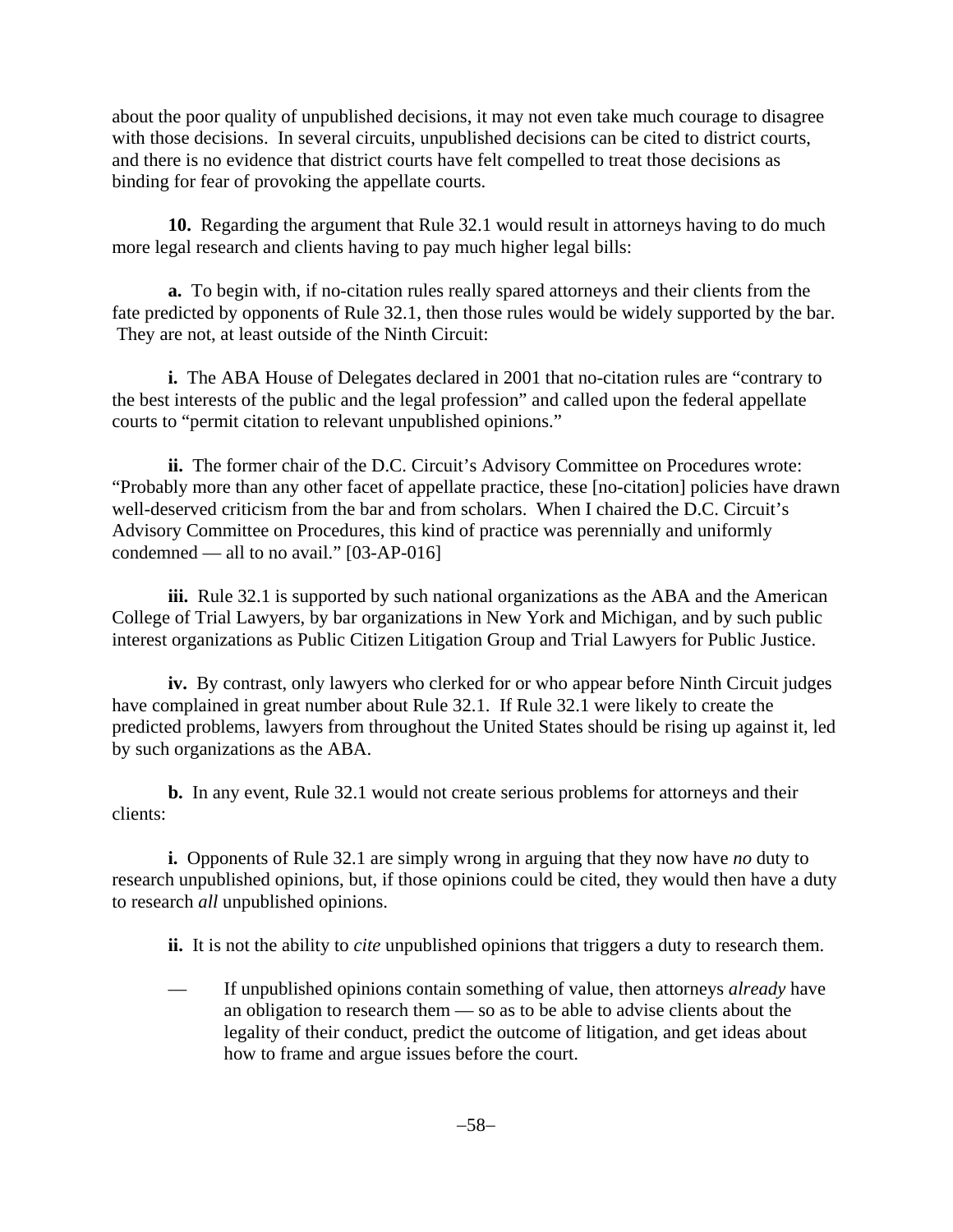about the poor quality of unpublished decisions, it may not even take much courage to disagree with those decisions. In several circuits, unpublished decisions can be cited to district courts, and there is no evidence that district courts have felt compelled to treat those decisions as binding for fear of provoking the appellate courts.

**10.** Regarding the argument that Rule 32.1 would result in attorneys having to do much more legal research and clients having to pay much higher legal bills:

**a.** To begin with, if no-citation rules really spared attorneys and their clients from the fate predicted by opponents of Rule 32.1, then those rules would be widely supported by the bar. They are not, at least outside of the Ninth Circuit:

**i.** The ABA House of Delegates declared in 2001 that no-citation rules are "contrary to the best interests of the public and the legal profession" and called upon the federal appellate courts to "permit citation to relevant unpublished opinions."

**ii.** The former chair of the D.C. Circuit's Advisory Committee on Procedures wrote: "Probably more than any other facet of appellate practice, these [no-citation] policies have drawn well-deserved criticism from the bar and from scholars. When I chaired the D.C. Circuit's Advisory Committee on Procedures, this kind of practice was perennially and uniformly condemned — all to no avail." [03-AP-016]

**iii.** Rule 32.1 is supported by such national organizations as the ABA and the American College of Trial Lawyers, by bar organizations in New York and Michigan, and by such public interest organizations as Public Citizen Litigation Group and Trial Lawyers for Public Justice.

**iv.** By contrast, only lawyers who clerked for or who appear before Ninth Circuit judges have complained in great number about Rule 32.1. If Rule 32.1 were likely to create the predicted problems, lawyers from throughout the United States should be rising up against it, led by such organizations as the ABA.

**b.** In any event, Rule 32.1 would not create serious problems for attorneys and their clients:

**i.** Opponents of Rule 32.1 are simply wrong in arguing that they now have *no* duty to research unpublished opinions, but, if those opinions could be cited, they would then have a duty to research *all* unpublished opinions.

**ii.** It is not the ability to *cite* unpublished opinions that triggers a duty to research them.

— If unpublished opinions contain something of value, then attorneys *already* have an obligation to research them — so as to be able to advise clients about the legality of their conduct, predict the outcome of litigation, and get ideas about how to frame and argue issues before the court.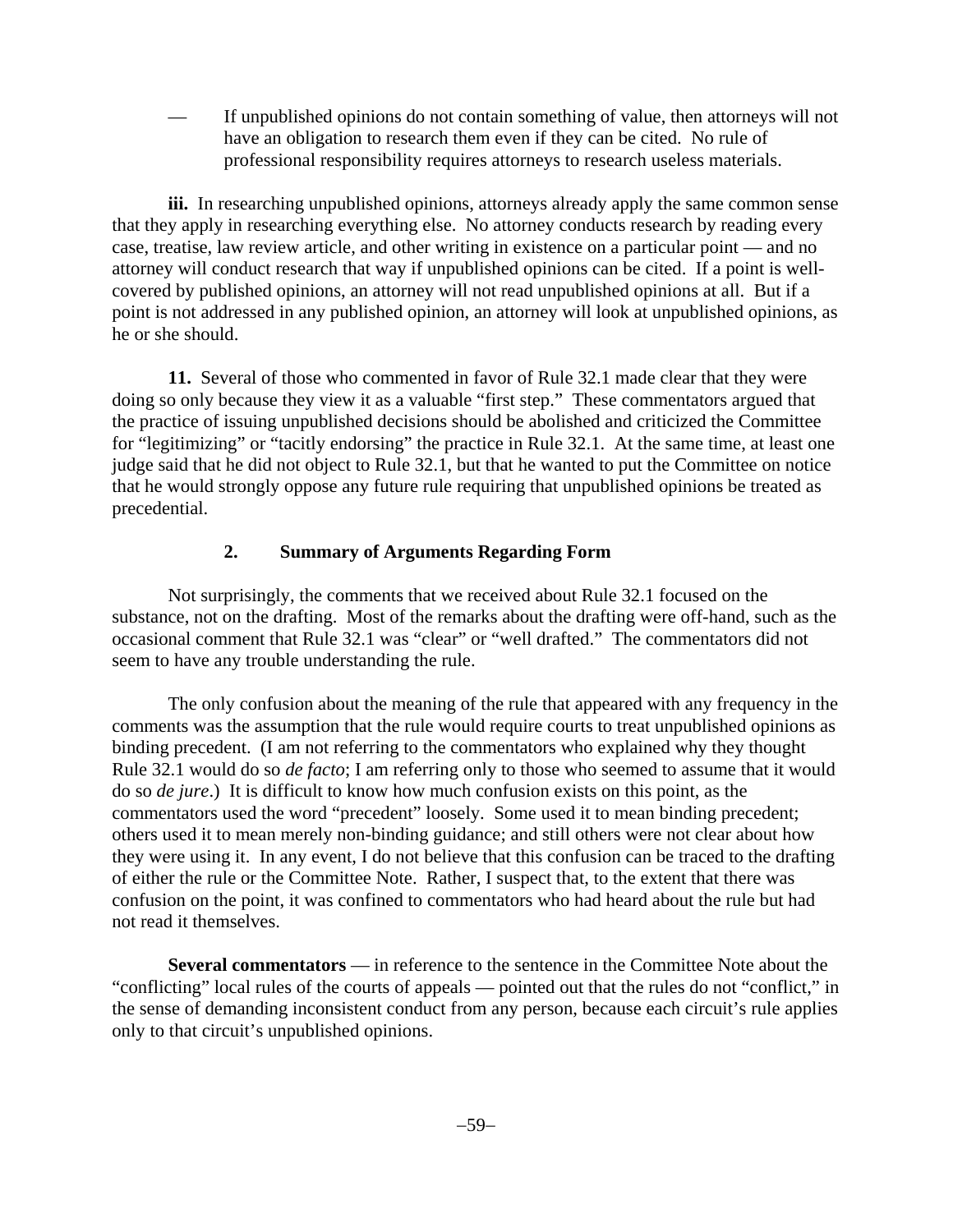— If unpublished opinions do not contain something of value, then attorneys will not have an obligation to research them even if they can be cited. No rule of professional responsibility requires attorneys to research useless materials.

**iii.** In researching unpublished opinions, attorneys already apply the same common sense that they apply in researching everything else. No attorney conducts research by reading every case, treatise, law review article, and other writing in existence on a particular point — and no attorney will conduct research that way if unpublished opinions can be cited. If a point is well-covered by published opinions, an attorney will not read unpublished opinions at all. But if a point is not addressed in any published opinion, an attorney will look at unpublished opinions, as he or she should.

**11.** Several of those who commented in favor of Rule 32.1 made clear that they were doing so only because they view it as a valuable "first step." These commentators argued that the practice of issuing unpublished decisions should be abolished and criticized the Committee for "legitimizing" or "tacitly endorsing" the practice in Rule 32.1. At the same time, at least one judge said that he did not object to Rule 32.1, but that he wanted to put the Committee on notice that he would strongly oppose any future rule requiring that unpublished opinions be treated as precedential.

### 2. Summary of Arguments Regarding Form

Not surprisingly, the comments that we received about Rule 32.1 focused on the substance, not on the drafting. Most of the remarks about the drafting were off-hand, such as the occasional comment that Rule 32.1 was "clear" or "well drafted." The commentators did not seem to have any trouble understanding the rule.

The only confusion about the meaning of the rule that appeared with any frequency in the comments was the assumption that the rule would require courts to treat unpublished opinions as binding precedent. (I am not referring to the commentators who explained why they thought Rule 32.1 would do so *de facto*; I am referring only to those who seemed to assume that it would do so *de jure*.) It is difficult to know how much confusion exists on this point, as the commentators used the word "precedent" loosely. Some used it to mean binding precedent; others used it to mean merely non-binding guidance; and still others were not clear about how they were using it. In any event, I do not believe that this confusion can be traced to the drafting of either the rule or the Committee Note. Rather, I suspect that, to the extent that there was confusion on the point, it was confined to commentators who had heard about the rule but had not read it themselves.

**Several commentators** — in reference to the sentence in the Committee Note about the "conflicting" local rules of the courts of appeals — pointed out that the rules do not "conflict," in the sense of demanding inconsistent conduct from any person, because each circuit's rule applies only to that circuit's unpublished opinions.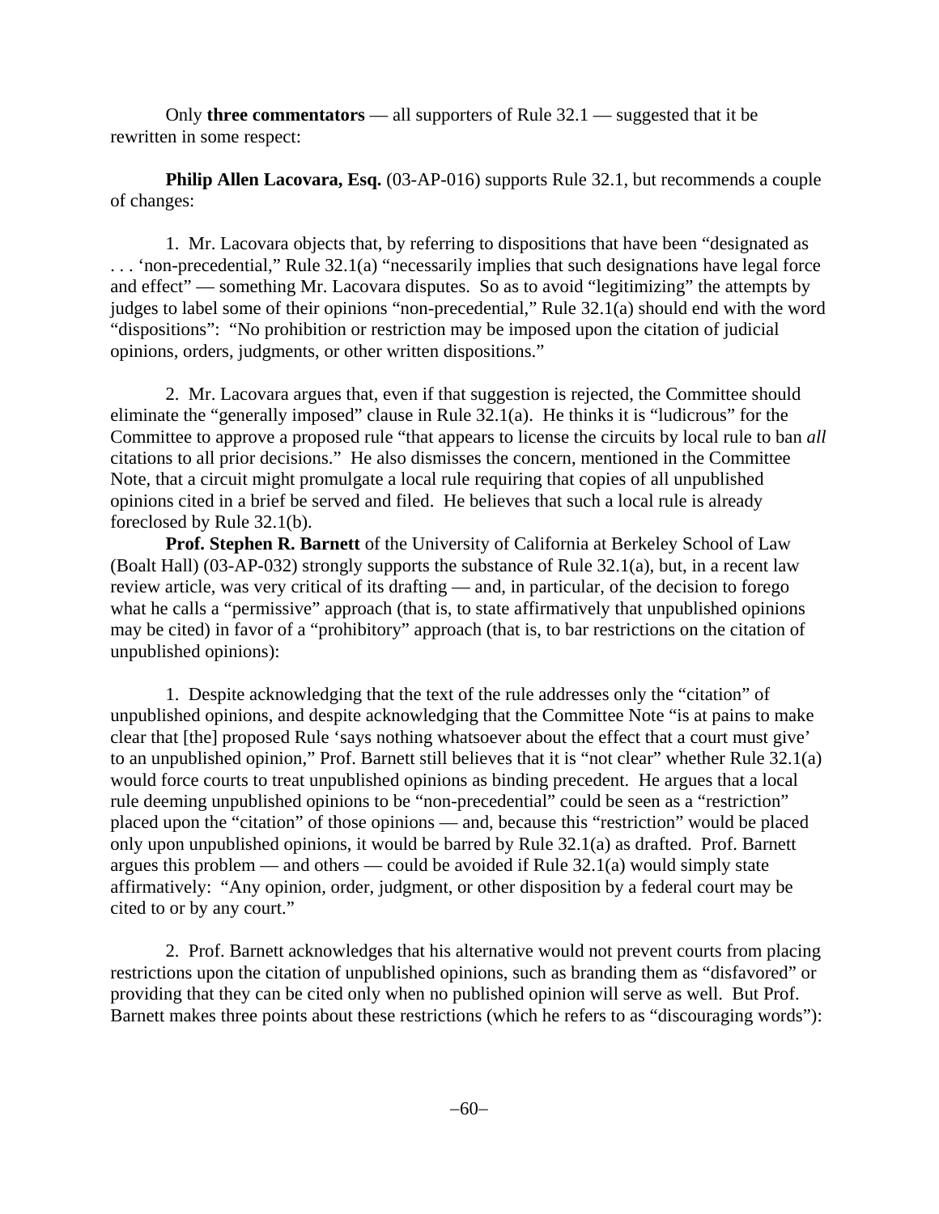Only **three commentators** — all supporters of Rule 32.1 — suggested that it be rewritten in some respect:

**Philip Allen Lacovara, Esq.** (03-AP-016) supports Rule 32.1, but recommends a couple of changes:

1. Mr. Lacovara objects that, by referring to dispositions that have been "designated as . . . 'non-precedential,'" Rule 32.1(a) "necessarily implies that such designations have legal force and effect" — something Mr. Lacovara disputes. So as to avoid "legitimizing" the attempts by judges to label some of their opinions "non-precedential," Rule 32.1(a) should end with the word "dispositions": "No prohibition or restriction may be imposed upon the citation of judicial opinions, orders, judgments, or other written dispositions."

2. Mr. Lacovara argues that, even if that suggestion is rejected, the Committee should eliminate the "generally imposed" clause in Rule 32.1(a). He thinks it is "ludicrous" for the Committee to approve a proposed rule "that appears to license the circuits by local rule to ban *all* citations to all prior decisions." He also dismisses the concern, mentioned in the Committee Note, that a circuit might promulgate a local rule requiring that copies of all unpublished opinions cited in a brief be served and filed. He believes that such a local rule is already foreclosed by Rule 32.1(b).

**Prof. Stephen R. Barnett** of the University of California at Berkeley School of Law (Boalt Hall) (03-AP-032) strongly supports the substance of Rule 32.1(a), but, in a recent law review article, was very critical of its drafting — and, in particular, of the decision to forego what he calls a "permissive" approach (that is, to state affirmatively that unpublished opinions may be cited) in favor of a "prohibitory" approach (that is, to bar restrictions on the citation of unpublished opinions):

1. Despite acknowledging that the text of the rule addresses only the "citation" of unpublished opinions, and despite acknowledging that the Committee Note "is at pains to make clear that [the] proposed Rule 'says nothing whatsoever about the effect that a court must give' to an unpublished opinion," Prof. Barnett still believes that it is "not clear" whether Rule 32.1(a) would force courts to treat unpublished opinions as binding precedent. He argues that a local rule deeming unpublished opinions to be "non-precedential" could be seen as a "restriction" placed upon the "citation" of those opinions — and, because this "restriction" would be placed only upon unpublished opinions, it would be barred by Rule 32.1(a) as drafted. Prof. Barnett argues this problem — and others — could be avoided if Rule 32.1(a) would simply state affirmatively: "Any opinion, order, judgment, or other disposition by a federal court may be cited to or by any court."

2. Prof. Barnett acknowledges that his alternative would not prevent courts from placing restrictions upon the citation of unpublished opinions, such as branding them as "disfavored" or providing that they can be cited only when no published opinion will serve as well. But Prof. Barnett makes three points about these restrictions (which he refers to as "discouraging words"):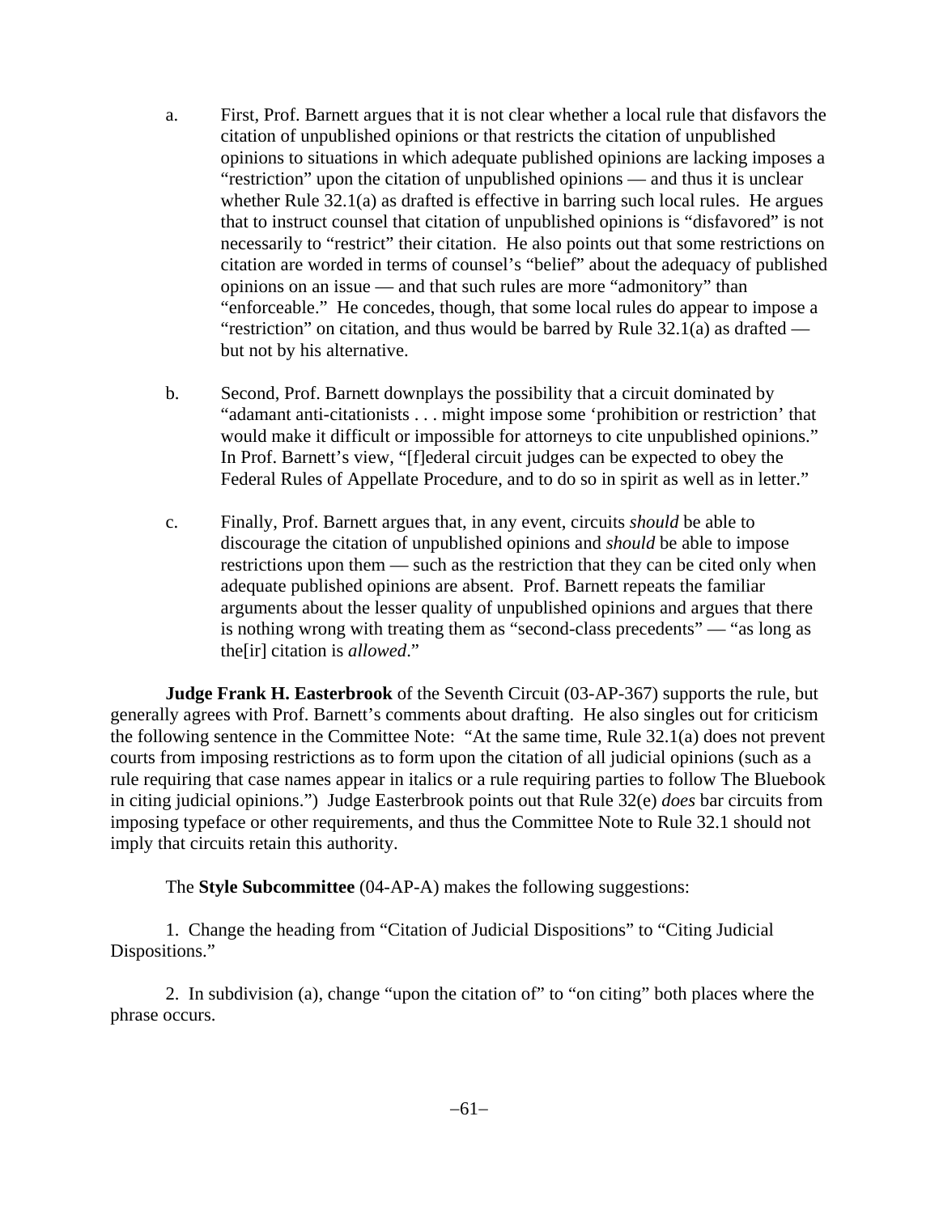a. First, Prof. Barnett argues that it is not clear whether a local rule that disfavors the citation of unpublished opinions or that restricts the citation of unpublished opinions to situations in which adequate published opinions are lacking imposes a "restriction" upon the citation of unpublished opinions — and thus it is unclear whether Rule 32.1(a) as drafted is effective in barring such local rules. He argues that to instruct counsel that citation of unpublished opinions is "disfavored" is not necessarily to "restrict" their citation. He also points out that some restrictions on citation are worded in terms of counsel's "belief" about the adequacy of published opinions on an issue — and that such rules are more "admonitory" than "enforceable." He concedes, though, that some local rules do appear to impose a "restriction" on citation, and thus would be barred by Rule 32.1(a) as drafted — but not by his alternative.

b. Second, Prof. Barnett downplays the possibility that a circuit dominated by "adamant anti-citationists . . . might impose some 'prohibition or restriction' that would make it difficult or impossible for attorneys to cite unpublished opinions." In Prof. Barnett's view, "[f]ederal circuit judges can be expected to obey the Federal Rules of Appellate Procedure, and to do so in spirit as well as in letter."

c. Finally, Prof. Barnett argues that, in any event, circuits *should* be able to discourage the citation of unpublished opinions and *should* be able to impose restrictions upon them — such as the restriction that they can be cited only when adequate published opinions are absent. Prof. Barnett repeats the familiar arguments about the lesser quality of unpublished opinions and argues that there is nothing wrong with treating them as "second-class precedents" — "as long as the[ir] citation is *allowed*."

**Judge Frank H. Easterbrook** of the Seventh Circuit (03-AP-367) supports the rule, but generally agrees with Prof. Barnett's comments about drafting. He also singles out for criticism the following sentence in the Committee Note: "At the same time, Rule 32.1(a) does not prevent courts from imposing restrictions as to form upon the citation of all judicial opinions (such as a rule requiring that case names appear in italics or a rule requiring parties to follow The Bluebook in citing judicial opinions.") Judge Easterbrook points out that Rule 32(e) *does* bar circuits from imposing typeface or other requirements, and thus the Committee Note to Rule 32.1 should not imply that circuits retain this authority.

The **Style Subcommittee** (04-AP-A) makes the following suggestions:

1. Change the heading from "Citation of Judicial Dispositions" to "Citing Judicial Dispositions."

2. In subdivision (a), change "upon the citation of" to "on citing" both places where the phrase occurs.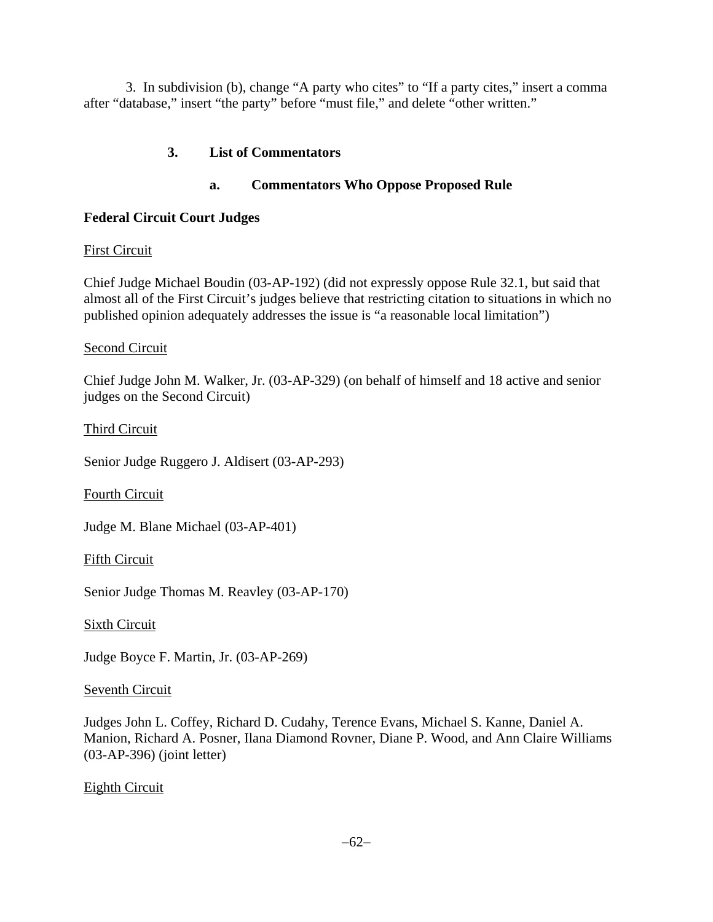3. In subdivision (b), change "A party who cites" to "If a party cites," insert a comma after "database," insert "the party" before "must file," and delete "other written."

### 3. List of Commentators

#### a. Commentators Who Oppose Proposed Rule

**Federal Circuit Court Judges**

First Circuit

Chief Judge Michael Boudin (03-AP-192) (did not expressly oppose Rule 32.1, but said that almost all of the First Circuit's judges believe that restricting citation to situations in which no published opinion adequately addresses the issue is "a reasonable local limitation")

Second Circuit

Chief Judge John M. Walker, Jr. (03-AP-329) (on behalf of himself and 18 active and senior judges on the Second Circuit)

Third Circuit

Senior Judge Ruggero J. Aldisert (03-AP-293)

Fourth Circuit

Judge M. Blane Michael (03-AP-401)

Fifth Circuit

Senior Judge Thomas M. Reavley (03-AP-170)

Sixth Circuit

Judge Boyce F. Martin, Jr. (03-AP-269)

Seventh Circuit

Judges John L. Coffey, Richard D. Cudahy, Terence Evans, Michael S. Kanne, Daniel A. Manion, Richard A. Posner, Ilana Diamond Rovner, Diane P. Wood, and Ann Claire Williams (03-AP-396) (joint letter)

Eighth Circuit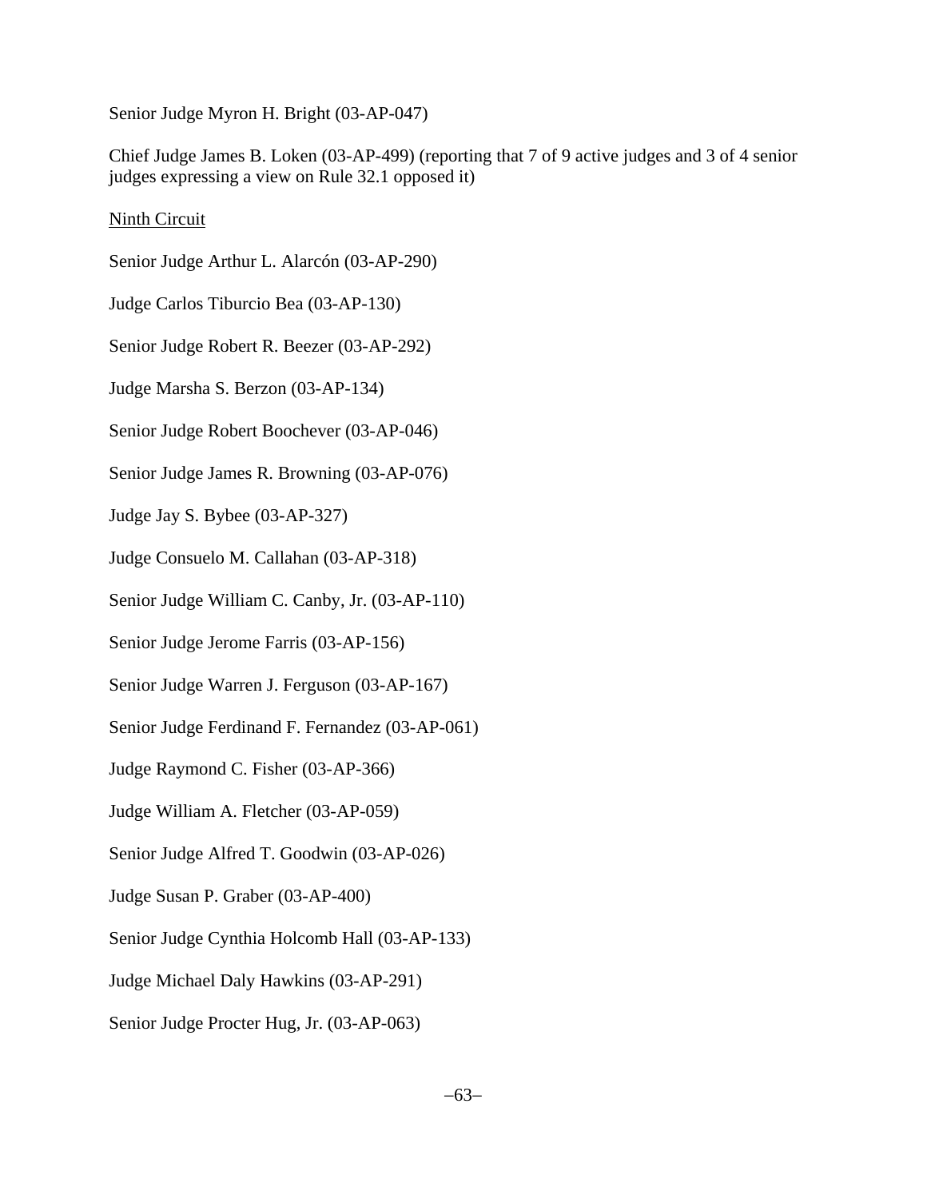Senior Judge Myron H. Bright (03-AP-047)

Chief Judge James B. Loken (03-AP-499) (reporting that 7 of 9 active judges and 3 of 4 senior judges expressing a view on Rule 32.1 opposed it)

<u>Ninth Circuit</u>

Senior Judge Arthur L. Alarcón (03-AP-290)

Judge Carlos Tiburcio Bea (03-AP-130)

Senior Judge Robert R. Beezer (03-AP-292)

Judge Marsha S. Berzon (03-AP-134)

Senior Judge Robert Boochever (03-AP-046)

Senior Judge James R. Browning (03-AP-076)

Judge Jay S. Bybee (03-AP-327)

Judge Consuelo M. Callahan (03-AP-318)

Senior Judge William C. Canby, Jr. (03-AP-110)

Senior Judge Jerome Farris (03-AP-156)

Senior Judge Warren J. Ferguson (03-AP-167)

Senior Judge Ferdinand F. Fernandez (03-AP-061)

Judge Raymond C. Fisher (03-AP-366)

Judge William A. Fletcher (03-AP-059)

Senior Judge Alfred T. Goodwin (03-AP-026)

Judge Susan P. Graber (03-AP-400)

Senior Judge Cynthia Holcomb Hall (03-AP-133)

Judge Michael Daly Hawkins (03-AP-291)

Senior Judge Procter Hug, Jr. (03-AP-063)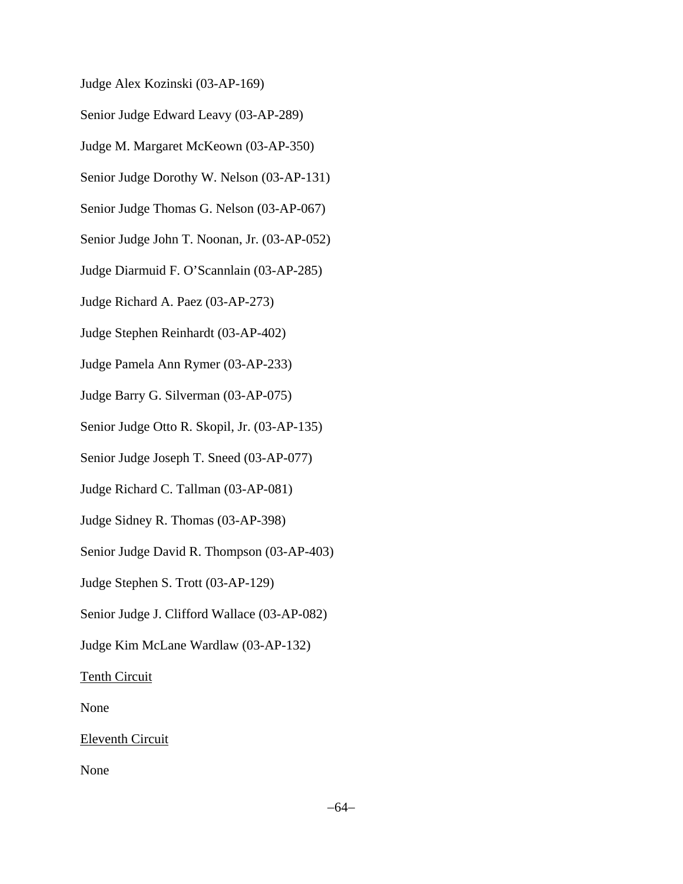Judge Alex Kozinski (03-AP-169)

Senior Judge Edward Leavy (03-AP-289)

Judge M. Margaret McKeown (03-AP-350)

Senior Judge Dorothy W. Nelson (03-AP-131)

Senior Judge Thomas G. Nelson (03-AP-067)

Senior Judge John T. Noonan, Jr. (03-AP-052)

Judge Diarmuid F. O'Scannlain (03-AP-285)

Judge Richard A. Paez (03-AP-273)

Judge Stephen Reinhardt (03-AP-402)

Judge Pamela Ann Rymer (03-AP-233)

Judge Barry G. Silverman (03-AP-075)

Senior Judge Otto R. Skopil, Jr. (03-AP-135)

Senior Judge Joseph T. Sneed (03-AP-077)

Judge Richard C. Tallman (03-AP-081)

Judge Sidney R. Thomas (03-AP-398)

Senior Judge David R. Thompson (03-AP-403)

Judge Stephen S. Trott (03-AP-129)

Senior Judge J. Clifford Wallace (03-AP-082)

Judge Kim McLane Wardlaw (03-AP-132)

<u>Tenth Circuit</u>

None

<u>Eleventh Circuit</u>

None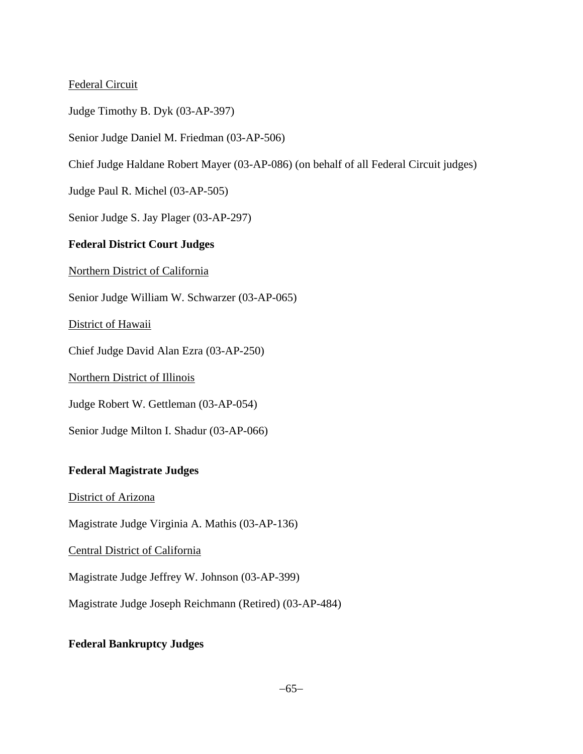Federal Circuit

Judge Timothy B. Dyk (03-AP-397)

Senior Judge Daniel M. Friedman (03-AP-506)

Chief Judge Haldane Robert Mayer (03-AP-086) (on behalf of all Federal Circuit judges)

Judge Paul R. Michel (03-AP-505)

Senior Judge S. Jay Plager (03-AP-297)

**Federal District Court Judges**

Northern District of California

Senior Judge William W. Schwarzer (03-AP-065)

District of Hawaii

Chief Judge David Alan Ezra (03-AP-250)

Northern District of Illinois

Judge Robert W. Gettleman (03-AP-054)

Senior Judge Milton I. Shadur (03-AP-066)

**Federal Magistrate Judges**

District of Arizona

Magistrate Judge Virginia A. Mathis (03-AP-136)

Central District of California

Magistrate Judge Jeffrey W. Johnson (03-AP-399)

Magistrate Judge Joseph Reichmann (Retired) (03-AP-484)

**Federal Bankruptcy Judges**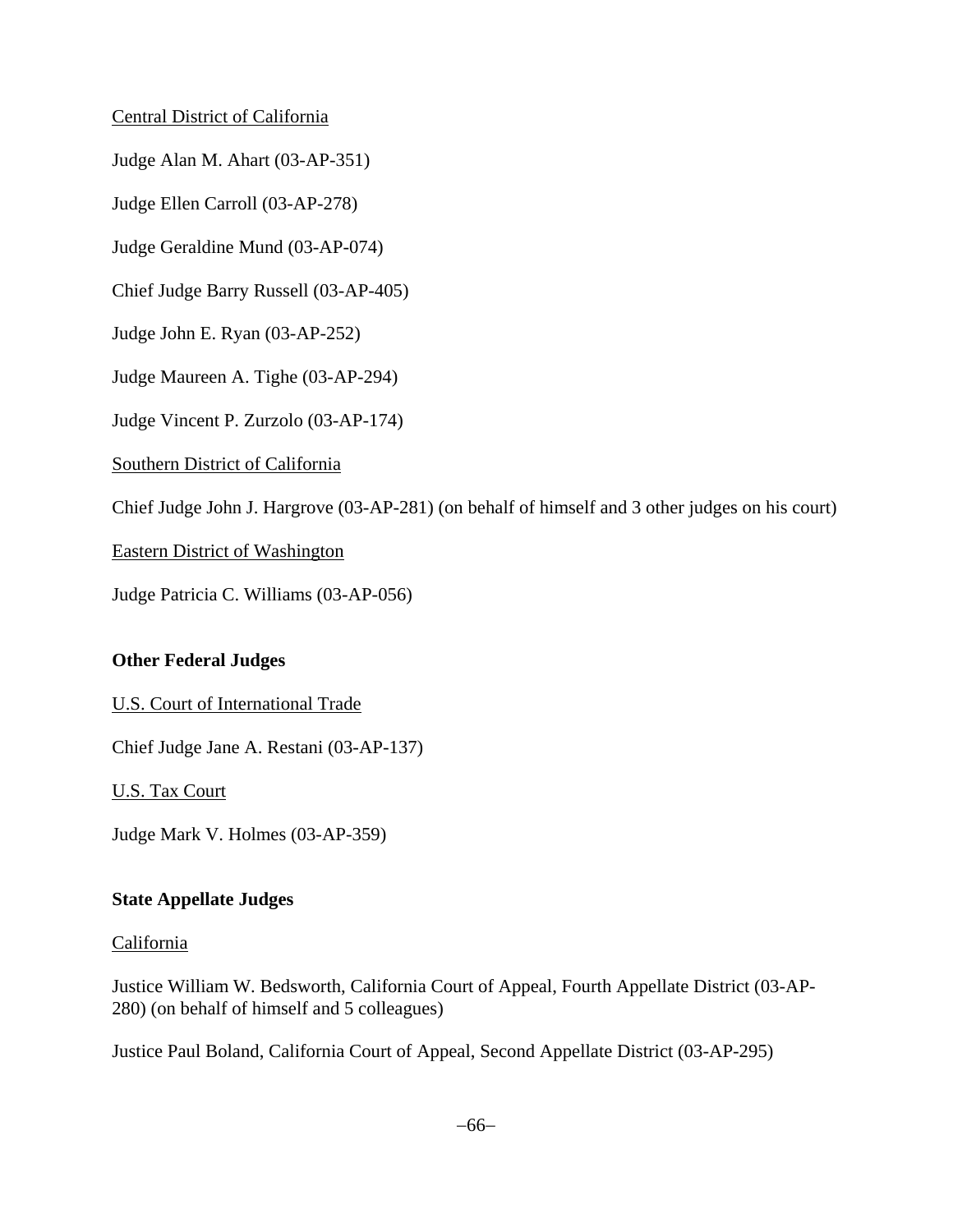Central District of California

Judge Alan M. Ahart (03-AP-351)

Judge Ellen Carroll (03-AP-278)

Judge Geraldine Mund (03-AP-074)

Chief Judge Barry Russell (03-AP-405)

Judge John E. Ryan (03-AP-252)

Judge Maureen A. Tighe (03-AP-294)

Judge Vincent P. Zurzolo (03-AP-174)

Southern District of California

Chief Judge John J. Hargrove (03-AP-281) (on behalf of himself and 3 other judges on his court)

Eastern District of Washington

Judge Patricia C. Williams (03-AP-056)

**Other Federal Judges**

U.S. Court of International Trade

Chief Judge Jane A. Restani (03-AP-137)

U.S. Tax Court

Judge Mark V. Holmes (03-AP-359)

**State Appellate Judges**

California

Justice William W. Bedsworth, California Court of Appeal, Fourth Appellate District (03-AP-280) (on behalf of himself and 5 colleagues)

Justice Paul Boland, California Court of Appeal, Second Appellate District (03-AP-295)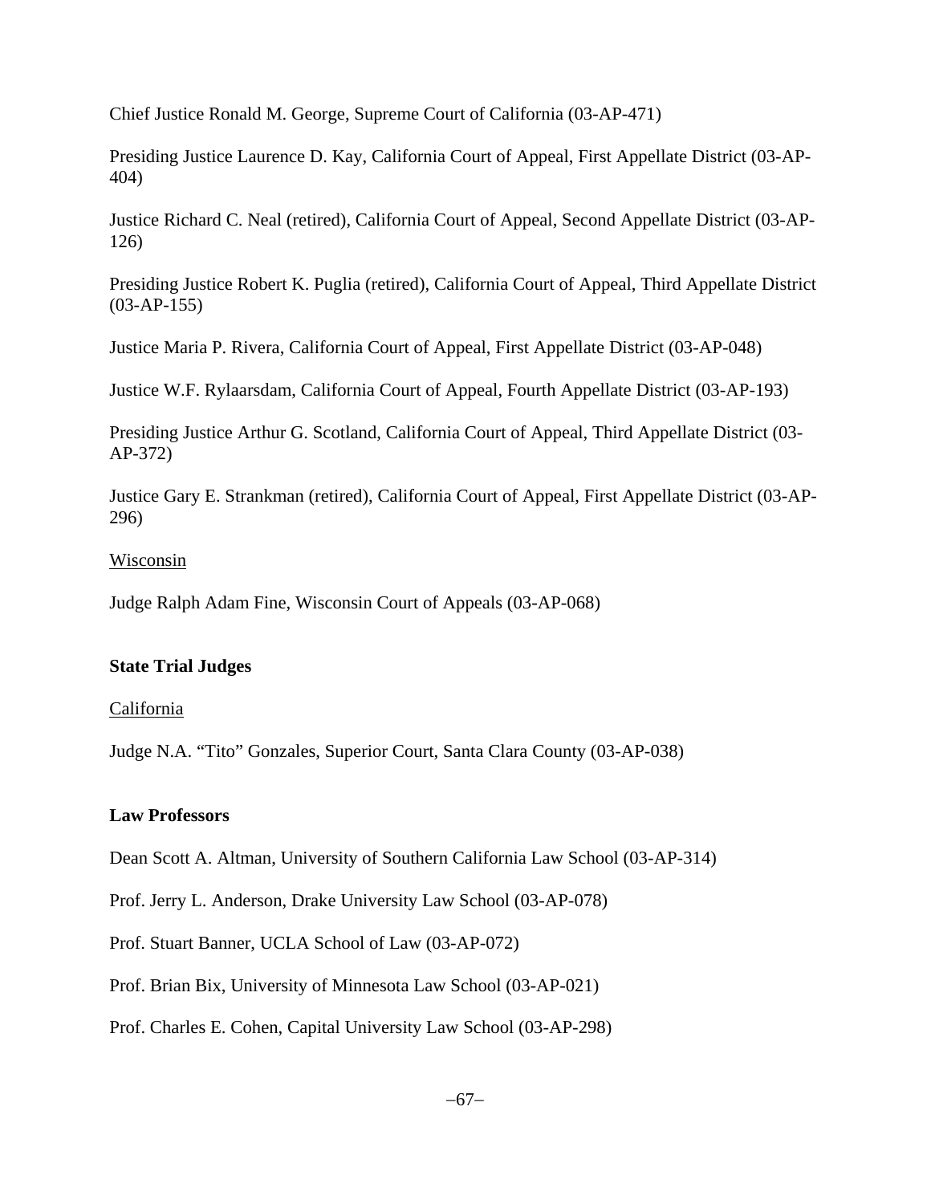Chief Justice Ronald M. George, Supreme Court of California (03-AP-471)

Presiding Justice Laurence D. Kay, California Court of Appeal, First Appellate District (03-AP-404)

Justice Richard C. Neal (retired), California Court of Appeal, Second Appellate District (03-AP-126)

Presiding Justice Robert K. Puglia (retired), California Court of Appeal, Third Appellate District (03-AP-155)

Justice Maria P. Rivera, California Court of Appeal, First Appellate District (03-AP-048)

Justice W.F. Rylaarsdam, California Court of Appeal, Fourth Appellate District (03-AP-193)

Presiding Justice Arthur G. Scotland, California Court of Appeal, Third Appellate District (03-AP-372)

Justice Gary E. Strankman (retired), California Court of Appeal, First Appellate District (03-AP-296)

<u>Wisconsin</u>

Judge Ralph Adam Fine, Wisconsin Court of Appeals (03-AP-068)

**State Trial Judges**

<u>California</u>

Judge N.A. "Tito" Gonzales, Superior Court, Santa Clara County (03-AP-038)

**Law Professors**

Dean Scott A. Altman, University of Southern California Law School (03-AP-314)

Prof. Jerry L. Anderson, Drake University Law School (03-AP-078)

Prof. Stuart Banner, UCLA School of Law (03-AP-072)

Prof. Brian Bix, University of Minnesota Law School (03-AP-021)

Prof. Charles E. Cohen, Capital University Law School (03-AP-298)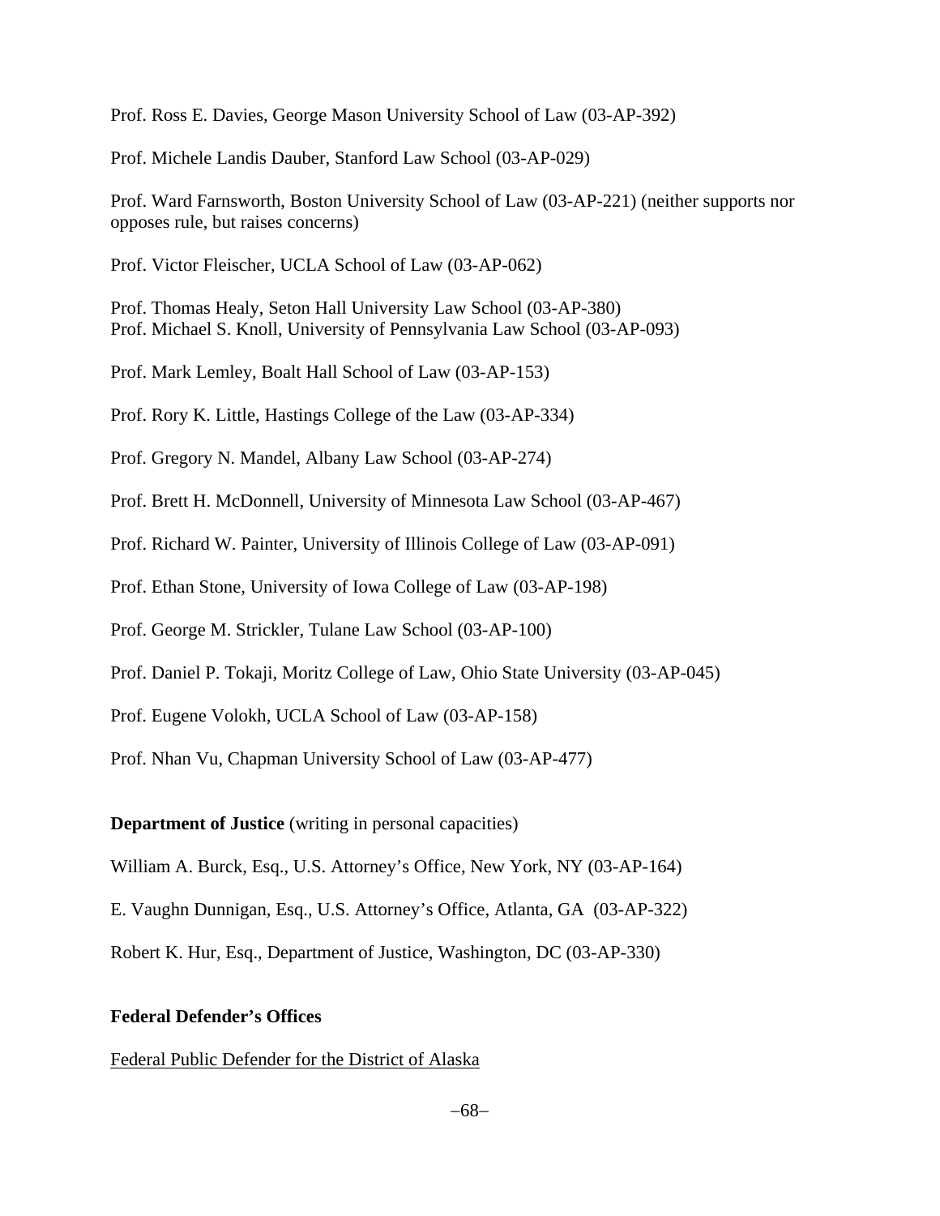Prof. Ross E. Davies, George Mason University School of Law (03-AP-392)

Prof. Michele Landis Dauber, Stanford Law School (03-AP-029)

Prof. Ward Farnsworth, Boston University School of Law (03-AP-221) (neither supports nor opposes rule, but raises concerns)

Prof. Victor Fleischer, UCLA School of Law (03-AP-062)

Prof. Thomas Healy, Seton Hall University Law School (03-AP-380)
Prof. Michael S. Knoll, University of Pennsylvania Law School (03-AP-093)

Prof. Mark Lemley, Boalt Hall School of Law (03-AP-153)

Prof. Rory K. Little, Hastings College of the Law (03-AP-334)

Prof. Gregory N. Mandel, Albany Law School (03-AP-274)

Prof. Brett H. McDonnell, University of Minnesota Law School (03-AP-467)

Prof. Richard W. Painter, University of Illinois College of Law (03-AP-091)

Prof. Ethan Stone, University of Iowa College of Law (03-AP-198)

Prof. George M. Strickler, Tulane Law School (03-AP-100)

Prof. Daniel P. Tokaji, Moritz College of Law, Ohio State University (03-AP-045)

Prof. Eugene Volokh, UCLA School of Law (03-AP-158)

Prof. Nhan Vu, Chapman University School of Law (03-AP-477)

**Department of Justice** (writing in personal capacities)

William A. Burck, Esq., U.S. Attorney's Office, New York, NY (03-AP-164)

E. Vaughn Dunnigan, Esq., U.S. Attorney's Office, Atlanta, GA (03-AP-322)

Robert K. Hur, Esq., Department of Justice, Washington, DC (03-AP-330)

**Federal Defender's Offices**

Federal Public Defender for the District of Alaska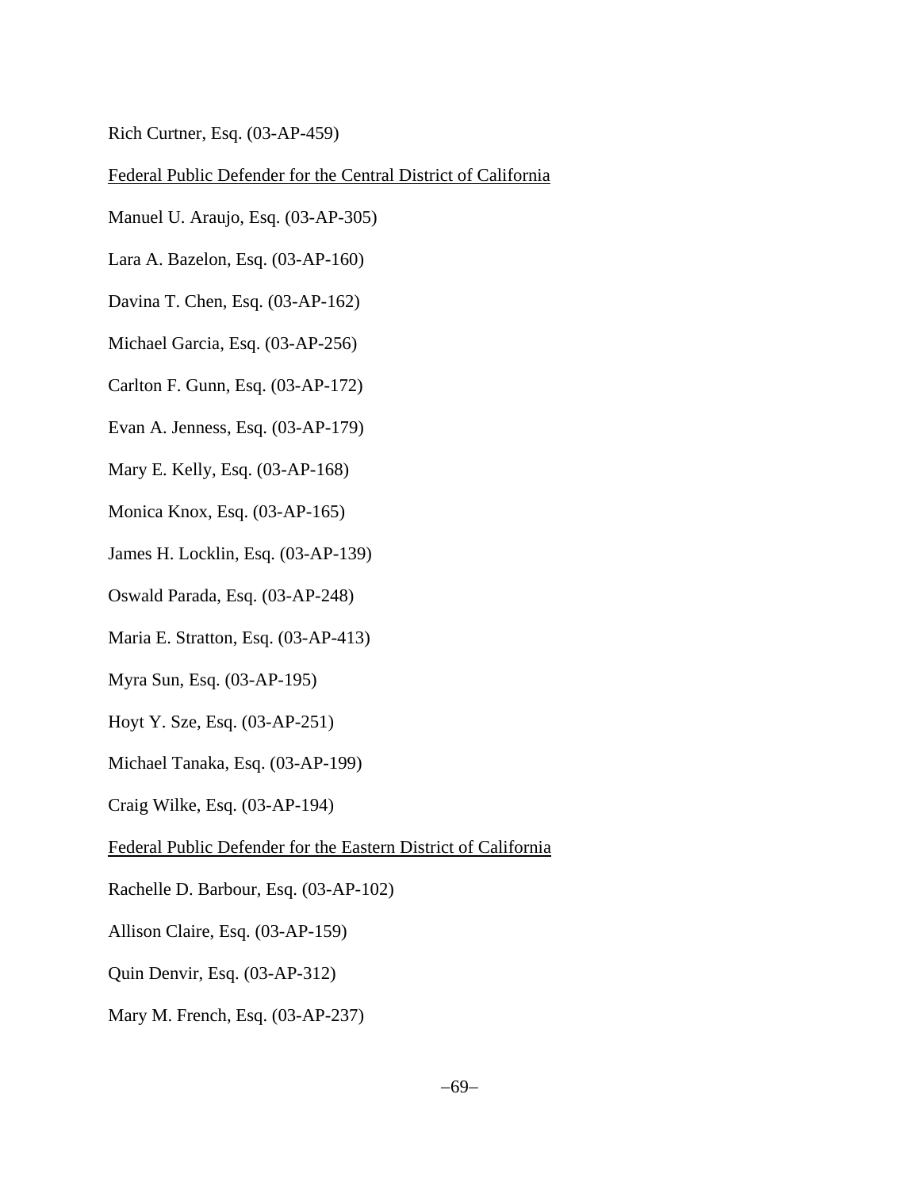Rich Curtner, Esq. (03-AP-459)

Federal Public Defender for the Central District of California

Manuel U. Araujo, Esq. (03-AP-305)

Lara A. Bazelon, Esq. (03-AP-160)

Davina T. Chen, Esq. (03-AP-162)

Michael Garcia, Esq. (03-AP-256)

Carlton F. Gunn, Esq. (03-AP-172)

Evan A. Jenness, Esq. (03-AP-179)

Mary E. Kelly, Esq. (03-AP-168)

Monica Knox, Esq. (03-AP-165)

James H. Locklin, Esq. (03-AP-139)

Oswald Parada, Esq. (03-AP-248)

Maria E. Stratton, Esq. (03-AP-413)

Myra Sun, Esq. (03-AP-195)

Hoyt Y. Sze, Esq. (03-AP-251)

Michael Tanaka, Esq. (03-AP-199)

Craig Wilke, Esq. (03-AP-194)

Federal Public Defender for the Eastern District of California

Rachelle D. Barbour, Esq. (03-AP-102)

Allison Claire, Esq. (03-AP-159)

Quin Denvir, Esq. (03-AP-312)

Mary M. French, Esq. (03-AP-237)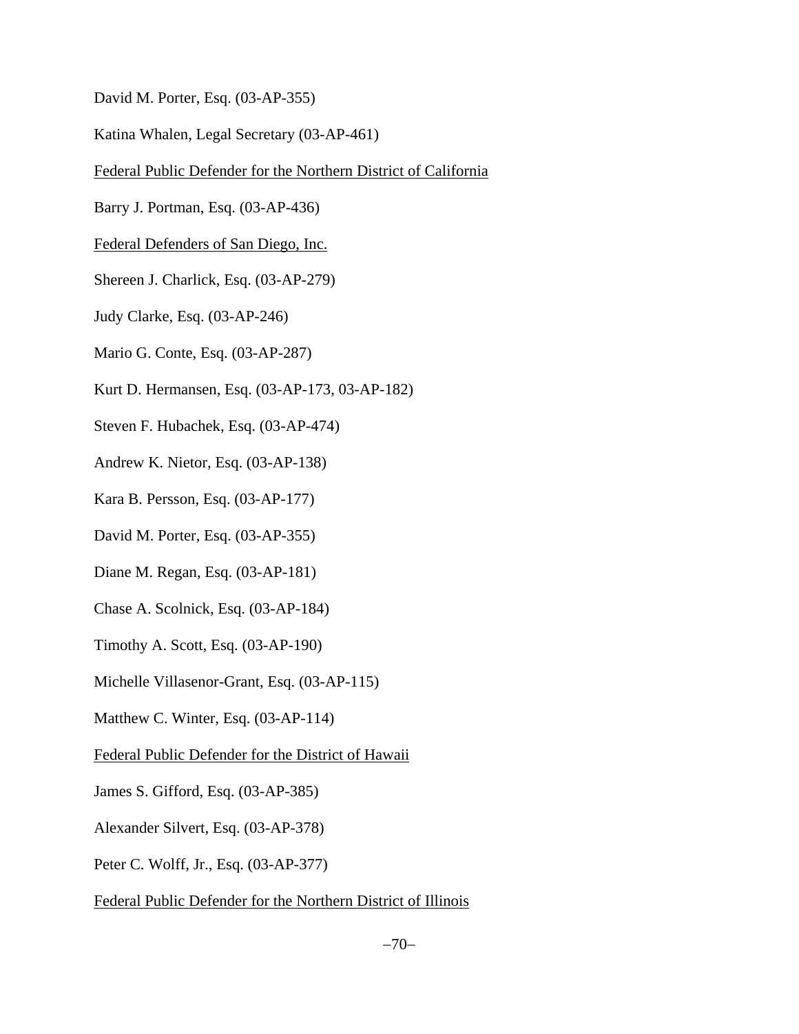David M. Porter, Esq. (03-AP-355)

Katina Whalen, Legal Secretary (03-AP-461)

<u>Federal Public Defender for the Northern District of California</u>

Barry J. Portman, Esq. (03-AP-436)

<u>Federal Defenders of San Diego, Inc.</u>

Shereen J. Charlick, Esq. (03-AP-279)

Judy Clarke, Esq. (03-AP-246)

Mario G. Conte, Esq. (03-AP-287)

Kurt D. Hermansen, Esq. (03-AP-173, 03-AP-182)

Steven F. Hubachek, Esq. (03-AP-474)

Andrew K. Nietor, Esq. (03-AP-138)

Kara B. Persson, Esq. (03-AP-177)

David M. Porter, Esq. (03-AP-355)

Diane M. Regan, Esq. (03-AP-181)

Chase A. Scolnick, Esq. (03-AP-184)

Timothy A. Scott, Esq. (03-AP-190)

Michelle Villasenor-Grant, Esq. (03-AP-115)

Matthew C. Winter, Esq. (03-AP-114)

<u>Federal Public Defender for the District of Hawaii</u>

James S. Gifford, Esq. (03-AP-385)

Alexander Silvert, Esq. (03-AP-378)

Peter C. Wolff, Jr., Esq. (03-AP-377)

<u>Federal Public Defender for the Northern District of Illinois</u>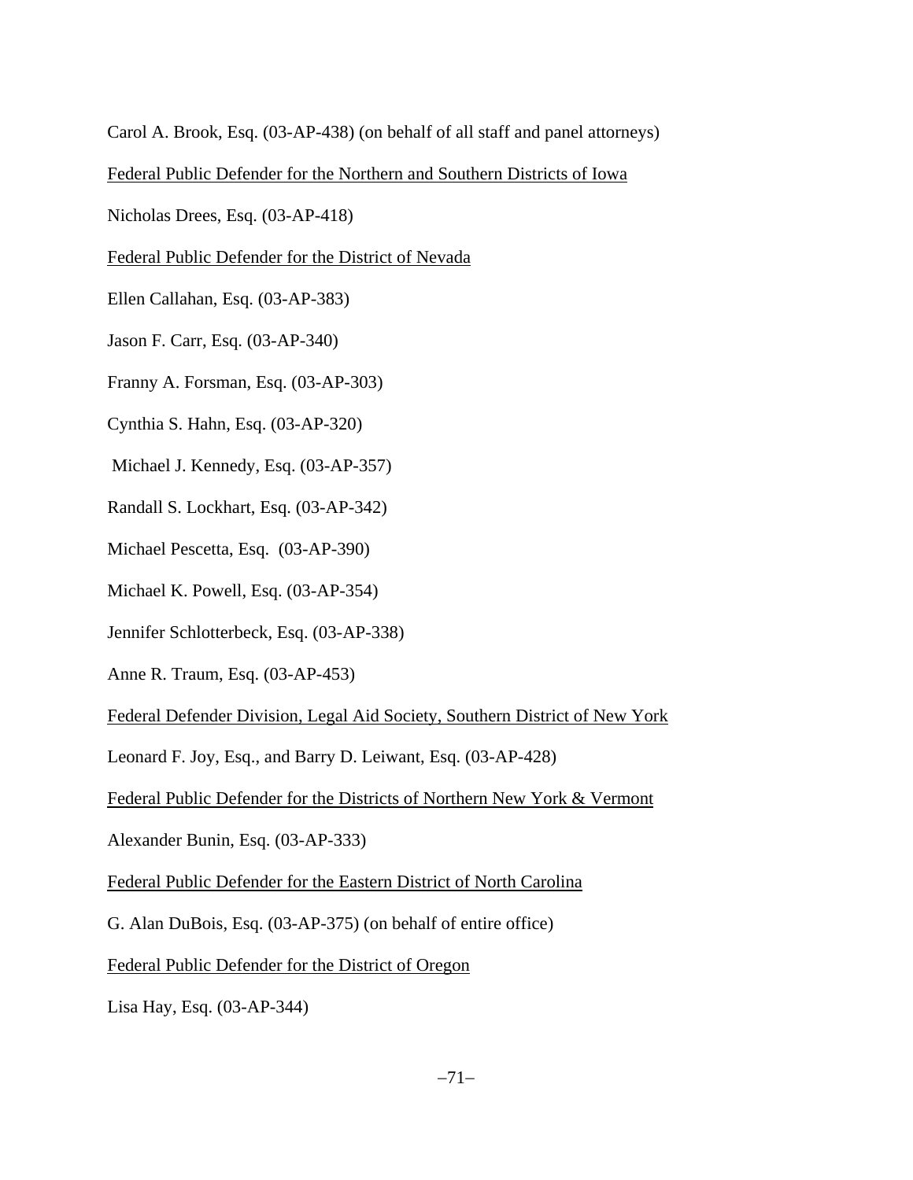Carol A. Brook, Esq. (03-AP-438) (on behalf of all staff and panel attorneys)

<u>Federal Public Defender for the Northern and Southern Districts of Iowa</u>

Nicholas Drees, Esq. (03-AP-418)

<u>Federal Public Defender for the District of Nevada</u>

Ellen Callahan, Esq. (03-AP-383)

Jason F. Carr, Esq. (03-AP-340)

Franny A. Forsman, Esq. (03-AP-303)

Cynthia S. Hahn, Esq. (03-AP-320)

Michael J. Kennedy, Esq. (03-AP-357)

Randall S. Lockhart, Esq. (03-AP-342)

Michael Pescetta, Esq. (03-AP-390)

Michael K. Powell, Esq. (03-AP-354)

Jennifer Schlotterbeck, Esq. (03-AP-338)

Anne R. Traum, Esq. (03-AP-453)

<u>Federal Defender Division, Legal Aid Society, Southern District of New York</u>

Leonard F. Joy, Esq., and Barry D. Leiwant, Esq. (03-AP-428)

<u>Federal Public Defender for the Districts of Northern New York & Vermont</u>

Alexander Bunin, Esq. (03-AP-333)

<u>Federal Public Defender for the Eastern District of North Carolina</u>

G. Alan DuBois, Esq. (03-AP-375) (on behalf of entire office)

<u>Federal Public Defender for the District of Oregon</u>

Lisa Hay, Esq. (03-AP-344)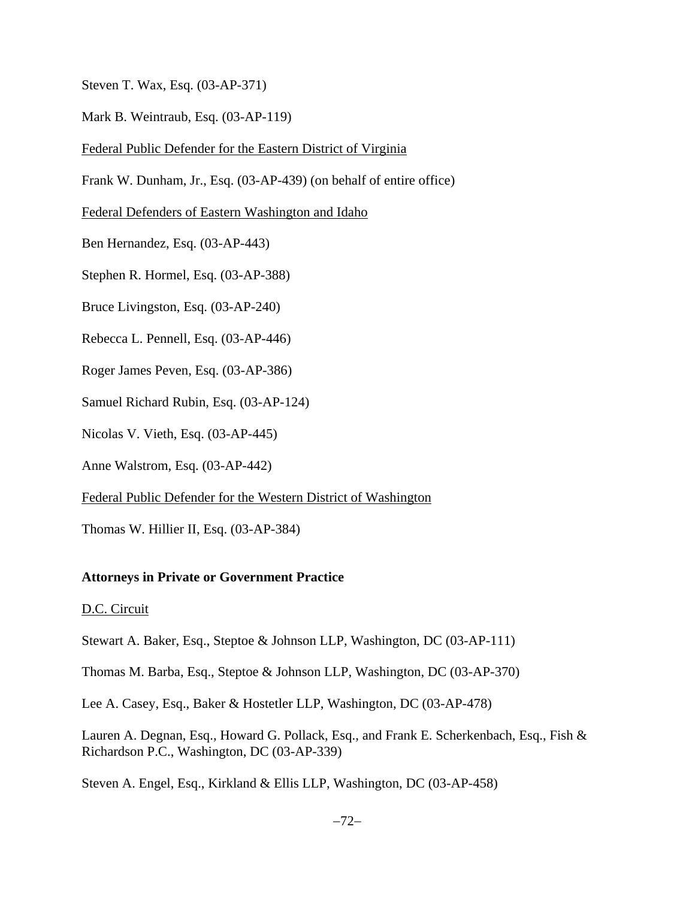Steven T. Wax, Esq. (03-AP-371)

Mark B. Weintraub, Esq. (03-AP-119)

<u>Federal Public Defender for the Eastern District of Virginia</u>

Frank W. Dunham, Jr., Esq. (03-AP-439) (on behalf of entire office)

<u>Federal Defenders of Eastern Washington and Idaho</u>

Ben Hernandez, Esq. (03-AP-443)

Stephen R. Hormel, Esq. (03-AP-388)

Bruce Livingston, Esq. (03-AP-240)

Rebecca L. Pennell, Esq. (03-AP-446)

Roger James Peven, Esq. (03-AP-386)

Samuel Richard Rubin, Esq. (03-AP-124)

Nicolas V. Vieth, Esq. (03-AP-445)

Anne Walstrom, Esq. (03-AP-442)

<u>Federal Public Defender for the Western District of Washington</u>

Thomas W. Hillier II, Esq. (03-AP-384)

**Attorneys in Private or Government Practice**

<u>D.C. Circuit</u>

Stewart A. Baker, Esq., Steptoe & Johnson LLP, Washington, DC (03-AP-111)

Thomas M. Barba, Esq., Steptoe & Johnson LLP, Washington, DC (03-AP-370)

Lee A. Casey, Esq., Baker & Hostetler LLP, Washington, DC (03-AP-478)

Lauren A. Degnan, Esq., Howard G. Pollack, Esq., and Frank E. Scherkenbach, Esq., Fish & Richardson P.C., Washington, DC (03-AP-339)

Steven A. Engel, Esq., Kirkland & Ellis LLP, Washington, DC (03-AP-458)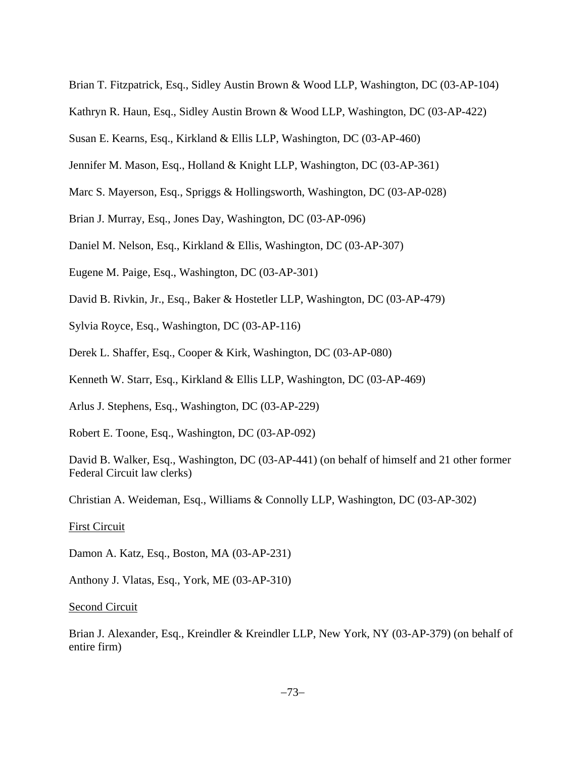Brian T. Fitzpatrick, Esq., Sidley Austin Brown & Wood LLP, Washington, DC (03-AP-104)

Kathryn R. Haun, Esq., Sidley Austin Brown & Wood LLP, Washington, DC (03-AP-422)

Susan E. Kearns, Esq., Kirkland & Ellis LLP, Washington, DC (03-AP-460)

Jennifer M. Mason, Esq., Holland & Knight LLP, Washington, DC (03-AP-361)

Marc S. Mayerson, Esq., Spriggs & Hollingsworth, Washington, DC (03-AP-028)

Brian J. Murray, Esq., Jones Day, Washington, DC (03-AP-096)

Daniel M. Nelson, Esq., Kirkland & Ellis, Washington, DC (03-AP-307)

Eugene M. Paige, Esq., Washington, DC (03-AP-301)

David B. Rivkin, Jr., Esq., Baker & Hostetler LLP, Washington, DC (03-AP-479)

Sylvia Royce, Esq., Washington, DC (03-AP-116)

Derek L. Shaffer, Esq., Cooper & Kirk, Washington, DC (03-AP-080)

Kenneth W. Starr, Esq., Kirkland & Ellis LLP, Washington, DC (03-AP-469)

Arlus J. Stephens, Esq., Washington, DC (03-AP-229)

Robert E. Toone, Esq., Washington, DC (03-AP-092)

David B. Walker, Esq., Washington, DC (03-AP-441) (on behalf of himself and 21 other former Federal Circuit law clerks)

Christian A. Weideman, Esq., Williams & Connolly LLP, Washington, DC (03-AP-302)

<u>First Circuit</u>

Damon A. Katz, Esq., Boston, MA (03-AP-231)

Anthony J. Vlatas, Esq., York, ME (03-AP-310)

<u>Second Circuit</u>

Brian J. Alexander, Esq., Kreindler & Kreindler LLP, New York, NY (03-AP-379) (on behalf of entire firm)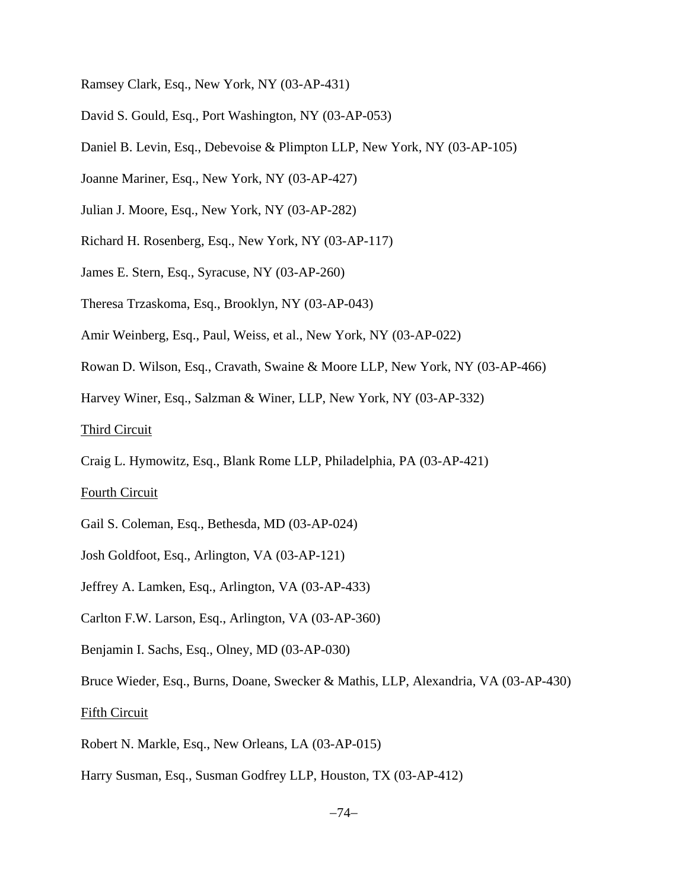Ramsey Clark, Esq., New York, NY (03-AP-431)

David S. Gould, Esq., Port Washington, NY (03-AP-053)

Daniel B. Levin, Esq., Debevoise & Plimpton LLP, New York, NY (03-AP-105)

Joanne Mariner, Esq., New York, NY (03-AP-427)

Julian J. Moore, Esq., New York, NY (03-AP-282)

Richard H. Rosenberg, Esq., New York, NY (03-AP-117)

James E. Stern, Esq., Syracuse, NY (03-AP-260)

Theresa Trzaskoma, Esq., Brooklyn, NY (03-AP-043)

Amir Weinberg, Esq., Paul, Weiss, et al., New York, NY (03-AP-022)

Rowan D. Wilson, Esq., Cravath, Swaine & Moore LLP, New York, NY (03-AP-466)

Harvey Winer, Esq., Salzman & Winer, LLP, New York, NY (03-AP-332)

Third Circuit

Craig L. Hymowitz, Esq., Blank Rome LLP, Philadelphia, PA (03-AP-421)

Fourth Circuit

Gail S. Coleman, Esq., Bethesda, MD (03-AP-024)

Josh Goldfoot, Esq., Arlington, VA (03-AP-121)

Jeffrey A. Lamken, Esq., Arlington, VA (03-AP-433)

Carlton F.W. Larson, Esq., Arlington, VA (03-AP-360)

Benjamin I. Sachs, Esq., Olney, MD (03-AP-030)

Bruce Wieder, Esq., Burns, Doane, Swecker & Mathis, LLP, Alexandria, VA (03-AP-430)

Fifth Circuit

Robert N. Markle, Esq., New Orleans, LA (03-AP-015)

Harry Susman, Esq., Susman Godfrey LLP, Houston, TX (03-AP-412)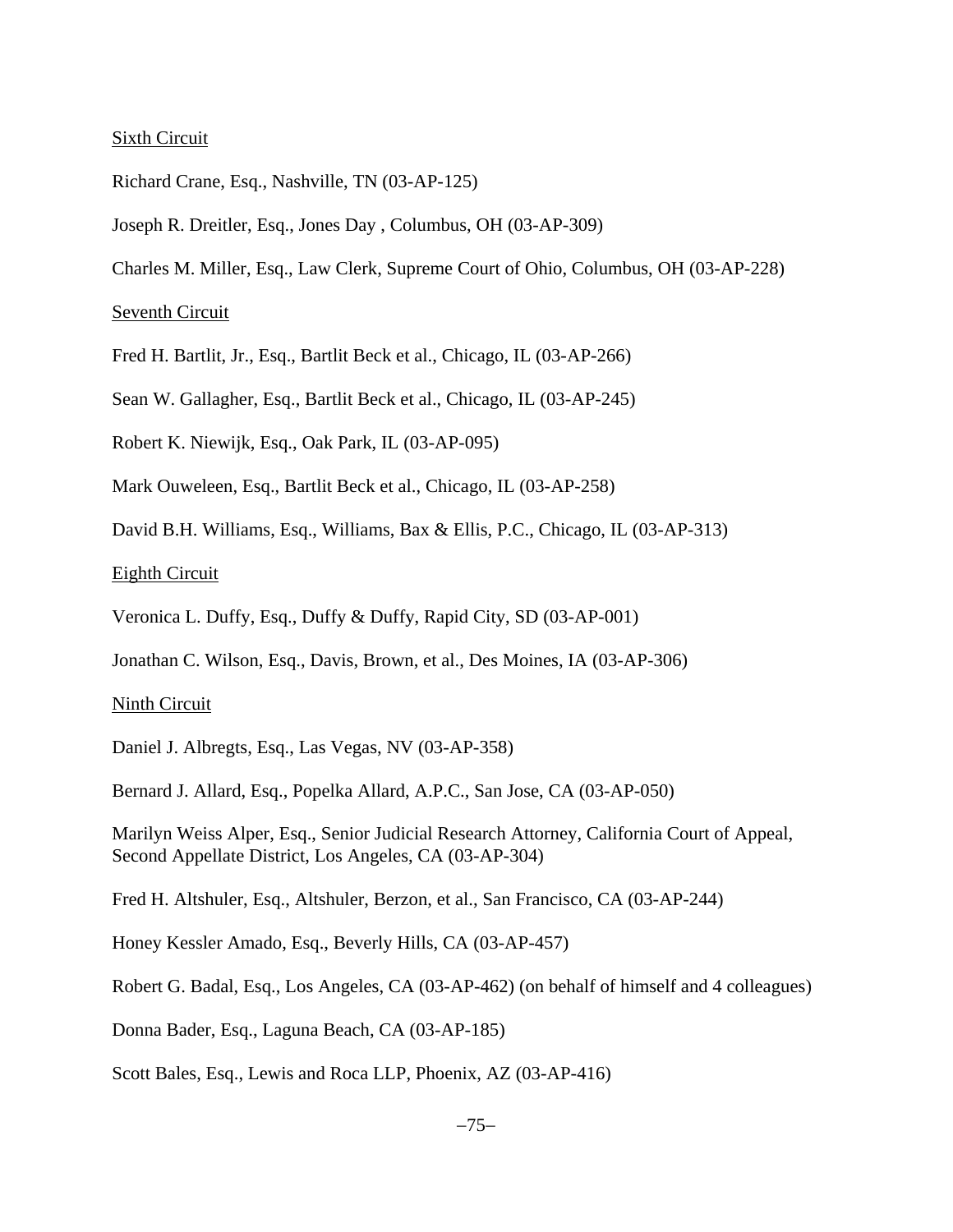Sixth Circuit

Richard Crane, Esq., Nashville, TN (03-AP-125)

Joseph R. Dreitler, Esq., Jones Day , Columbus, OH (03-AP-309)

Charles M. Miller, Esq., Law Clerk, Supreme Court of Ohio, Columbus, OH (03-AP-228)

Seventh Circuit

Fred H. Bartlit, Jr., Esq., Bartlit Beck et al., Chicago, IL (03-AP-266)

Sean W. Gallagher, Esq., Bartlit Beck et al., Chicago, IL (03-AP-245)

Robert K. Niewijk, Esq., Oak Park, IL (03-AP-095)

Mark Ouweleen, Esq., Bartlit Beck et al., Chicago, IL (03-AP-258)

David B.H. Williams, Esq., Williams, Bax & Ellis, P.C., Chicago, IL (03-AP-313)

Eighth Circuit

Veronica L. Duffy, Esq., Duffy & Duffy, Rapid City, SD (03-AP-001)

Jonathan C. Wilson, Esq., Davis, Brown, et al., Des Moines, IA (03-AP-306)

Ninth Circuit

Daniel J. Albregts, Esq., Las Vegas, NV (03-AP-358)

Bernard J. Allard, Esq., Popelka Allard, A.P.C., San Jose, CA (03-AP-050)

Marilyn Weiss Alper, Esq., Senior Judicial Research Attorney, California Court of Appeal, Second Appellate District, Los Angeles, CA (03-AP-304)

Fred H. Altshuler, Esq., Altshuler, Berzon, et al., San Francisco, CA (03-AP-244)

Honey Kessler Amado, Esq., Beverly Hills, CA (03-AP-457)

Robert G. Badal, Esq., Los Angeles, CA (03-AP-462) (on behalf of himself and 4 colleagues)

Donna Bader, Esq., Laguna Beach, CA (03-AP-185)

Scott Bales, Esq., Lewis and Roca LLP, Phoenix, AZ (03-AP-416)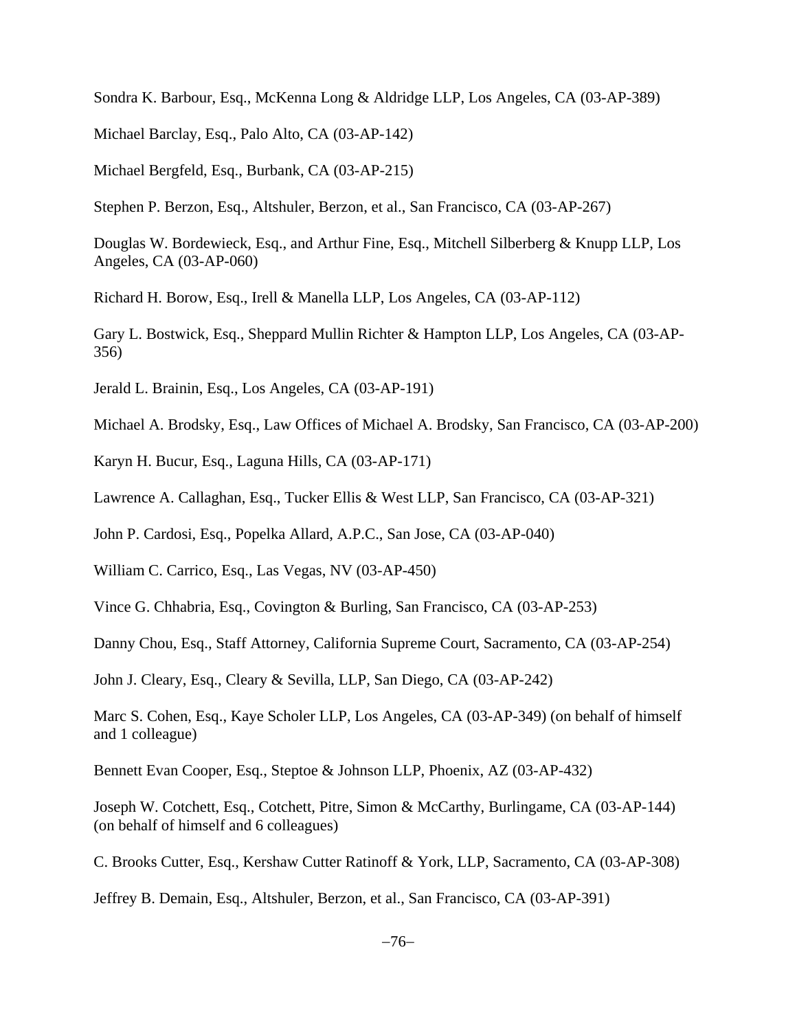Sondra K. Barbour, Esq., McKenna Long & Aldridge LLP, Los Angeles, CA (03-AP-389)

Michael Barclay, Esq., Palo Alto, CA (03-AP-142)

Michael Bergfeld, Esq., Burbank, CA (03-AP-215)

Stephen P. Berzon, Esq., Altshuler, Berzon, et al., San Francisco, CA (03-AP-267)

Douglas W. Bordewieck, Esq., and Arthur Fine, Esq., Mitchell Silberberg & Knupp LLP, Los Angeles, CA (03-AP-060)

Richard H. Borow, Esq., Irell & Manella LLP, Los Angeles, CA (03-AP-112)

Gary L. Bostwick, Esq., Sheppard Mullin Richter & Hampton LLP, Los Angeles, CA (03-AP-356)

Jerald L. Brainin, Esq., Los Angeles, CA (03-AP-191)

Michael A. Brodsky, Esq., Law Offices of Michael A. Brodsky, San Francisco, CA (03-AP-200)

Karyn H. Bucur, Esq., Laguna Hills, CA (03-AP-171)

Lawrence A. Callaghan, Esq., Tucker Ellis & West LLP, San Francisco, CA (03-AP-321)

John P. Cardosi, Esq., Popelka Allard, A.P.C., San Jose, CA (03-AP-040)

William C. Carrico, Esq., Las Vegas, NV (03-AP-450)

Vince G. Chhabria, Esq., Covington & Burling, San Francisco, CA (03-AP-253)

Danny Chou, Esq., Staff Attorney, California Supreme Court, Sacramento, CA (03-AP-254)

John J. Cleary, Esq., Cleary & Sevilla, LLP, San Diego, CA (03-AP-242)

Marc S. Cohen, Esq., Kaye Scholer LLP, Los Angeles, CA (03-AP-349) (on behalf of himself and 1 colleague)

Bennett Evan Cooper, Esq., Steptoe & Johnson LLP, Phoenix, AZ (03-AP-432)

Joseph W. Cotchett, Esq., Cotchett, Pitre, Simon & McCarthy, Burlingame, CA (03-AP-144) (on behalf of himself and 6 colleagues)

C. Brooks Cutter, Esq., Kershaw Cutter Ratinoff & York, LLP, Sacramento, CA (03-AP-308)

Jeffrey B. Demain, Esq., Altshuler, Berzon, et al., San Francisco, CA (03-AP-391)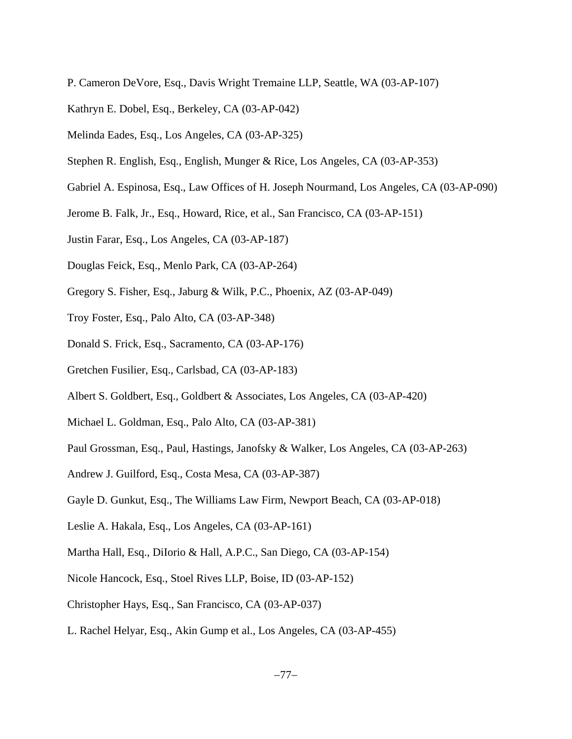P. Cameron DeVore, Esq., Davis Wright Tremaine LLP, Seattle, WA (03-AP-107)

Kathryn E. Dobel, Esq., Berkeley, CA (03-AP-042)

Melinda Eades, Esq., Los Angeles, CA (03-AP-325)

Stephen R. English, Esq., English, Munger & Rice, Los Angeles, CA (03-AP-353)

Gabriel A. Espinosa, Esq., Law Offices of H. Joseph Nourmand, Los Angeles, CA (03-AP-090)

Jerome B. Falk, Jr., Esq., Howard, Rice, et al., San Francisco, CA (03-AP-151)

Justin Farar, Esq., Los Angeles, CA (03-AP-187)

Douglas Feick, Esq., Menlo Park, CA (03-AP-264)

Gregory S. Fisher, Esq., Jaburg & Wilk, P.C., Phoenix, AZ (03-AP-049)

Troy Foster, Esq., Palo Alto, CA (03-AP-348)

Donald S. Frick, Esq., Sacramento, CA (03-AP-176)

Gretchen Fusilier, Esq., Carlsbad, CA (03-AP-183)

Albert S. Goldbert, Esq., Goldbert & Associates, Los Angeles, CA (03-AP-420)

Michael L. Goldman, Esq., Palo Alto, CA (03-AP-381)

Paul Grossman, Esq., Paul, Hastings, Janofsky & Walker, Los Angeles, CA (03-AP-263)

Andrew J. Guilford, Esq., Costa Mesa, CA (03-AP-387)

Gayle D. Gunkut, Esq., The Williams Law Firm, Newport Beach, CA (03-AP-018)

Leslie A. Hakala, Esq., Los Angeles, CA (03-AP-161)

Martha Hall, Esq., DiIorio & Hall, A.P.C., San Diego, CA (03-AP-154)

Nicole Hancock, Esq., Stoel Rives LLP, Boise, ID (03-AP-152)

Christopher Hays, Esq., San Francisco, CA (03-AP-037)

L. Rachel Helyar, Esq., Akin Gump et al., Los Angeles, CA (03-AP-455)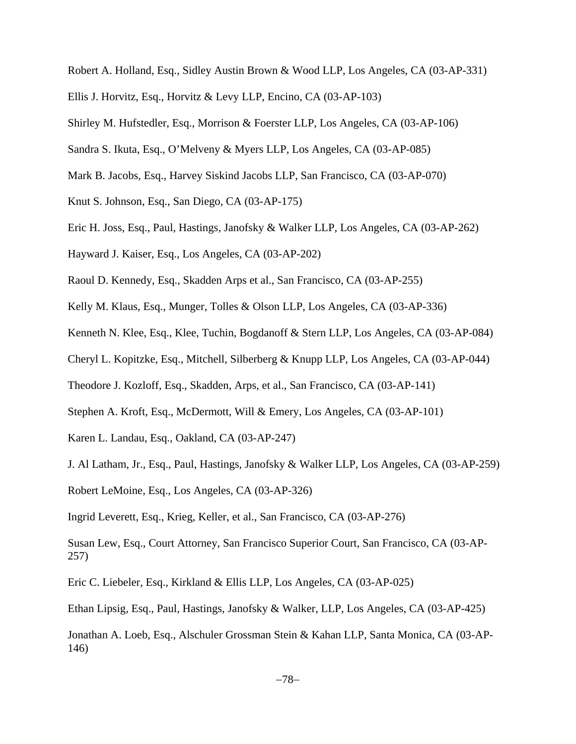Robert A. Holland, Esq., Sidley Austin Brown & Wood LLP, Los Angeles, CA (03-AP-331)

Ellis J. Horvitz, Esq., Horvitz & Levy LLP, Encino, CA (03-AP-103)

Shirley M. Hufstedler, Esq., Morrison & Foerster LLP, Los Angeles, CA (03-AP-106)

Sandra S. Ikuta, Esq., O'Melveny & Myers LLP, Los Angeles, CA (03-AP-085)

Mark B. Jacobs, Esq., Harvey Siskind Jacobs LLP, San Francisco, CA (03-AP-070)

Knut S. Johnson, Esq., San Diego, CA (03-AP-175)

Eric H. Joss, Esq., Paul, Hastings, Janofsky & Walker LLP, Los Angeles, CA (03-AP-262)

Hayward J. Kaiser, Esq., Los Angeles, CA (03-AP-202)

Raoul D. Kennedy, Esq., Skadden Arps et al., San Francisco, CA (03-AP-255)

Kelly M. Klaus, Esq., Munger, Tolles & Olson LLP, Los Angeles, CA (03-AP-336)

Kenneth N. Klee, Esq., Klee, Tuchin, Bogdanoff & Stern LLP, Los Angeles, CA (03-AP-084)

Cheryl L. Kopitzke, Esq., Mitchell, Silberberg & Knupp LLP, Los Angeles, CA (03-AP-044)

Theodore J. Kozloff, Esq., Skadden, Arps, et al., San Francisco, CA (03-AP-141)

Stephen A. Kroft, Esq., McDermott, Will & Emery, Los Angeles, CA (03-AP-101)

Karen L. Landau, Esq., Oakland, CA (03-AP-247)

J. Al Latham, Jr., Esq., Paul, Hastings, Janofsky & Walker LLP, Los Angeles, CA (03-AP-259)

Robert LeMoine, Esq., Los Angeles, CA (03-AP-326)

Ingrid Leverett, Esq., Krieg, Keller, et al., San Francisco, CA (03-AP-276)

Susan Lew, Esq., Court Attorney, San Francisco Superior Court, San Francisco, CA (03-AP-257)

Eric C. Liebeler, Esq., Kirkland & Ellis LLP, Los Angeles, CA (03-AP-025)

Ethan Lipsig, Esq., Paul, Hastings, Janofsky & Walker, LLP, Los Angeles, CA (03-AP-425)

Jonathan A. Loeb, Esq., Alschuler Grossman Stein & Kahan LLP, Santa Monica, CA (03-AP-146)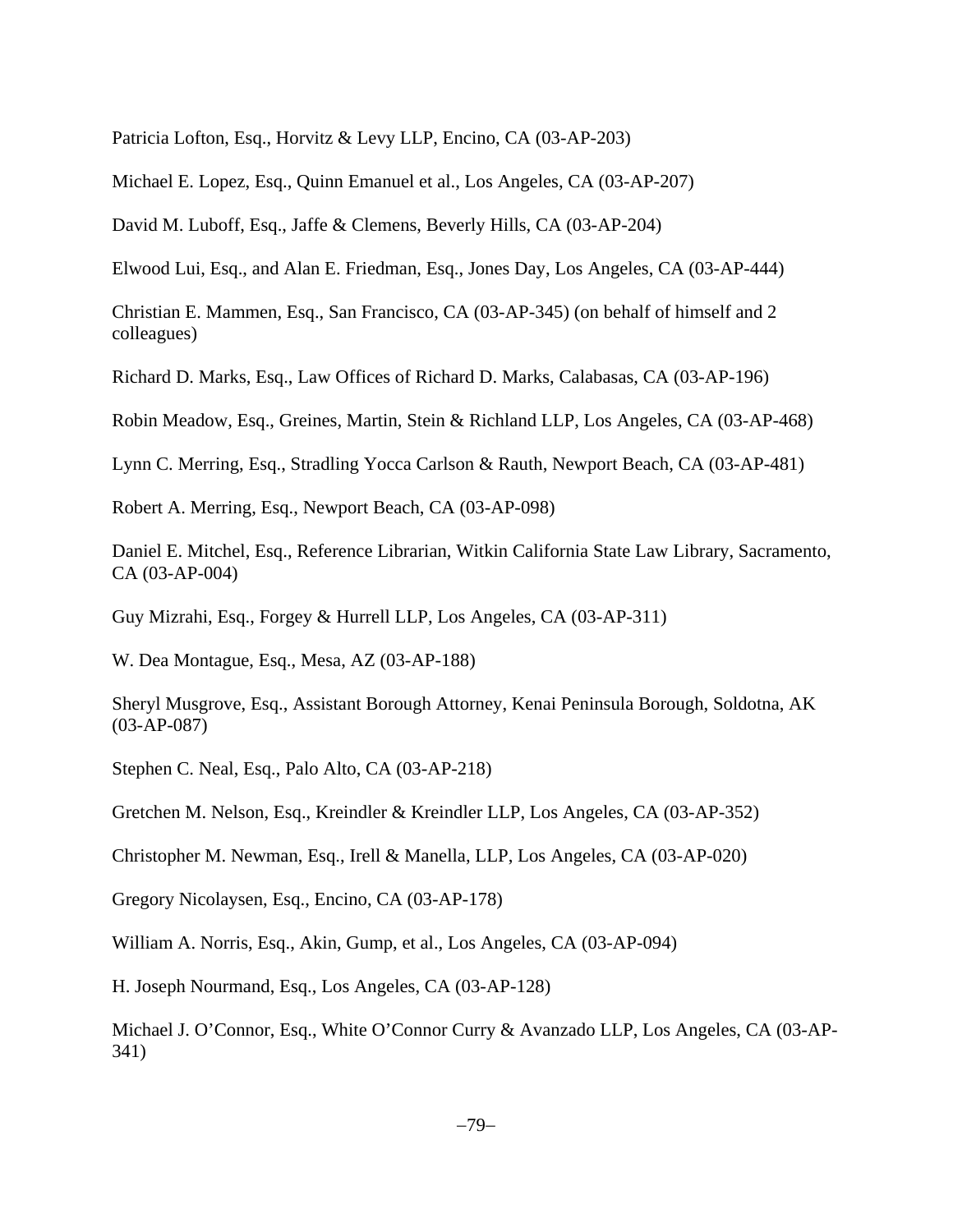Patricia Lofton, Esq., Horvitz & Levy LLP, Encino, CA (03-AP-203)

Michael E. Lopez, Esq., Quinn Emanuel et al., Los Angeles, CA (03-AP-207)

David M. Luboff, Esq., Jaffe & Clemens, Beverly Hills, CA (03-AP-204)

Elwood Lui, Esq., and Alan E. Friedman, Esq., Jones Day, Los Angeles, CA (03-AP-444)

Christian E. Mammen, Esq., San Francisco, CA (03-AP-345) (on behalf of himself and 2 colleagues)

Richard D. Marks, Esq., Law Offices of Richard D. Marks, Calabasas, CA (03-AP-196)

Robin Meadow, Esq., Greines, Martin, Stein & Richland LLP, Los Angeles, CA (03-AP-468)

Lynn C. Merring, Esq., Stradling Yocca Carlson & Rauth, Newport Beach, CA (03-AP-481)

Robert A. Merring, Esq., Newport Beach, CA (03-AP-098)

Daniel E. Mitchel, Esq., Reference Librarian, Witkin California State Law Library, Sacramento, CA (03-AP-004)

Guy Mizrahi, Esq., Forgey & Hurrell LLP, Los Angeles, CA (03-AP-311)

W. Dea Montague, Esq., Mesa, AZ (03-AP-188)

Sheryl Musgrove, Esq., Assistant Borough Attorney, Kenai Peninsula Borough, Soldotna, AK (03-AP-087)

Stephen C. Neal, Esq., Palo Alto, CA (03-AP-218)

Gretchen M. Nelson, Esq., Kreindler & Kreindler LLP, Los Angeles, CA (03-AP-352)

Christopher M. Newman, Esq., Irell & Manella, LLP, Los Angeles, CA (03-AP-020)

Gregory Nicolaysen, Esq., Encino, CA (03-AP-178)

William A. Norris, Esq., Akin, Gump, et al., Los Angeles, CA (03-AP-094)

H. Joseph Nourmand, Esq., Los Angeles, CA (03-AP-128)

Michael J. O'Connor, Esq., White O'Connor Curry & Avanzado LLP, Los Angeles, CA (03-AP-341)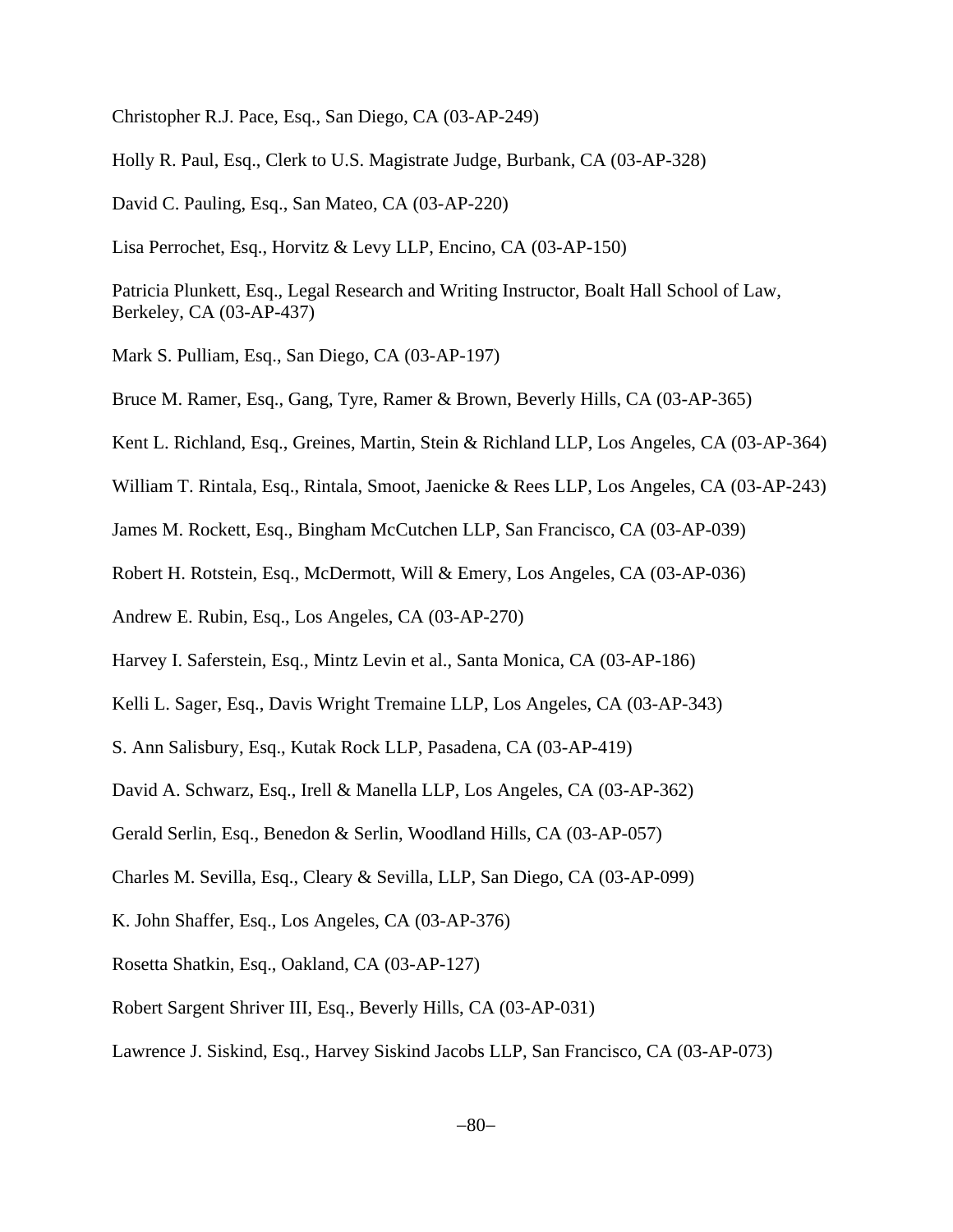Christopher R.J. Pace, Esq., San Diego, CA (03-AP-249)

Holly R. Paul, Esq., Clerk to U.S. Magistrate Judge, Burbank, CA (03-AP-328)

David C. Pauling, Esq., San Mateo, CA (03-AP-220)

Lisa Perrochet, Esq., Horvitz & Levy LLP, Encino, CA (03-AP-150)

Patricia Plunkett, Esq., Legal Research and Writing Instructor, Boalt Hall School of Law, Berkeley, CA (03-AP-437)

Mark S. Pulliam, Esq., San Diego, CA (03-AP-197)

Bruce M. Ramer, Esq., Gang, Tyre, Ramer & Brown, Beverly Hills, CA (03-AP-365)

Kent L. Richland, Esq., Greines, Martin, Stein & Richland LLP, Los Angeles, CA (03-AP-364)

William T. Rintala, Esq., Rintala, Smoot, Jaenicke & Rees LLP, Los Angeles, CA (03-AP-243)

James M. Rockett, Esq., Bingham McCutchen LLP, San Francisco, CA (03-AP-039)

Robert H. Rotstein, Esq., McDermott, Will & Emery, Los Angeles, CA (03-AP-036)

Andrew E. Rubin, Esq., Los Angeles, CA (03-AP-270)

Harvey I. Saferstein, Esq., Mintz Levin et al., Santa Monica, CA (03-AP-186)

Kelli L. Sager, Esq., Davis Wright Tremaine LLP, Los Angeles, CA (03-AP-343)

S. Ann Salisbury, Esq., Kutak Rock LLP, Pasadena, CA (03-AP-419)

David A. Schwarz, Esq., Irell & Manella LLP, Los Angeles, CA (03-AP-362)

Gerald Serlin, Esq., Benedon & Serlin, Woodland Hills, CA (03-AP-057)

Charles M. Sevilla, Esq., Cleary & Sevilla, LLP, San Diego, CA (03-AP-099)

K. John Shaffer, Esq., Los Angeles, CA (03-AP-376)

Rosetta Shatkin, Esq., Oakland, CA (03-AP-127)

Robert Sargent Shriver III, Esq., Beverly Hills, CA (03-AP-031)

Lawrence J. Siskind, Esq., Harvey Siskind Jacobs LLP, San Francisco, CA (03-AP-073)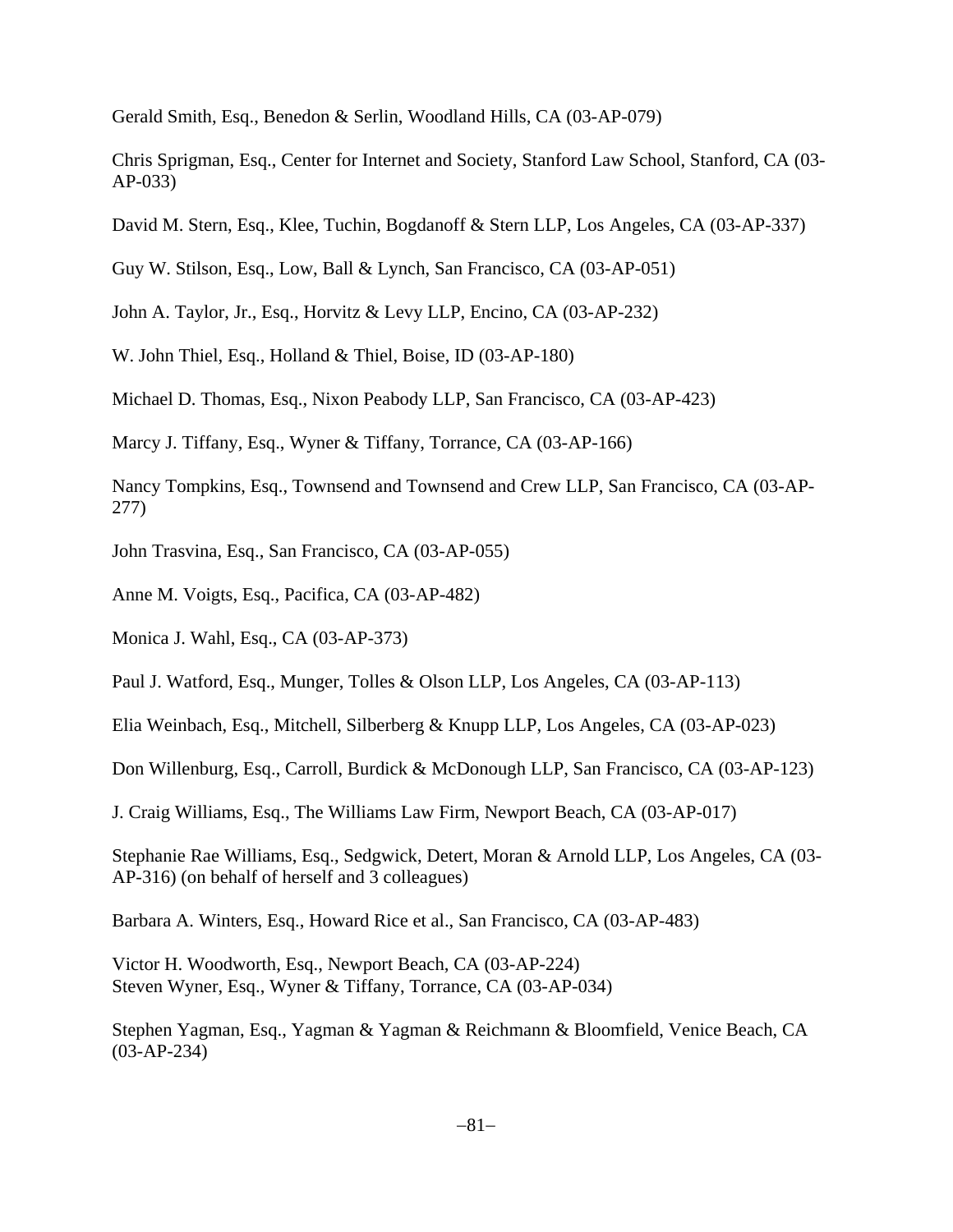Gerald Smith, Esq., Benedon & Serlin, Woodland Hills, CA (03-AP-079)

Chris Sprigman, Esq., Center for Internet and Society, Stanford Law School, Stanford, CA (03-AP-033)

David M. Stern, Esq., Klee, Tuchin, Bogdanoff & Stern LLP, Los Angeles, CA (03-AP-337)

Guy W. Stilson, Esq., Low, Ball & Lynch, San Francisco, CA (03-AP-051)

John A. Taylor, Jr., Esq., Horvitz & Levy LLP, Encino, CA (03-AP-232)

W. John Thiel, Esq., Holland & Thiel, Boise, ID (03-AP-180)

Michael D. Thomas, Esq., Nixon Peabody LLP, San Francisco, CA (03-AP-423)

Marcy J. Tiffany, Esq., Wyner & Tiffany, Torrance, CA (03-AP-166)

Nancy Tompkins, Esq., Townsend and Townsend and Crew LLP, San Francisco, CA (03-AP-277)

John Trasvina, Esq., San Francisco, CA (03-AP-055)

Anne M. Voigts, Esq., Pacifica, CA (03-AP-482)

Monica J. Wahl, Esq., CA (03-AP-373)

Paul J. Watford, Esq., Munger, Tolles & Olson LLP, Los Angeles, CA (03-AP-113)

Elia Weinbach, Esq., Mitchell, Silberberg & Knupp LLP, Los Angeles, CA (03-AP-023)

Don Willenburg, Esq., Carroll, Burdick & McDonough LLP, San Francisco, CA (03-AP-123)

J. Craig Williams, Esq., The Williams Law Firm, Newport Beach, CA (03-AP-017)

Stephanie Rae Williams, Esq., Sedgwick, Detert, Moran & Arnold LLP, Los Angeles, CA (03-AP-316) (on behalf of herself and 3 colleagues)

Barbara A. Winters, Esq., Howard Rice et al., San Francisco, CA (03-AP-483)

Victor H. Woodworth, Esq., Newport Beach, CA (03-AP-224)
Steven Wyner, Esq., Wyner & Tiffany, Torrance, CA (03-AP-034)

Stephen Yagman, Esq., Yagman & Yagman & Reichmann & Bloomfield, Venice Beach, CA (03-AP-234)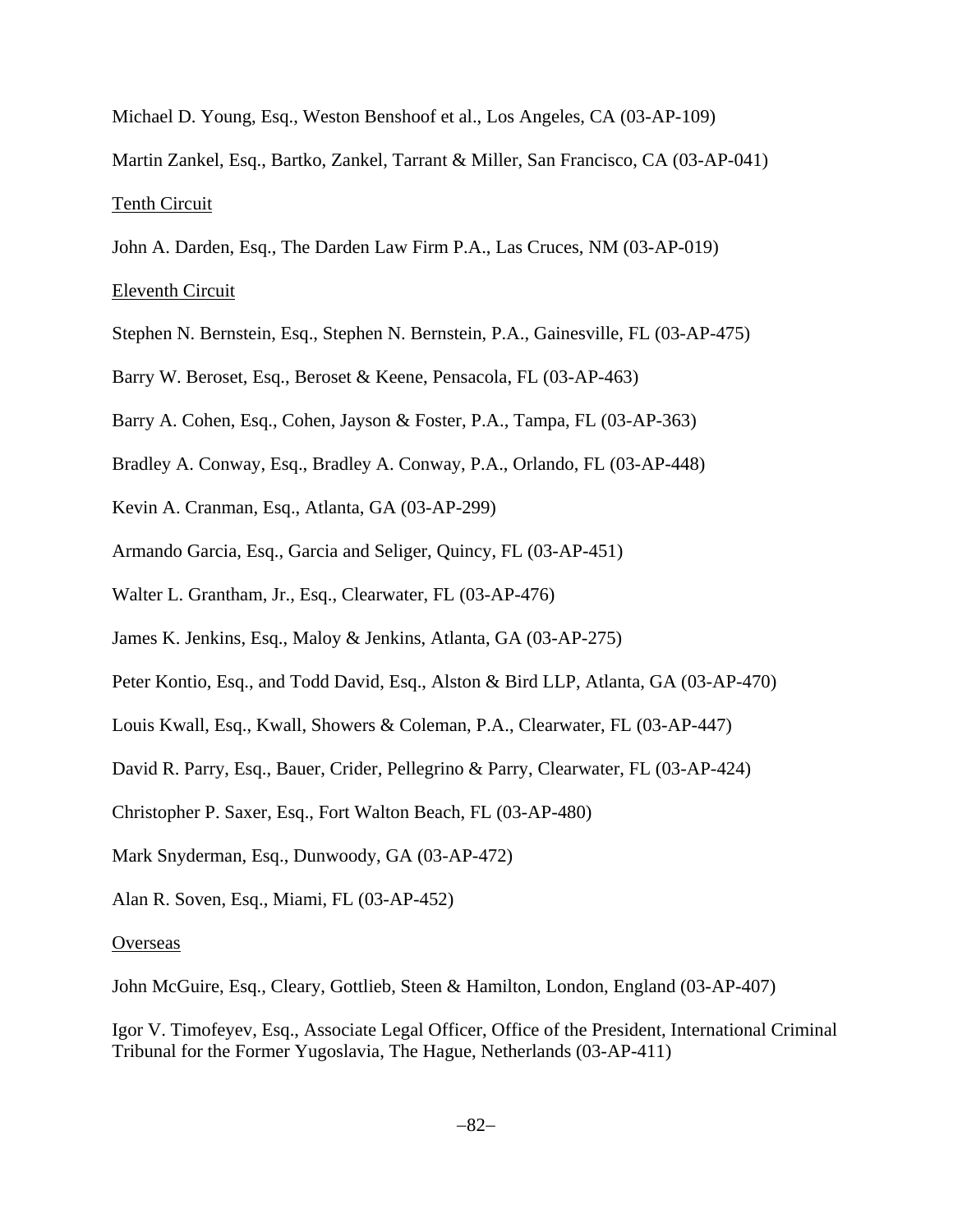Michael D. Young, Esq., Weston Benshoof et al., Los Angeles, CA (03-AP-109)

Martin Zankel, Esq., Bartko, Zankel, Tarrant & Miller, San Francisco, CA (03-AP-041)

Tenth Circuit

John A. Darden, Esq., The Darden Law Firm P.A., Las Cruces, NM (03-AP-019)

Eleventh Circuit

Stephen N. Bernstein, Esq., Stephen N. Bernstein, P.A., Gainesville, FL (03-AP-475)

Barry W. Beroset, Esq., Beroset & Keene, Pensacola, FL (03-AP-463)

Barry A. Cohen, Esq., Cohen, Jayson & Foster, P.A., Tampa, FL (03-AP-363)

Bradley A. Conway, Esq., Bradley A. Conway, P.A., Orlando, FL (03-AP-448)

Kevin A. Cranman, Esq., Atlanta, GA (03-AP-299)

Armando Garcia, Esq., Garcia and Seliger, Quincy, FL (03-AP-451)

Walter L. Grantham, Jr., Esq., Clearwater, FL (03-AP-476)

James K. Jenkins, Esq., Maloy & Jenkins, Atlanta, GA (03-AP-275)

Peter Kontio, Esq., and Todd David, Esq., Alston & Bird LLP, Atlanta, GA (03-AP-470)

Louis Kwall, Esq., Kwall, Showers & Coleman, P.A., Clearwater, FL (03-AP-447)

David R. Parry, Esq., Bauer, Crider, Pellegrino & Parry, Clearwater, FL (03-AP-424)

Christopher P. Saxer, Esq., Fort Walton Beach, FL (03-AP-480)

Mark Snyderman, Esq., Dunwoody, GA (03-AP-472)

Alan R. Soven, Esq., Miami, FL (03-AP-452)

Overseas

John McGuire, Esq., Cleary, Gottlieb, Steen & Hamilton, London, England (03-AP-407)

Igor V. Timofeyev, Esq., Associate Legal Officer, Office of the President, International Criminal Tribunal for the Former Yugoslavia, The Hague, Netherlands (03-AP-411)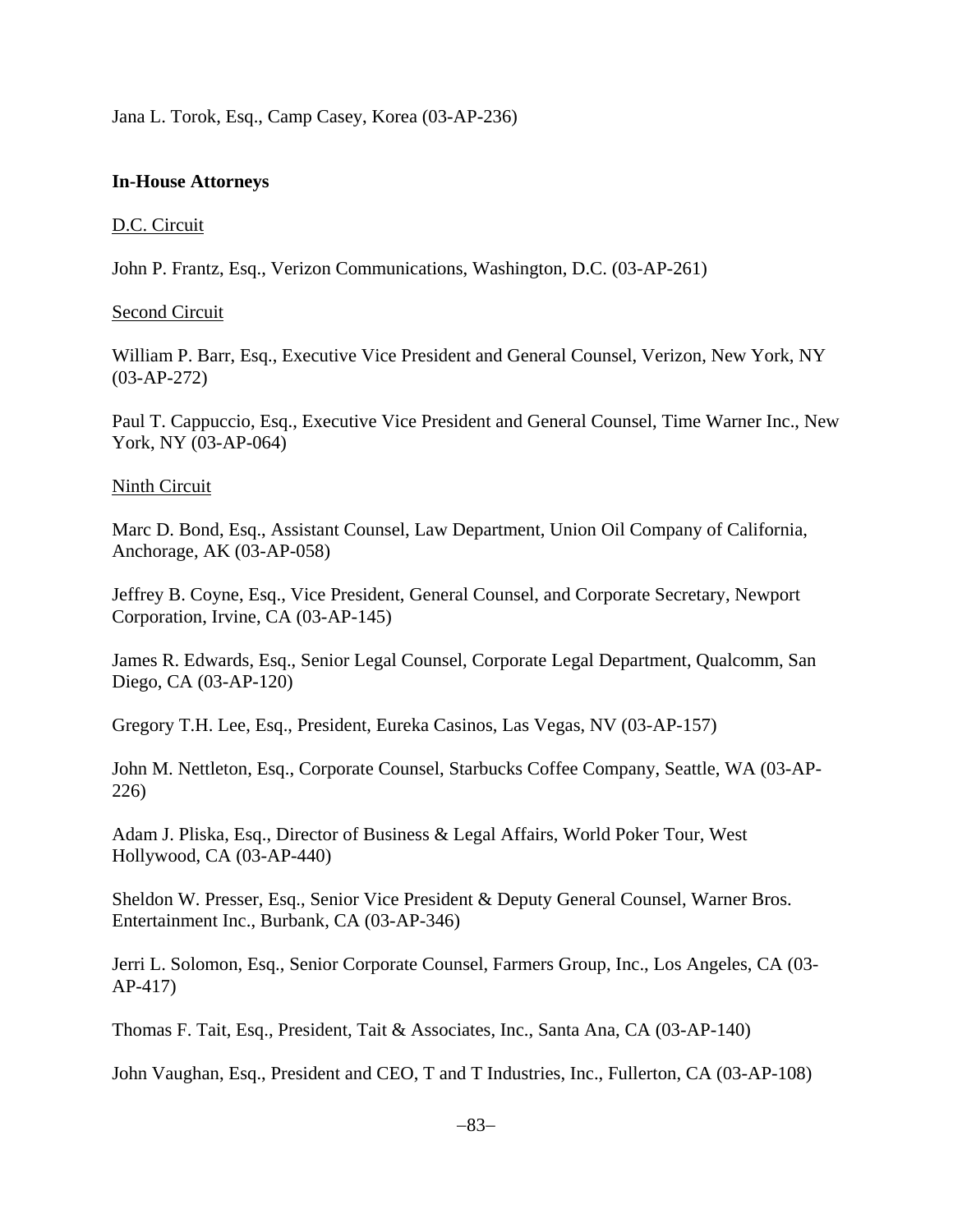Jana L. Torok, Esq., Camp Casey, Korea (03-AP-236)

**In-House Attorneys**

D.C. Circuit

John P. Frantz, Esq., Verizon Communications, Washington, D.C. (03-AP-261)

Second Circuit

William P. Barr, Esq., Executive Vice President and General Counsel, Verizon, New York, NY (03-AP-272)

Paul T. Cappuccio, Esq., Executive Vice President and General Counsel, Time Warner Inc., New York, NY (03-AP-064)

Ninth Circuit

Marc D. Bond, Esq., Assistant Counsel, Law Department, Union Oil Company of California, Anchorage, AK (03-AP-058)

Jeffrey B. Coyne, Esq., Vice President, General Counsel, and Corporate Secretary, Newport Corporation, Irvine, CA (03-AP-145)

James R. Edwards, Esq., Senior Legal Counsel, Corporate Legal Department, Qualcomm, San Diego, CA (03-AP-120)

Gregory T.H. Lee, Esq., President, Eureka Casinos, Las Vegas, NV (03-AP-157)

John M. Nettleton, Esq., Corporate Counsel, Starbucks Coffee Company, Seattle, WA (03-AP-226)

Adam J. Pliska, Esq., Director of Business & Legal Affairs, World Poker Tour, West Hollywood, CA (03-AP-440)

Sheldon W. Presser, Esq., Senior Vice President & Deputy General Counsel, Warner Bros. Entertainment Inc., Burbank, CA (03-AP-346)

Jerri L. Solomon, Esq., Senior Corporate Counsel, Farmers Group, Inc., Los Angeles, CA (03-AP-417)

Thomas F. Tait, Esq., President, Tait & Associates, Inc., Santa Ana, CA (03-AP-140)

John Vaughan, Esq., President and CEO, T and T Industries, Inc., Fullerton, CA (03-AP-108)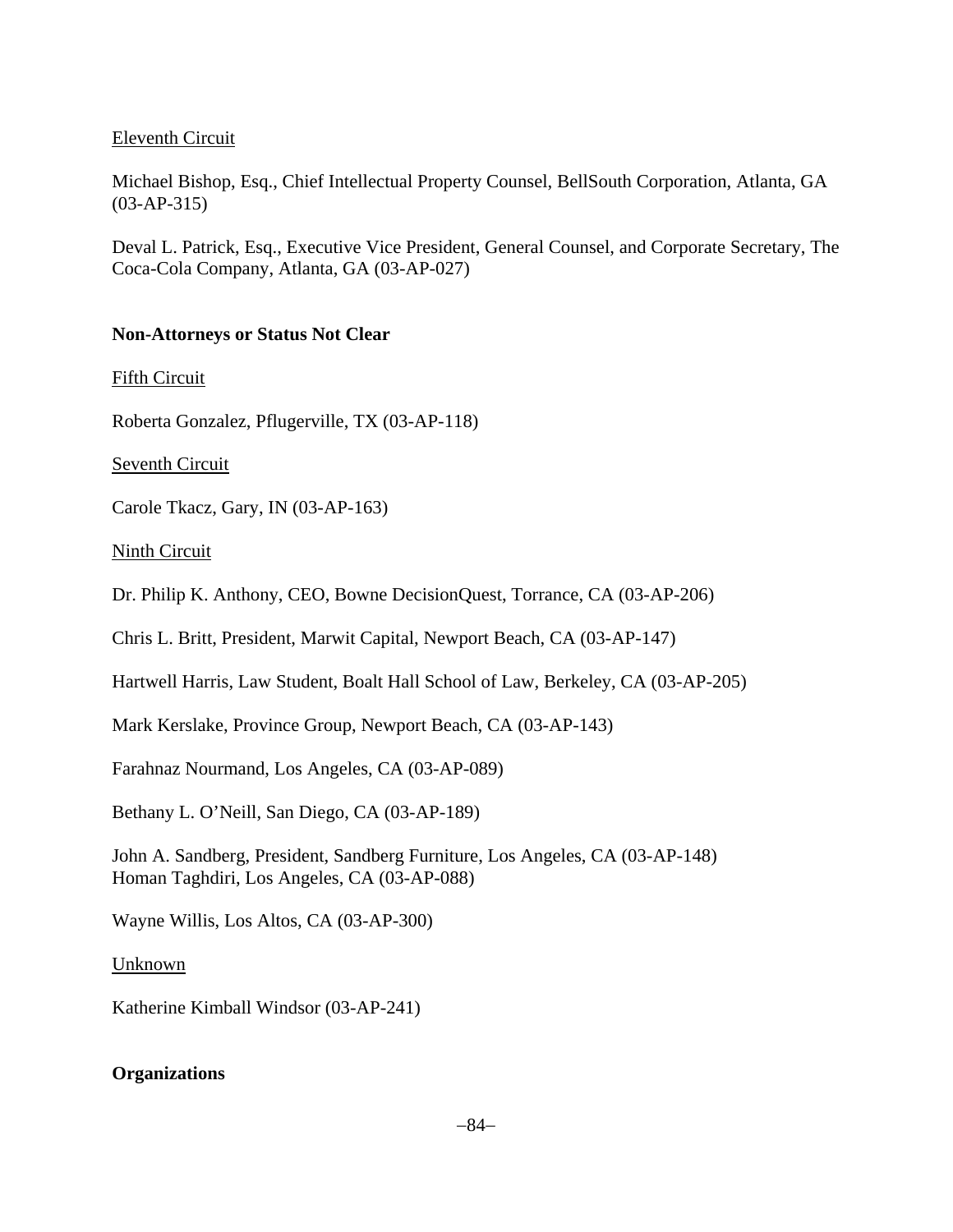Eleventh Circuit

Michael Bishop, Esq., Chief Intellectual Property Counsel, BellSouth Corporation, Atlanta, GA (03-AP-315)

Deval L. Patrick, Esq., Executive Vice President, General Counsel, and Corporate Secretary, The Coca-Cola Company, Atlanta, GA (03-AP-027)

**Non-Attorneys or Status Not Clear**

Fifth Circuit

Roberta Gonzalez, Pflugerville, TX (03-AP-118)

Seventh Circuit

Carole Tkacz, Gary, IN (03-AP-163)

Ninth Circuit

Dr. Philip K. Anthony, CEO, Bowne DecisionQuest, Torrance, CA (03-AP-206)

Chris L. Britt, President, Marwit Capital, Newport Beach, CA (03-AP-147)

Hartwell Harris, Law Student, Boalt Hall School of Law, Berkeley, CA (03-AP-205)

Mark Kerslake, Province Group, Newport Beach, CA (03-AP-143)

Farahnaz Nourmand, Los Angeles, CA (03-AP-089)

Bethany L. O'Neill, San Diego, CA (03-AP-189)

John A. Sandberg, President, Sandberg Furniture, Los Angeles, CA (03-AP-148)
Homan Taghdiri, Los Angeles, CA (03-AP-088)

Wayne Willis, Los Altos, CA (03-AP-300)

Unknown

Katherine Kimball Windsor (03-AP-241)

**Organizations**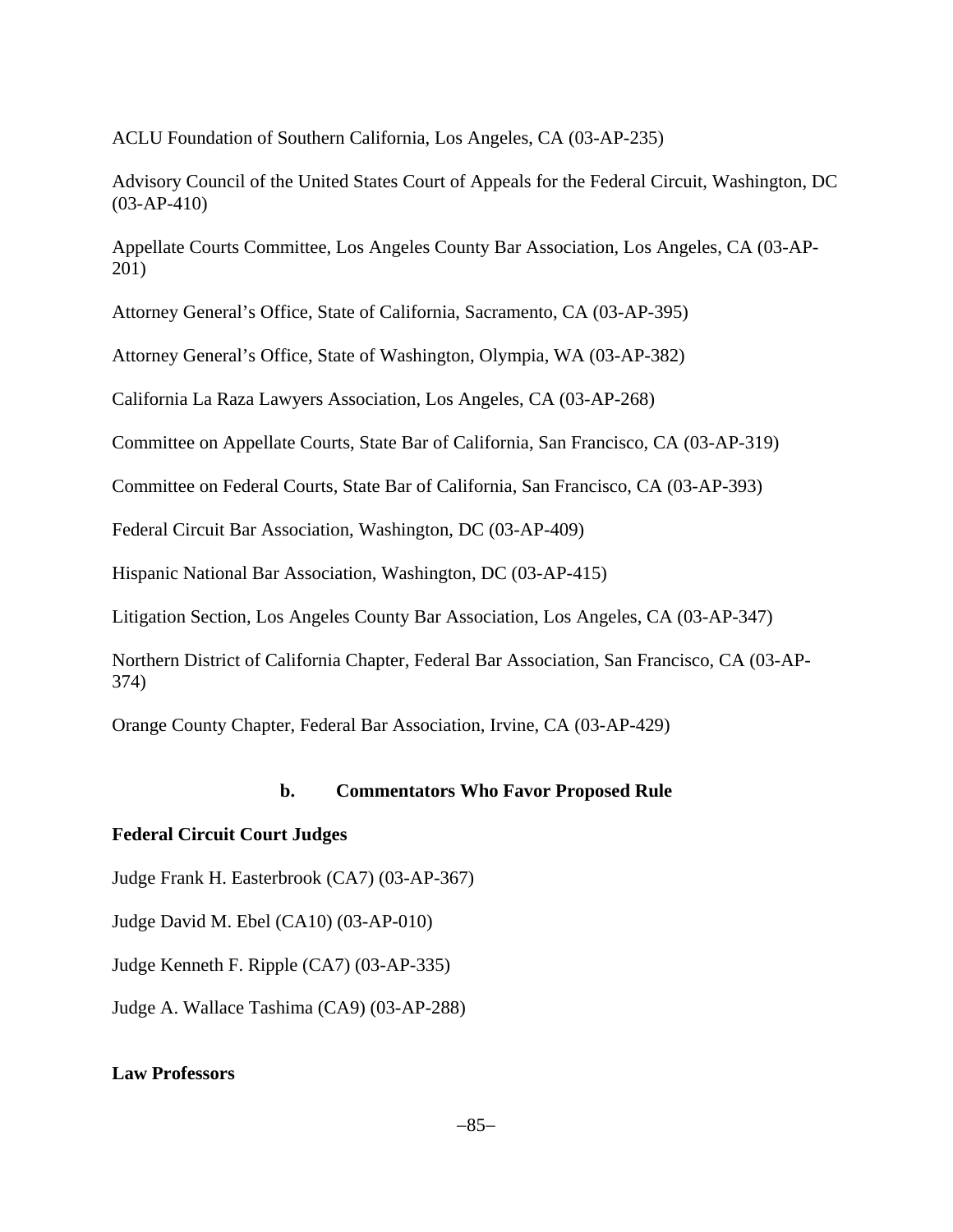ACLU Foundation of Southern California, Los Angeles, CA (03-AP-235)

Advisory Council of the United States Court of Appeals for the Federal Circuit, Washington, DC (03-AP-410)

Appellate Courts Committee, Los Angeles County Bar Association, Los Angeles, CA (03-AP-201)

Attorney General's Office, State of California, Sacramento, CA (03-AP-395)

Attorney General's Office, State of Washington, Olympia, WA (03-AP-382)

California La Raza Lawyers Association, Los Angeles, CA (03-AP-268)

Committee on Appellate Courts, State Bar of California, San Francisco, CA (03-AP-319)

Committee on Federal Courts, State Bar of California, San Francisco, CA (03-AP-393)

Federal Circuit Bar Association, Washington, DC (03-AP-409)

Hispanic National Bar Association, Washington, DC (03-AP-415)

Litigation Section, Los Angeles County Bar Association, Los Angeles, CA (03-AP-347)

Northern District of California Chapter, Federal Bar Association, San Francisco, CA (03-AP-374)

Orange County Chapter, Federal Bar Association, Irvine, CA (03-AP-429)

### b. Commentators Who Favor Proposed Rule

**Federal Circuit Court Judges**

Judge Frank H. Easterbrook (CA7) (03-AP-367)

Judge David M. Ebel (CA10) (03-AP-010)

Judge Kenneth F. Ripple (CA7) (03-AP-335)

Judge A. Wallace Tashima (CA9) (03-AP-288)

**Law Professors**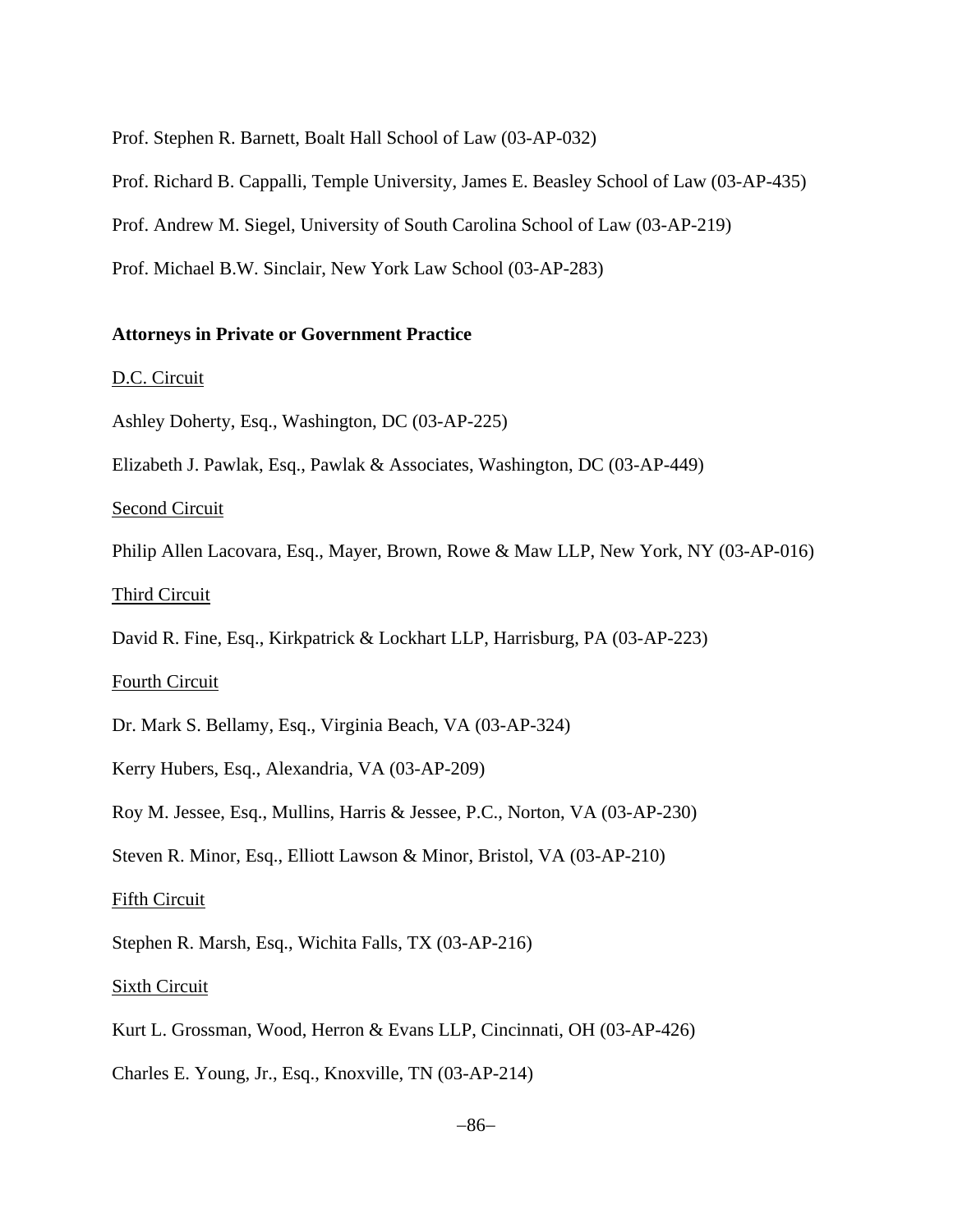Prof. Stephen R. Barnett, Boalt Hall School of Law (03-AP-032)

Prof. Richard B. Cappalli, Temple University, James E. Beasley School of Law (03-AP-435)

Prof. Andrew M. Siegel, University of South Carolina School of Law (03-AP-219)

Prof. Michael B.W. Sinclair, New York Law School (03-AP-283)

**Attorneys in Private or Government Practice**

D.C. Circuit

Ashley Doherty, Esq., Washington, DC (03-AP-225)

Elizabeth J. Pawlak, Esq., Pawlak & Associates, Washington, DC (03-AP-449)

Second Circuit

Philip Allen Lacovara, Esq., Mayer, Brown, Rowe & Maw LLP, New York, NY (03-AP-016)

Third Circuit

David R. Fine, Esq., Kirkpatrick & Lockhart LLP, Harrisburg, PA (03-AP-223)

Fourth Circuit

Dr. Mark S. Bellamy, Esq., Virginia Beach, VA (03-AP-324)

Kerry Hubers, Esq., Alexandria, VA (03-AP-209)

Roy M. Jessee, Esq., Mullins, Harris & Jessee, P.C., Norton, VA (03-AP-230)

Steven R. Minor, Esq., Elliott Lawson & Minor, Bristol, VA (03-AP-210)

Fifth Circuit

Stephen R. Marsh, Esq., Wichita Falls, TX (03-AP-216)

Sixth Circuit

Kurt L. Grossman, Wood, Herron & Evans LLP, Cincinnati, OH (03-AP-426)

Charles E. Young, Jr., Esq., Knoxville, TN (03-AP-214)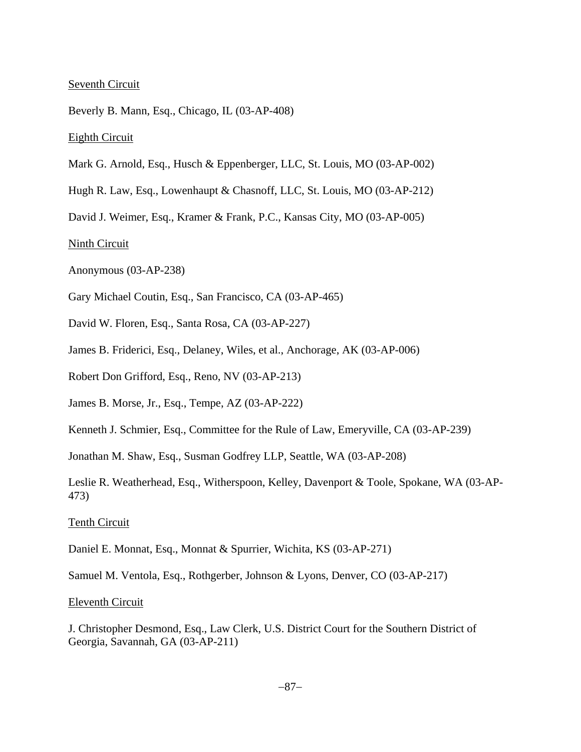<u>Seventh Circuit</u>

Beverly B. Mann, Esq., Chicago, IL (03-AP-408)

<u>Eighth Circuit</u>

Mark G. Arnold, Esq., Husch & Eppenberger, LLC, St. Louis, MO (03-AP-002)

Hugh R. Law, Esq., Lowenhaupt & Chasnoff, LLC, St. Louis, MO (03-AP-212)

David J. Weimer, Esq., Kramer & Frank, P.C., Kansas City, MO (03-AP-005)

<u>Ninth Circuit</u>

Anonymous (03-AP-238)

Gary Michael Coutin, Esq., San Francisco, CA (03-AP-465)

David W. Floren, Esq., Santa Rosa, CA (03-AP-227)

James B. Friderici, Esq., Delaney, Wiles, et al., Anchorage, AK (03-AP-006)

Robert Don Grifford, Esq., Reno, NV (03-AP-213)

James B. Morse, Jr., Esq., Tempe, AZ (03-AP-222)

Kenneth J. Schmier, Esq., Committee for the Rule of Law, Emeryville, CA (03-AP-239)

Jonathan M. Shaw, Esq., Susman Godfrey LLP, Seattle, WA (03-AP-208)

Leslie R. Weatherhead, Esq., Witherspoon, Kelley, Davenport & Toole, Spokane, WA (03-AP-473)

<u>Tenth Circuit</u>

Daniel E. Monnat, Esq., Monnat & Spurrier, Wichita, KS (03-AP-271)

Samuel M. Ventola, Esq., Rothgerber, Johnson & Lyons, Denver, CO (03-AP-217)

<u>Eleventh Circuit</u>

J. Christopher Desmond, Esq., Law Clerk, U.S. District Court for the Southern District of Georgia, Savannah, GA (03-AP-211)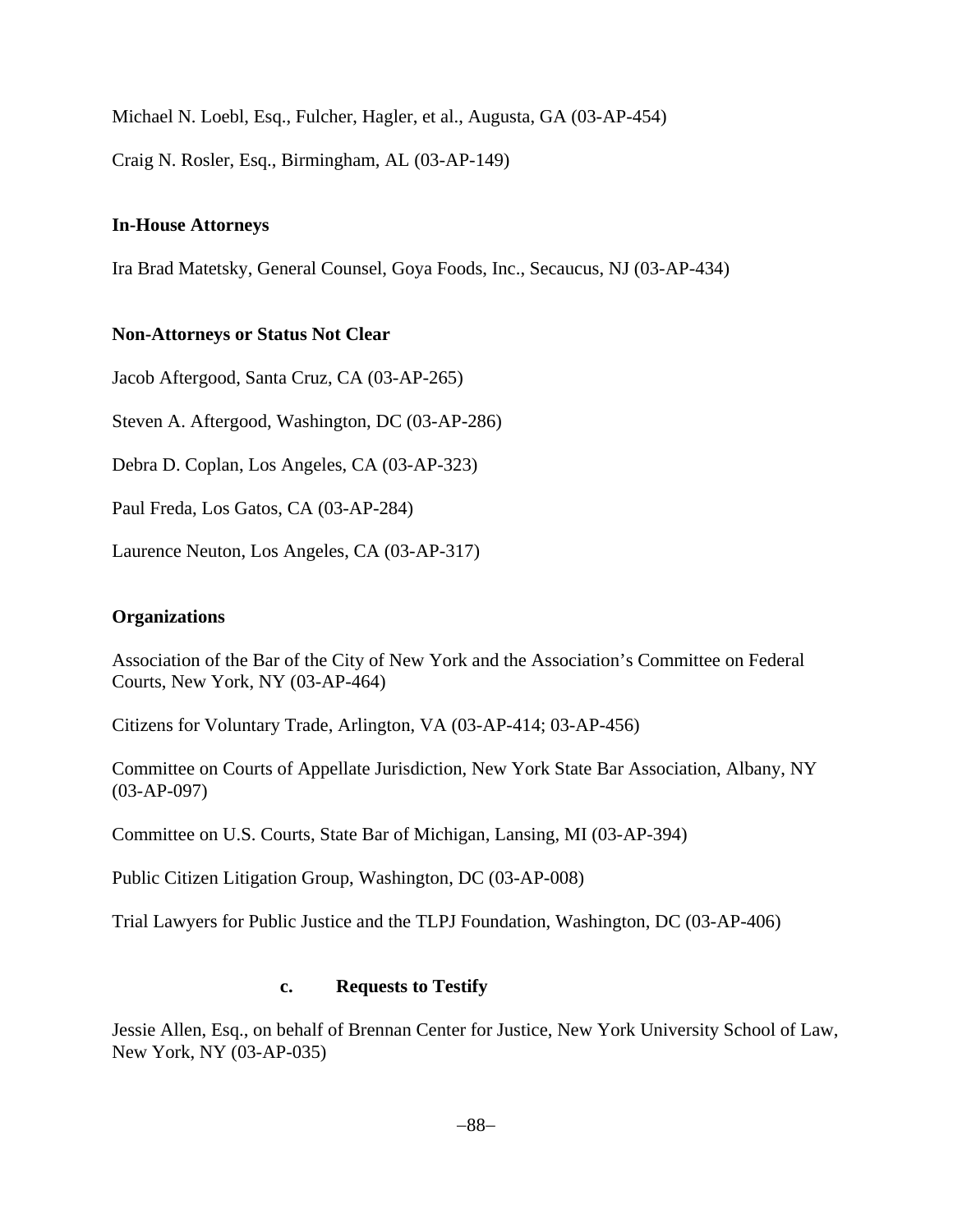Michael N. Loebl, Esq., Fulcher, Hagler, et al., Augusta, GA (03-AP-454)

Craig N. Rosler, Esq., Birmingham, AL (03-AP-149)

**In-House Attorneys**

Ira Brad Matetsky, General Counsel, Goya Foods, Inc., Secaucus, NJ (03-AP-434)

**Non-Attorneys or Status Not Clear**

Jacob Aftergood, Santa Cruz, CA (03-AP-265)

Steven A. Aftergood, Washington, DC (03-AP-286)

Debra D. Coplan, Los Angeles, CA (03-AP-323)

Paul Freda, Los Gatos, CA (03-AP-284)

Laurence Neuton, Los Angeles, CA (03-AP-317)

**Organizations**

Association of the Bar of the City of New York and the Association's Committee on Federal Courts, New York, NY (03-AP-464)

Citizens for Voluntary Trade, Arlington, VA (03-AP-414; 03-AP-456)

Committee on Courts of Appellate Jurisdiction, New York State Bar Association, Albany, NY (03-AP-097)

Committee on U.S. Courts, State Bar of Michigan, Lansing, MI (03-AP-394)

Public Citizen Litigation Group, Washington, DC (03-AP-008)

Trial Lawyers for Public Justice and the TLPJ Foundation, Washington, DC (03-AP-406)

### c. Requests to Testify

Jessie Allen, Esq., on behalf of Brennan Center for Justice, New York University School of Law, New York, NY (03-AP-035)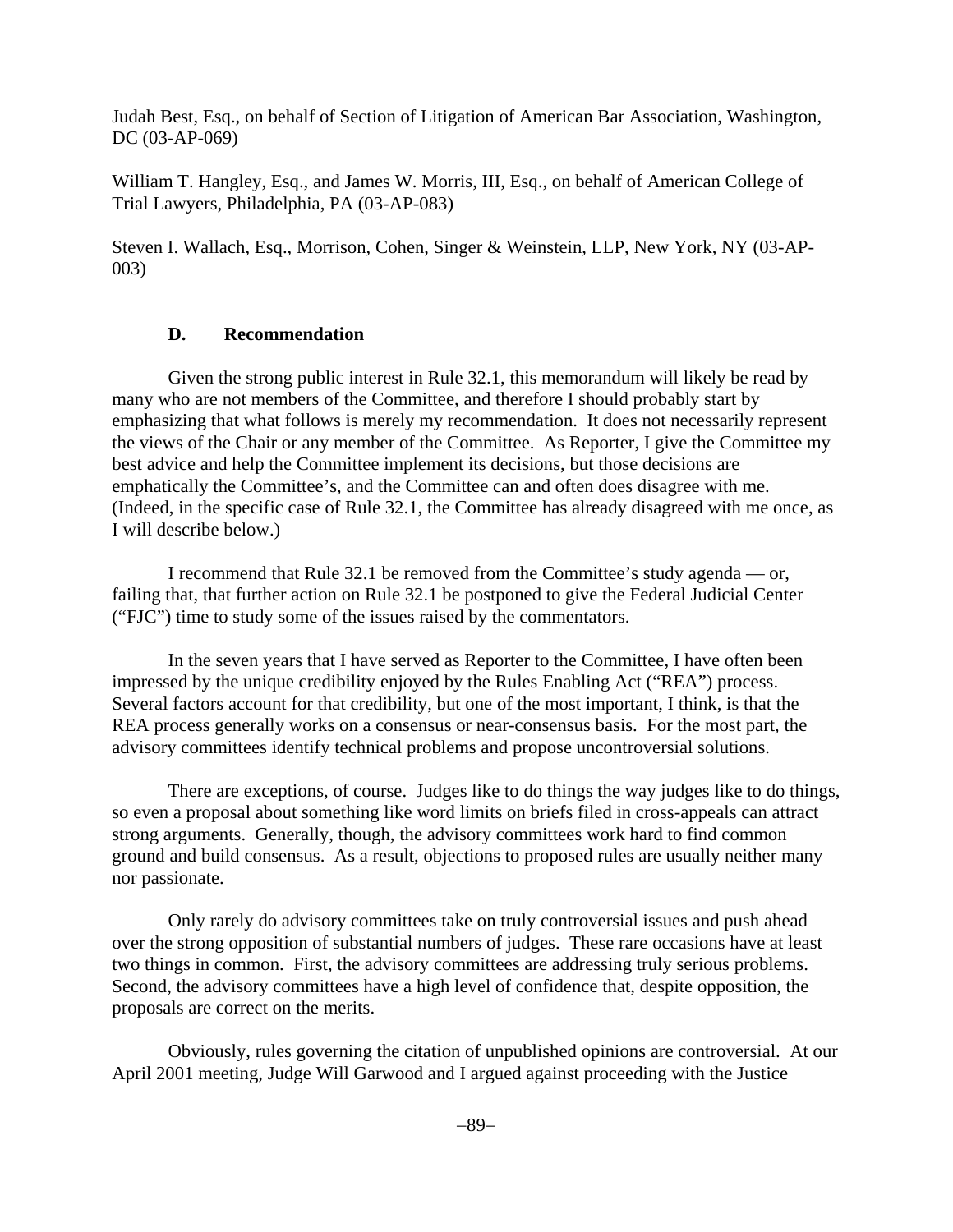Judah Best, Esq., on behalf of Section of Litigation of American Bar Association, Washington, DC (03-AP-069)

William T. Hangley, Esq., and James W. Morris, III, Esq., on behalf of American College of Trial Lawyers, Philadelphia, PA (03-AP-083)

Steven I. Wallach, Esq., Morrison, Cohen, Singer & Weinstein, LLP, New York, NY (03-AP-003)

### D. Recommendation

Given the strong public interest in Rule 32.1, this memorandum will likely be read by many who are not members of the Committee, and therefore I should probably start by emphasizing that what follows is merely my recommendation. It does not necessarily represent the views of the Chair or any member of the Committee. As Reporter, I give the Committee my best advice and help the Committee implement its decisions, but those decisions are emphatically the Committee's, and the Committee can and often does disagree with me. (Indeed, in the specific case of Rule 32.1, the Committee has already disagreed with me once, as I will describe below.)

I recommend that Rule 32.1 be removed from the Committee's study agenda — or, failing that, that further action on Rule 32.1 be postponed to give the Federal Judicial Center ("FJC") time to study some of the issues raised by the commentators.

In the seven years that I have served as Reporter to the Committee, I have often been impressed by the unique credibility enjoyed by the Rules Enabling Act ("REA") process. Several factors account for that credibility, but one of the most important, I think, is that the REA process generally works on a consensus or near-consensus basis. For the most part, the advisory committees identify technical problems and propose uncontroversial solutions.

There are exceptions, of course. Judges like to do things the way judges like to do things, so even a proposal about something like word limits on briefs filed in cross-appeals can attract strong arguments. Generally, though, the advisory committees work hard to find common ground and build consensus. As a result, objections to proposed rules are usually neither many nor passionate.

Only rarely do advisory committees take on truly controversial issues and push ahead over the strong opposition of substantial numbers of judges. These rare occasions have at least two things in common. First, the advisory committees are addressing truly serious problems. Second, the advisory committees have a high level of confidence that, despite opposition, the proposals are correct on the merits.

Obviously, rules governing the citation of unpublished opinions are controversial. At our April 2001 meeting, Judge Will Garwood and I argued against proceeding with the Justice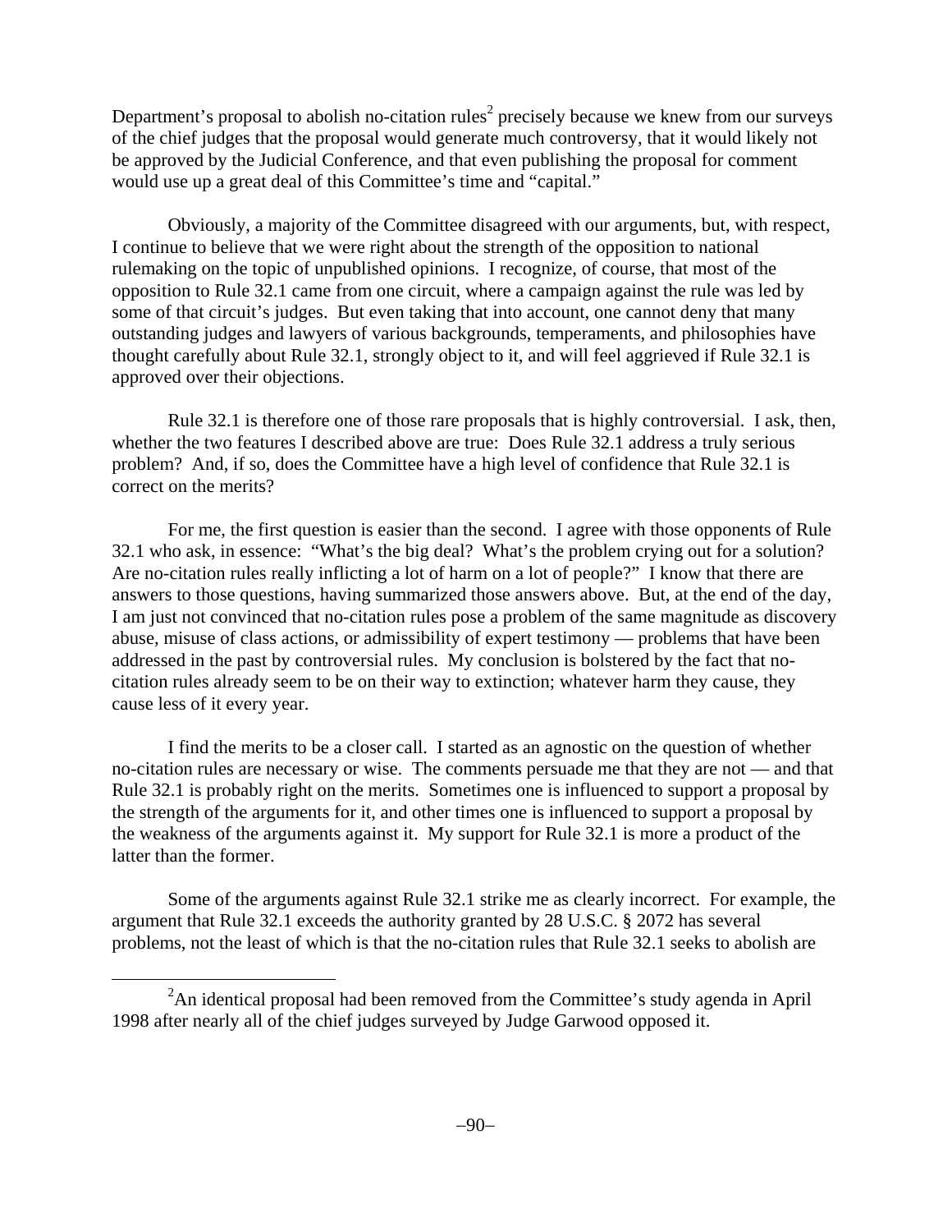Department's proposal to abolish no-citation rules[2] precisely because we knew from our surveys of the chief judges that the proposal would generate much controversy, that it would likely not be approved by the Judicial Conference, and that even publishing the proposal for comment would use up a great deal of this Committee's time and "capital."

Obviously, a majority of the Committee disagreed with our arguments, but, with respect, I continue to believe that we were right about the strength of the opposition to national rulemaking on the topic of unpublished opinions. I recognize, of course, that most of the opposition to Rule 32.1 came from one circuit, where a campaign against the rule was led by some of that circuit's judges. But even taking that into account, one cannot deny that many outstanding judges and lawyers of various backgrounds, temperaments, and philosophies have thought carefully about Rule 32.1, strongly object to it, and will feel aggrieved if Rule 32.1 is approved over their objections.

Rule 32.1 is therefore one of those rare proposals that is highly controversial. I ask, then, whether the two features I described above are true: Does Rule 32.1 address a truly serious problem? And, if so, does the Committee have a high level of confidence that Rule 32.1 is correct on the merits?

For me, the first question is easier than the second. I agree with those opponents of Rule 32.1 who ask, in essence: "What's the big deal? What's the problem crying out for a solution? Are no-citation rules really inflicting a lot of harm on a lot of people?" I know that there are answers to those questions, having summarized those answers above. But, at the end of the day, I am just not convinced that no-citation rules pose a problem of the same magnitude as discovery abuse, misuse of class actions, or admissibility of expert testimony — problems that have been addressed in the past by controversial rules. My conclusion is bolstered by the fact that no-citation rules already seem to be on their way to extinction; whatever harm they cause, they cause less of it every year.

I find the merits to be a closer call. I started as an agnostic on the question of whether no-citation rules are necessary or wise. The comments persuade me that they are not — and that Rule 32.1 is probably right on the merits. Sometimes one is influenced to support a proposal by the strength of the arguments for it, and other times one is influenced to support a proposal by the weakness of the arguments against it. My support for Rule 32.1 is more a product of the latter than the former.

Some of the arguments against Rule 32.1 strike me as clearly incorrect. For example, the argument that Rule 32.1 exceeds the authority granted by 28 U.S.C. § 2072 has several problems, not the least of which is that the no-citation rules that Rule 32.1 seeks to abolish are

[2] An identical proposal had been removed from the Committee's study agenda in April 1998 after nearly all of the chief judges surveyed by Judge Garwood opposed it.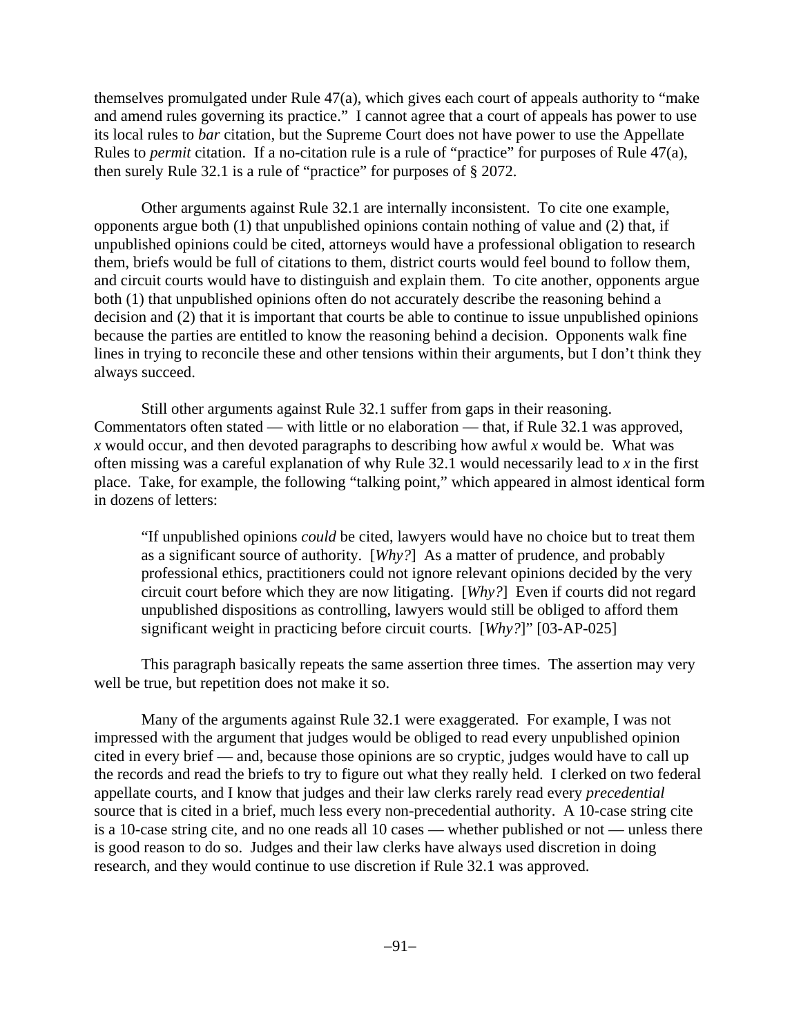themselves promulgated under Rule 47(a), which gives each court of appeals authority to "make and amend rules governing its practice." I cannot agree that a court of appeals has power to use its local rules to *bar* citation, but the Supreme Court does not have power to use the Appellate Rules to *permit* citation. If a no-citation rule is a rule of "practice" for purposes of Rule 47(a), then surely Rule 32.1 is a rule of "practice" for purposes of § 2072.

Other arguments against Rule 32.1 are internally inconsistent. To cite one example, opponents argue both (1) that unpublished opinions contain nothing of value and (2) that, if unpublished opinions could be cited, attorneys would have a professional obligation to research them, briefs would be full of citations to them, district courts would feel bound to follow them, and circuit courts would have to distinguish and explain them. To cite another, opponents argue both (1) that unpublished opinions often do not accurately describe the reasoning behind a decision and (2) that it is important that courts be able to continue to issue unpublished opinions because the parties are entitled to know the reasoning behind a decision. Opponents walk fine lines in trying to reconcile these and other tensions within their arguments, but I don't think they always succeed.

Still other arguments against Rule 32.1 suffer from gaps in their reasoning. Commentators often stated — with little or no elaboration — that, if Rule 32.1 was approved, *x* would occur, and then devoted paragraphs to describing how awful *x* would be. What was often missing was a careful explanation of why Rule 32.1 would necessarily lead to *x* in the first place. Take, for example, the following "talking point," which appeared in almost identical form in dozens of letters:

> "If unpublished opinions *could* be cited, lawyers would have no choice but to treat them as a significant source of authority. [*Why?*] As a matter of prudence, and probably professional ethics, practitioners could not ignore relevant opinions decided by the very circuit court before which they are now litigating. [*Why?*] Even if courts did not regard unpublished dispositions as controlling, lawyers would still be obliged to afford them significant weight in practicing before circuit courts. [*Why?*]" [03-AP-025]

This paragraph basically repeats the same assertion three times. The assertion may very well be true, but repetition does not make it so.

Many of the arguments against Rule 32.1 were exaggerated. For example, I was not impressed with the argument that judges would be obliged to read every unpublished opinion cited in every brief — and, because those opinions are so cryptic, judges would have to call up the records and read the briefs to try to figure out what they really held. I clerked on two federal appellate courts, and I know that judges and their law clerks rarely read every *precedential* source that is cited in a brief, much less every non-precedential authority. A 10-case string cite is a 10-case string cite, and no one reads all 10 cases — whether published or not — unless there is good reason to do so. Judges and their law clerks have always used discretion in doing research, and they would continue to use discretion if Rule 32.1 was approved.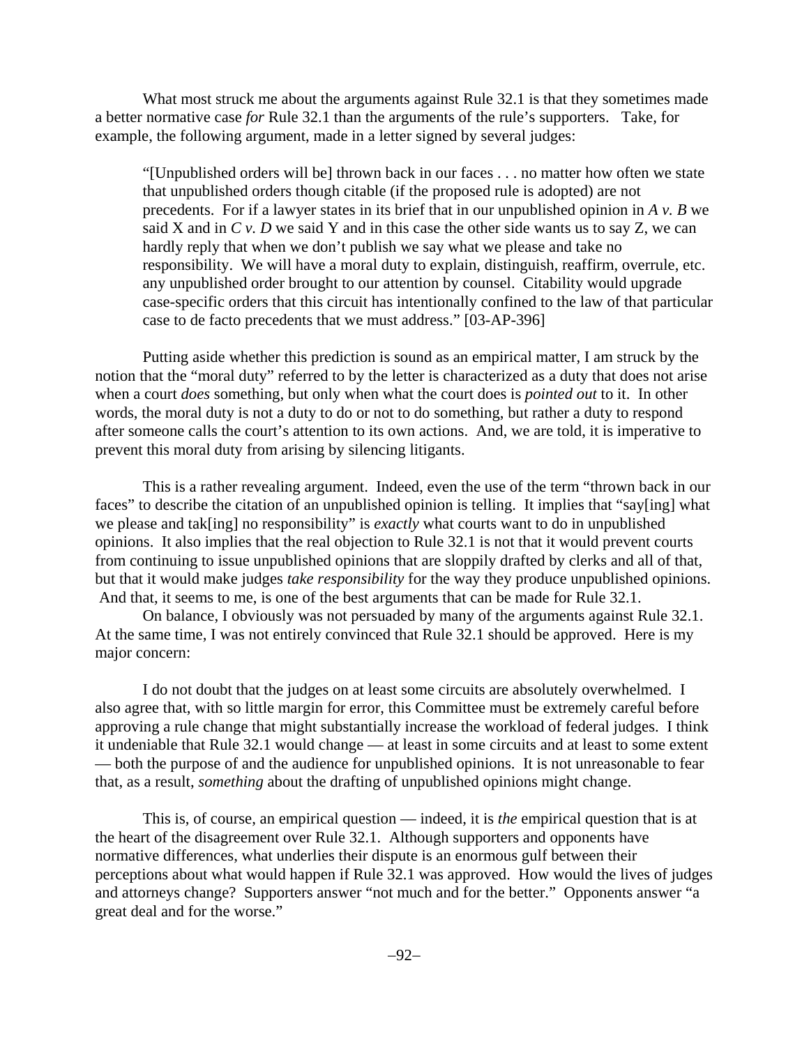What most struck me about the arguments against Rule 32.1 is that they sometimes made a better normative case *for* Rule 32.1 than the arguments of the rule's supporters. Take, for example, the following argument, made in a letter signed by several judges:

> "[Unpublished orders will be] thrown back in our faces . . . no matter how often we state that unpublished orders though citable (if the proposed rule is adopted) are not precedents. For if a lawyer states in its brief that in our unpublished opinion in *A v. B* we said X and in *C v. D* we said Y and in this case the other side wants us to say Z, we can hardly reply that when we don't publish we say what we please and take no responsibility. We will have a moral duty to explain, distinguish, reaffirm, overrule, etc. any unpublished order brought to our attention by counsel. Citability would upgrade case-specific orders that this circuit has intentionally confined to the law of that particular case to de facto precedents that we must address." [03-AP-396]

Putting aside whether this prediction is sound as an empirical matter, I am struck by the notion that the "moral duty" referred to by the letter is characterized as a duty that does not arise when a court *does* something, but only when what the court does is *pointed out* to it. In other words, the moral duty is not a duty to do or not to do something, but rather a duty to respond after someone calls the court's attention to its own actions. And, we are told, it is imperative to prevent this moral duty from arising by silencing litigants.

This is a rather revealing argument. Indeed, even the use of the term "thrown back in our faces" to describe the citation of an unpublished opinion is telling. It implies that "say[ing] what we please and tak[ing] no responsibility" is *exactly* what courts want to do in unpublished opinions. It also implies that the real objection to Rule 32.1 is not that it would prevent courts from continuing to issue unpublished opinions that are sloppily drafted by clerks and all of that, but that it would make judges *take responsibility* for the way they produce unpublished opinions. And that, it seems to me, is one of the best arguments that can be made for Rule 32.1.

On balance, I obviously was not persuaded by many of the arguments against Rule 32.1. At the same time, I was not entirely convinced that Rule 32.1 should be approved. Here is my major concern:

I do not doubt that the judges on at least some circuits are absolutely overwhelmed. I also agree that, with so little margin for error, this Committee must be extremely careful before approving a rule change that might substantially increase the workload of federal judges. I think it undeniable that Rule 32.1 would change — at least in some circuits and at least to some extent — both the purpose of and the audience for unpublished opinions. It is not unreasonable to fear that, as a result, *something* about the drafting of unpublished opinions might change.

This is, of course, an empirical question — indeed, it is *the* empirical question that is at the heart of the disagreement over Rule 32.1. Although supporters and opponents have normative differences, what underlies their dispute is an enormous gulf between their perceptions about what would happen if Rule 32.1 was approved. How would the lives of judges and attorneys change? Supporters answer "not much and for the better." Opponents answer "a great deal and for the worse."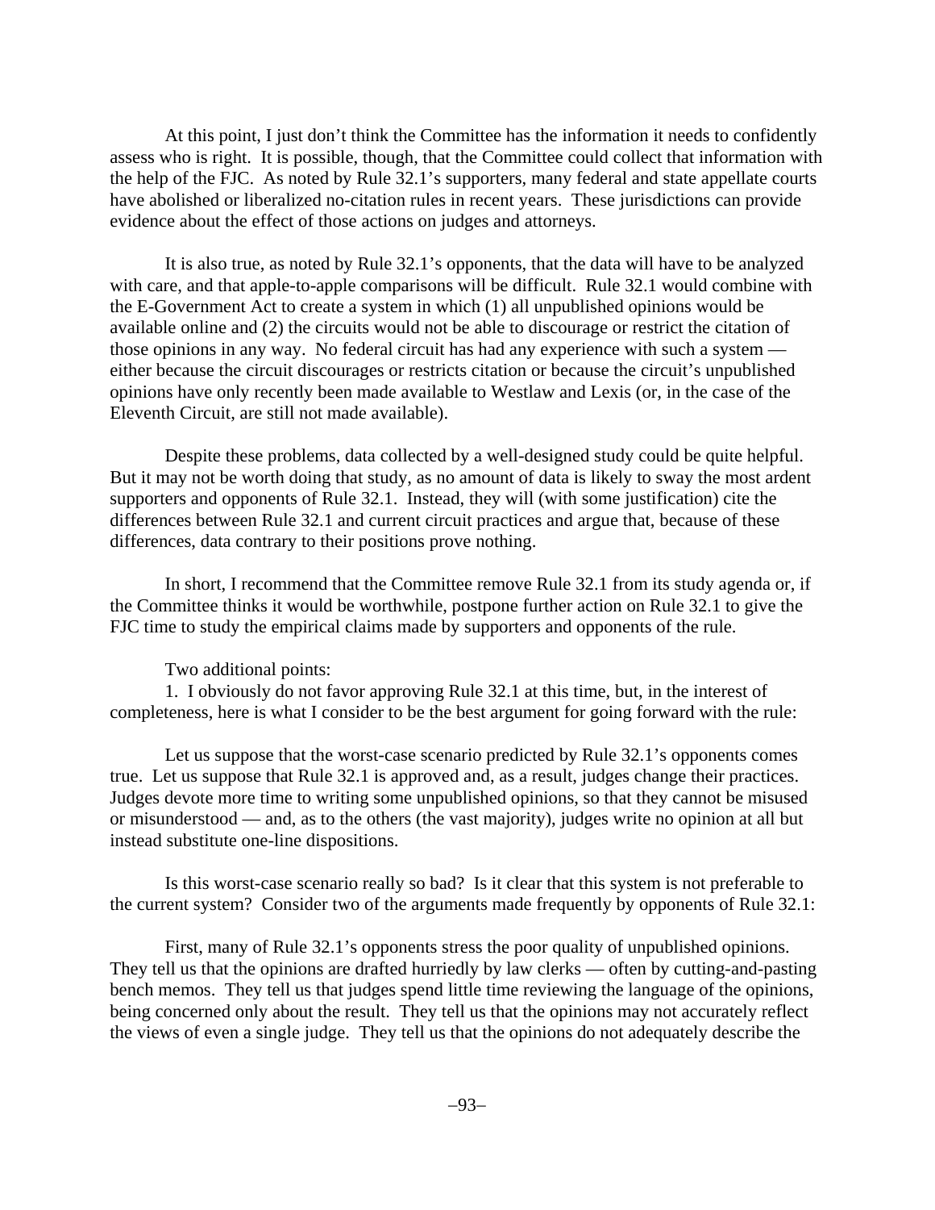At this point, I just don't think the Committee has the information it needs to confidently assess who is right. It is possible, though, that the Committee could collect that information with the help of the FJC. As noted by Rule 32.1's supporters, many federal and state appellate courts have abolished or liberalized no-citation rules in recent years. These jurisdictions can provide evidence about the effect of those actions on judges and attorneys.

It is also true, as noted by Rule 32.1's opponents, that the data will have to be analyzed with care, and that apple-to-apple comparisons will be difficult. Rule 32.1 would combine with the E-Government Act to create a system in which (1) all unpublished opinions would be available online and (2) the circuits would not be able to discourage or restrict the citation of those opinions in any way. No federal circuit has had any experience with such a system — either because the circuit discourages or restricts citation or because the circuit's unpublished opinions have only recently been made available to Westlaw and Lexis (or, in the case of the Eleventh Circuit, are still not made available).

Despite these problems, data collected by a well-designed study could be quite helpful. But it may not be worth doing that study, as no amount of data is likely to sway the most ardent supporters and opponents of Rule 32.1. Instead, they will (with some justification) cite the differences between Rule 32.1 and current circuit practices and argue that, because of these differences, data contrary to their positions prove nothing.

In short, I recommend that the Committee remove Rule 32.1 from its study agenda or, if the Committee thinks it would be worthwhile, postpone further action on Rule 32.1 to give the FJC time to study the empirical claims made by supporters and opponents of the rule.

Two additional points:

1. I obviously do not favor approving Rule 32.1 at this time, but, in the interest of completeness, here is what I consider to be the best argument for going forward with the rule:

Let us suppose that the worst-case scenario predicted by Rule 32.1's opponents comes true. Let us suppose that Rule 32.1 is approved and, as a result, judges change their practices. Judges devote more time to writing some unpublished opinions, so that they cannot be misused or misunderstood — and, as to the others (the vast majority), judges write no opinion at all but instead substitute one-line dispositions.

Is this worst-case scenario really so bad? Is it clear that this system is not preferable to the current system? Consider two of the arguments made frequently by opponents of Rule 32.1:

First, many of Rule 32.1's opponents stress the poor quality of unpublished opinions. They tell us that the opinions are drafted hurriedly by law clerks — often by cutting-and-pasting bench memos. They tell us that judges spend little time reviewing the language of the opinions, being concerned only about the result. They tell us that the opinions may not accurately reflect the views of even a single judge. They tell us that the opinions do not adequately describe the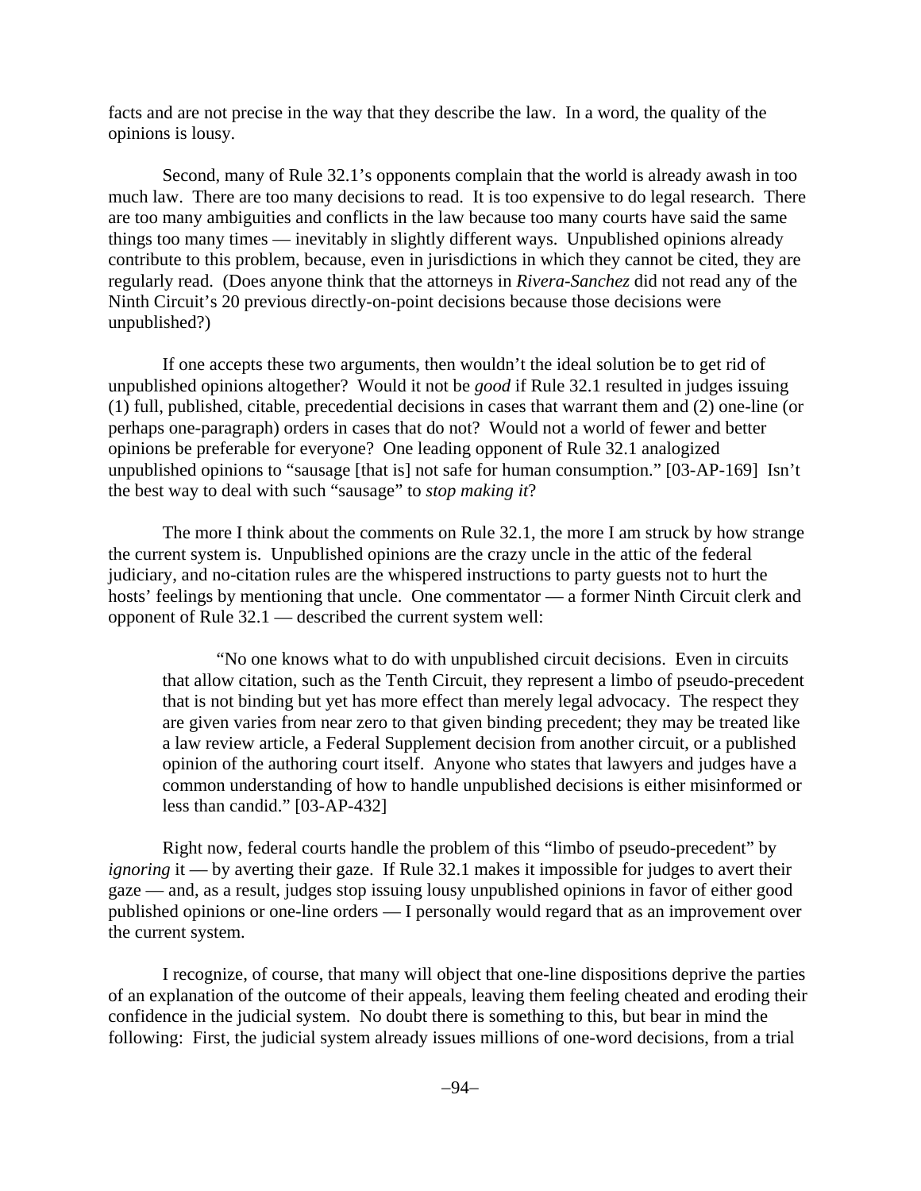facts and are not precise in the way that they describe the law. In a word, the quality of the opinions is lousy.

Second, many of Rule 32.1's opponents complain that the world is already awash in too much law. There are too many decisions to read. It is too expensive to do legal research. There are too many ambiguities and conflicts in the law because too many courts have said the same things too many times — inevitably in slightly different ways. Unpublished opinions already contribute to this problem, because, even in jurisdictions in which they cannot be cited, they are regularly read. (Does anyone think that the attorneys in *Rivera-Sanchez* did not read any of the Ninth Circuit's 20 previous directly-on-point decisions because those decisions were unpublished?)

If one accepts these two arguments, then wouldn't the ideal solution be to get rid of unpublished opinions altogether? Would it not be *good* if Rule 32.1 resulted in judges issuing (1) full, published, citable, precedential decisions in cases that warrant them and (2) one-line (or perhaps one-paragraph) orders in cases that do not? Would not a world of fewer and better opinions be preferable for everyone? One leading opponent of Rule 32.1 analogized unpublished opinions to "sausage [that is] not safe for human consumption." [03-AP-169] Isn't the best way to deal with such "sausage" to *stop making it*?

The more I think about the comments on Rule 32.1, the more I am struck by how strange the current system is. Unpublished opinions are the crazy uncle in the attic of the federal judiciary, and no-citation rules are the whispered instructions to party guests not to hurt the hosts' feelings by mentioning that uncle. One commentator — a former Ninth Circuit clerk and opponent of Rule 32.1 — described the current system well:

> "No one knows what to do with unpublished circuit decisions. Even in circuits that allow citation, such as the Tenth Circuit, they represent a limbo of pseudo-precedent that is not binding but yet has more effect than merely legal advocacy. The respect they are given varies from near zero to that given binding precedent; they may be treated like a law review article, a Federal Supplement decision from another circuit, or a published opinion of the authoring court itself. Anyone who states that lawyers and judges have a common understanding of how to handle unpublished decisions is either misinformed or less than candid." [03-AP-432]

Right now, federal courts handle the problem of this "limbo of pseudo-precedent" by *ignoring* it — by averting their gaze. If Rule 32.1 makes it impossible for judges to avert their gaze — and, as a result, judges stop issuing lousy unpublished opinions in favor of either good published opinions or one-line orders — I personally would regard that as an improvement over the current system.

I recognize, of course, that many will object that one-line dispositions deprive the parties of an explanation of the outcome of their appeals, leaving them feeling cheated and eroding their confidence in the judicial system. No doubt there is something to this, but bear in mind the following: First, the judicial system already issues millions of one-word decisions, from a trial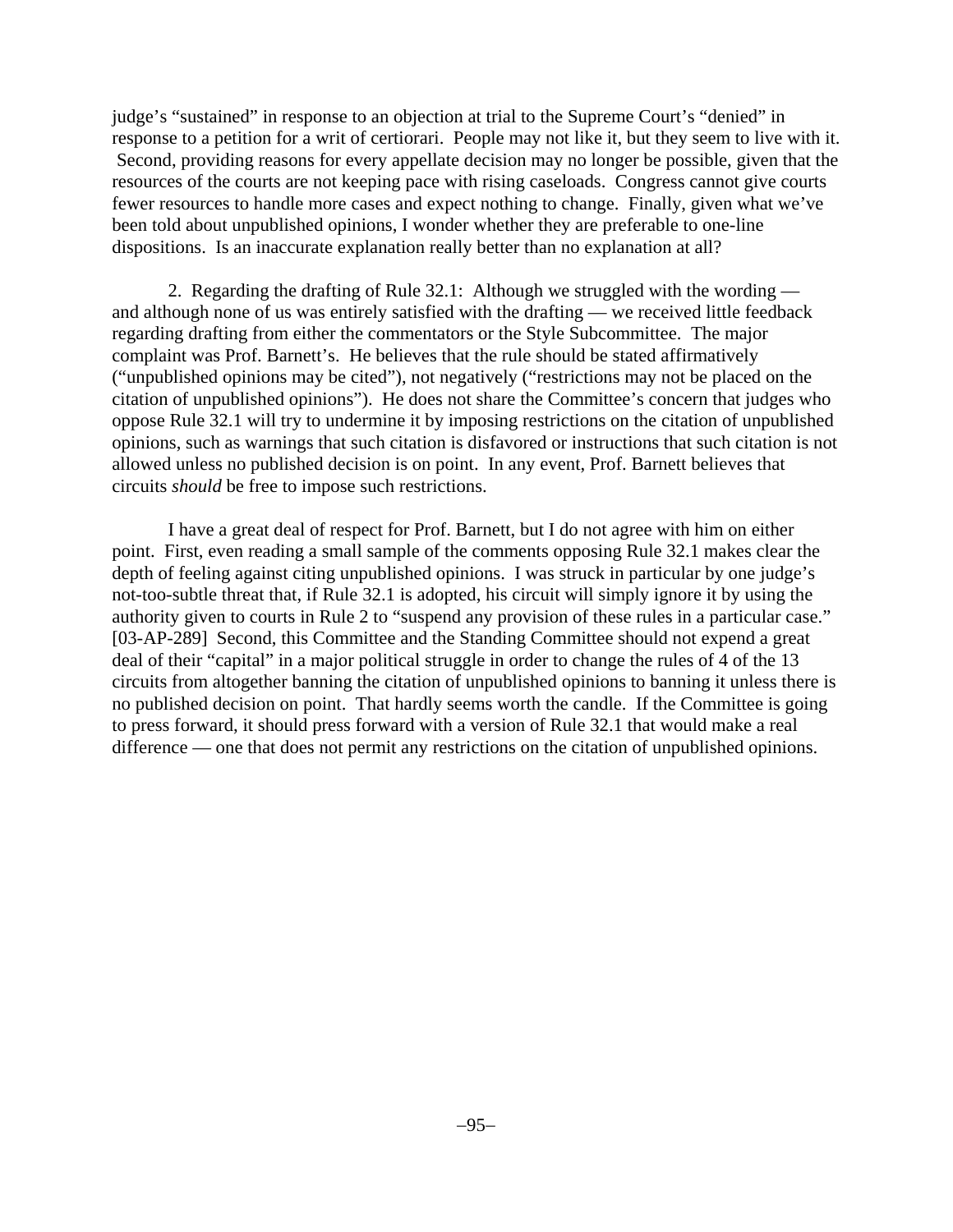judge's "sustained" in response to an objection at trial to the Supreme Court's "denied" in response to a petition for a writ of certiorari. People may not like it, but they seem to live with it. Second, providing reasons for every appellate decision may no longer be possible, given that the resources of the courts are not keeping pace with rising caseloads. Congress cannot give courts fewer resources to handle more cases and expect nothing to change. Finally, given what we've been told about unpublished opinions, I wonder whether they are preferable to one-line dispositions. Is an inaccurate explanation really better than no explanation at all?

2. Regarding the drafting of Rule 32.1: Although we struggled with the wording — and although none of us was entirely satisfied with the drafting — we received little feedback regarding drafting from either the commentators or the Style Subcommittee. The major complaint was Prof. Barnett's. He believes that the rule should be stated affirmatively ("unpublished opinions may be cited"), not negatively ("restrictions may not be placed on the citation of unpublished opinions"). He does not share the Committee's concern that judges who oppose Rule 32.1 will try to undermine it by imposing restrictions on the citation of unpublished opinions, such as warnings that such citation is disfavored or instructions that such citation is not allowed unless no published decision is on point. In any event, Prof. Barnett believes that circuits *should* be free to impose such restrictions.

I have a great deal of respect for Prof. Barnett, but I do not agree with him on either point. First, even reading a small sample of the comments opposing Rule 32.1 makes clear the depth of feeling against citing unpublished opinions. I was struck in particular by one judge's not-too-subtle threat that, if Rule 32.1 is adopted, his circuit will simply ignore it by using the authority given to courts in Rule 2 to "suspend any provision of these rules in a particular case." [03-AP-289] Second, this Committee and the Standing Committee should not expend a great deal of their "capital" in a major political struggle in order to change the rules of 4 of the 13 circuits from altogether banning the citation of unpublished opinions to banning it unless there is no published decision on point. That hardly seems worth the candle. If the Committee is going to press forward, it should press forward with a version of Rule 32.1 that would make a real difference — one that does not permit any restrictions on the citation of unpublished opinions.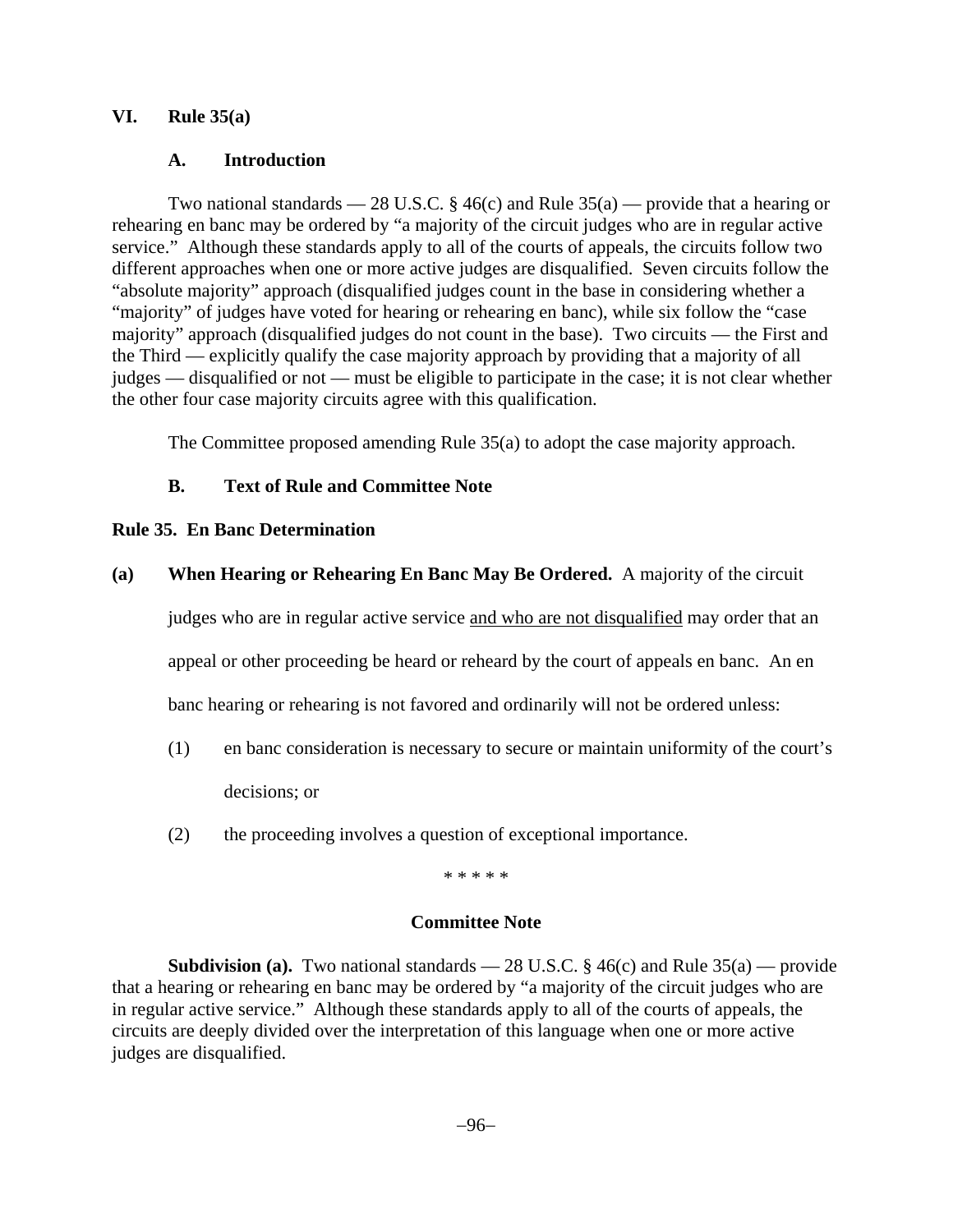## VI. Rule 35(a)

### A. Introduction

Two national standards — 28 U.S.C. § 46(c) and Rule 35(a) — provide that a hearing or rehearing en banc may be ordered by "a majority of the circuit judges who are in regular active service." Although these standards apply to all of the courts of appeals, the circuits follow two different approaches when one or more active judges are disqualified. Seven circuits follow the "absolute majority" approach (disqualified judges count in the base in considering whether a "majority" of judges have voted for hearing or rehearing en banc), while six follow the "case majority" approach (disqualified judges do not count in the base). Two circuits — the First and the Third — explicitly qualify the case majority approach by providing that a majority of all judges — disqualified or not — must be eligible to participate in the case; it is not clear whether the other four case majority circuits agree with this qualification.

The Committee proposed amending Rule 35(a) to adopt the case majority approach.

### B. Text of Rule and Committee Note

**Rule 35. En Banc Determination**

**(a) When Hearing or Rehearing En Banc May Be Ordered.** A majority of the circuit judges who are in regular active service <u>and who are not disqualified</u> may order that an appeal or other proceeding be heard or reheard by the court of appeals en banc. An en banc hearing or rehearing is not favored and ordinarily will not be ordered unless:

(1) en banc consideration is necessary to secure or maintain uniformity of the court's decisions; or

(2) the proceeding involves a question of exceptional importance.

\* \* \* \* \*

**Committee Note**

**Subdivision (a).** Two national standards — 28 U.S.C. § 46(c) and Rule 35(a) — provide that a hearing or rehearing en banc may be ordered by "a majority of the circuit judges who are in regular active service." Although these standards apply to all of the courts of appeals, the circuits are deeply divided over the interpretation of this language when one or more active judges are disqualified.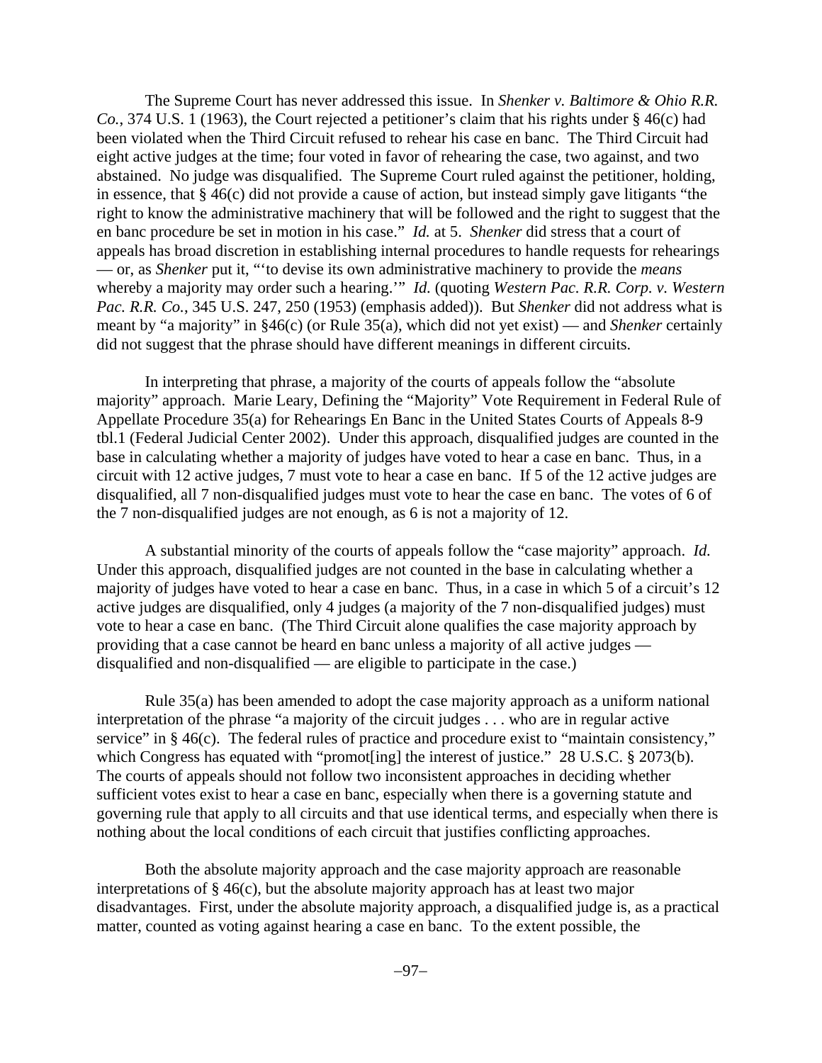The Supreme Court has never addressed this issue. In *Shenker v. Baltimore & Ohio R.R. Co.*, 374 U.S. 1 (1963), the Court rejected a petitioner's claim that his rights under § 46(c) had been violated when the Third Circuit refused to rehear his case en banc. The Third Circuit had eight active judges at the time; four voted in favor of rehearing the case, two against, and two abstained. No judge was disqualified. The Supreme Court ruled against the petitioner, holding, in essence, that § 46(c) did not provide a cause of action, but instead simply gave litigants "the right to know the administrative machinery that will be followed and the right to suggest that the en banc procedure be set in motion in his case." *Id.* at 5. *Shenker* did stress that a court of appeals has broad discretion in establishing internal procedures to handle requests for rehearings — or, as *Shenker* put it, "'to devise its own administrative machinery to provide the *means* whereby a majority may order such a hearing.'" *Id.* (quoting *Western Pac. R.R. Corp. v. Western Pac. R.R. Co.*, 345 U.S. 247, 250 (1953) (emphasis added)). But *Shenker* did not address what is meant by "a majority" in §46(c) (or Rule 35(a), which did not yet exist) — and *Shenker* certainly did not suggest that the phrase should have different meanings in different circuits.

In interpreting that phrase, a majority of the courts of appeals follow the "absolute majority" approach. Marie Leary, Defining the "Majority" Vote Requirement in Federal Rule of Appellate Procedure 35(a) for Rehearings En Banc in the United States Courts of Appeals 8-9 tbl.1 (Federal Judicial Center 2002). Under this approach, disqualified judges are counted in the base in calculating whether a majority of judges have voted to hear a case en banc. Thus, in a circuit with 12 active judges, 7 must vote to hear a case en banc. If 5 of the 12 active judges are disqualified, all 7 non-disqualified judges must vote to hear the case en banc. The votes of 6 of the 7 non-disqualified judges are not enough, as 6 is not a majority of 12.

A substantial minority of the courts of appeals follow the "case majority" approach. *Id.* Under this approach, disqualified judges are not counted in the base in calculating whether a majority of judges have voted to hear a case en banc. Thus, in a case in which 5 of a circuit's 12 active judges are disqualified, only 4 judges (a majority of the 7 non-disqualified judges) must vote to hear a case en banc. (The Third Circuit alone qualifies the case majority approach by providing that a case cannot be heard en banc unless a majority of all active judges — disqualified and non-disqualified — are eligible to participate in the case.)

Rule 35(a) has been amended to adopt the case majority approach as a uniform national interpretation of the phrase "a majority of the circuit judges . . . who are in regular active service" in § 46(c). The federal rules of practice and procedure exist to "maintain consistency," which Congress has equated with "promot[ing] the interest of justice." 28 U.S.C. § 2073(b). The courts of appeals should not follow two inconsistent approaches in deciding whether sufficient votes exist to hear a case en banc, especially when there is a governing statute and governing rule that apply to all circuits and that use identical terms, and especially when there is nothing about the local conditions of each circuit that justifies conflicting approaches.

Both the absolute majority approach and the case majority approach are reasonable interpretations of § 46(c), but the absolute majority approach has at least two major disadvantages. First, under the absolute majority approach, a disqualified judge is, as a practical matter, counted as voting against hearing a case en banc. To the extent possible, the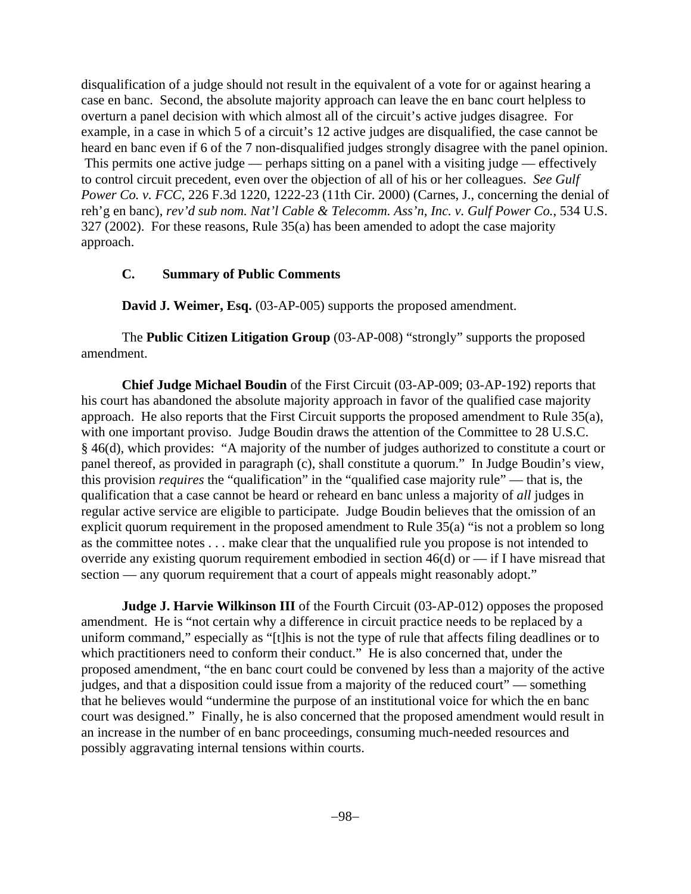disqualification of a judge should not result in the equivalent of a vote for or against hearing a case en banc. Second, the absolute majority approach can leave the en banc court helpless to overturn a panel decision with which almost all of the circuit's active judges disagree. For example, in a case in which 5 of a circuit's 12 active judges are disqualified, the case cannot be heard en banc even if 6 of the 7 non-disqualified judges strongly disagree with the panel opinion. This permits one active judge — perhaps sitting on a panel with a visiting judge — effectively to control circuit precedent, even over the objection of all of his or her colleagues. *See Gulf Power Co. v. FCC*, 226 F.3d 1220, 1222-23 (11th Cir. 2000) (Carnes, J., concerning the denial of reh'g en banc), *rev'd sub nom. Nat'l Cable & Telecomm. Ass'n, Inc. v. Gulf Power Co.*, 534 U.S. 327 (2002). For these reasons, Rule 35(a) has been amended to adopt the case majority approach.

### C. Summary of Public Comments

**David J. Weimer, Esq.** (03-AP-005) supports the proposed amendment.

The **Public Citizen Litigation Group** (03-AP-008) "strongly" supports the proposed amendment.

**Chief Judge Michael Boudin** of the First Circuit (03-AP-009; 03-AP-192) reports that his court has abandoned the absolute majority approach in favor of the qualified case majority approach. He also reports that the First Circuit supports the proposed amendment to Rule 35(a), with one important proviso. Judge Boudin draws the attention of the Committee to 28 U.S.C. § 46(d), which provides: "A majority of the number of judges authorized to constitute a court or panel thereof, as provided in paragraph (c), shall constitute a quorum." In Judge Boudin's view, this provision *requires* the "qualification" in the "qualified case majority rule" — that is, the qualification that a case cannot be heard or reheard en banc unless a majority of *all* judges in regular active service are eligible to participate. Judge Boudin believes that the omission of an explicit quorum requirement in the proposed amendment to Rule 35(a) "is not a problem so long as the committee notes . . . make clear that the unqualified rule you propose is not intended to override any existing quorum requirement embodied in section 46(d) or — if I have misread that section — any quorum requirement that a court of appeals might reasonably adopt."

**Judge J. Harvie Wilkinson III** of the Fourth Circuit (03-AP-012) opposes the proposed amendment. He is "not certain why a difference in circuit practice needs to be replaced by a uniform command," especially as "[t]his is not the type of rule that affects filing deadlines or to which practitioners need to conform their conduct." He is also concerned that, under the proposed amendment, "the en banc court could be convened by less than a majority of the active judges, and that a disposition could issue from a majority of the reduced court" — something that he believes would "undermine the purpose of an institutional voice for which the en banc court was designed." Finally, he is also concerned that the proposed amendment would result in an increase in the number of en banc proceedings, consuming much-needed resources and possibly aggravating internal tensions within courts.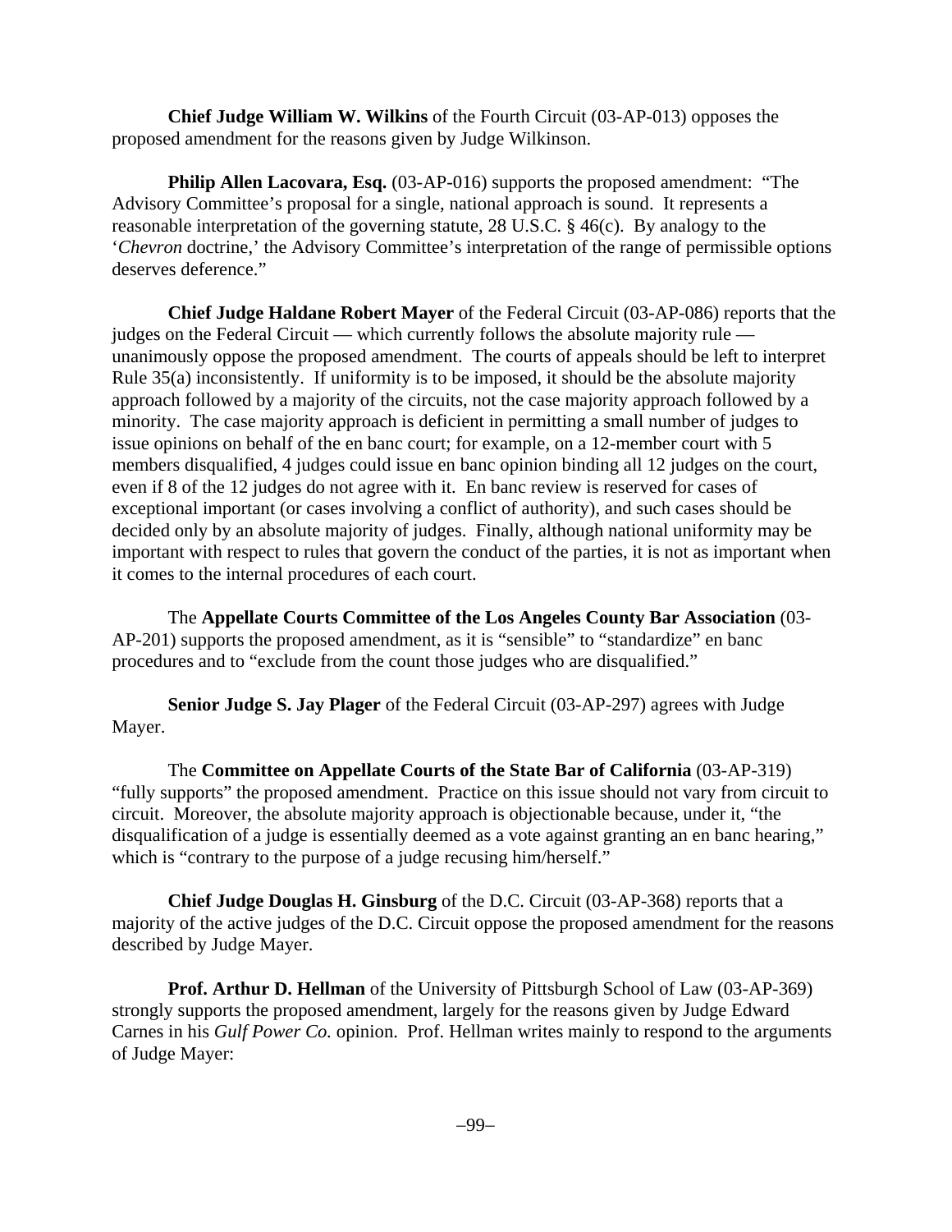**Chief Judge William W. Wilkins** of the Fourth Circuit (03-AP-013) opposes the proposed amendment for the reasons given by Judge Wilkinson.

**Philip Allen Lacovara, Esq.** (03-AP-016) supports the proposed amendment: "The Advisory Committee's proposal for a single, national approach is sound. It represents a reasonable interpretation of the governing statute, 28 U.S.C. § 46(c). By analogy to the '*Chevron* doctrine,' the Advisory Committee's interpretation of the range of permissible options deserves deference."

**Chief Judge Haldane Robert Mayer** of the Federal Circuit (03-AP-086) reports that the judges on the Federal Circuit — which currently follows the absolute majority rule — unanimously oppose the proposed amendment. The courts of appeals should be left to interpret Rule 35(a) inconsistently. If uniformity is to be imposed, it should be the absolute majority approach followed by a majority of the circuits, not the case majority approach followed by a minority. The case majority approach is deficient in permitting a small number of judges to issue opinions on behalf of the en banc court; for example, on a 12-member court with 5 members disqualified, 4 judges could issue en banc opinion binding all 12 judges on the court, even if 8 of the 12 judges do not agree with it. En banc review is reserved for cases of exceptional important (or cases involving a conflict of authority), and such cases should be decided only by an absolute majority of judges. Finally, although national uniformity may be important with respect to rules that govern the conduct of the parties, it is not as important when it comes to the internal procedures of each court.

The **Appellate Courts Committee of the Los Angeles County Bar Association** (03-AP-201) supports the proposed amendment, as it is "sensible" to "standardize" en banc procedures and to "exclude from the count those judges who are disqualified."

**Senior Judge S. Jay Plager** of the Federal Circuit (03-AP-297) agrees with Judge Mayer.

The **Committee on Appellate Courts of the State Bar of California** (03-AP-319) "fully supports" the proposed amendment. Practice on this issue should not vary from circuit to circuit. Moreover, the absolute majority approach is objectionable because, under it, "the disqualification of a judge is essentially deemed as a vote against granting an en banc hearing," which is "contrary to the purpose of a judge recusing him/herself."

**Chief Judge Douglas H. Ginsburg** of the D.C. Circuit (03-AP-368) reports that a majority of the active judges of the D.C. Circuit oppose the proposed amendment for the reasons described by Judge Mayer.

**Prof. Arthur D. Hellman** of the University of Pittsburgh School of Law (03-AP-369) strongly supports the proposed amendment, largely for the reasons given by Judge Edward Carnes in his *Gulf Power Co.* opinion. Prof. Hellman writes mainly to respond to the arguments of Judge Mayer: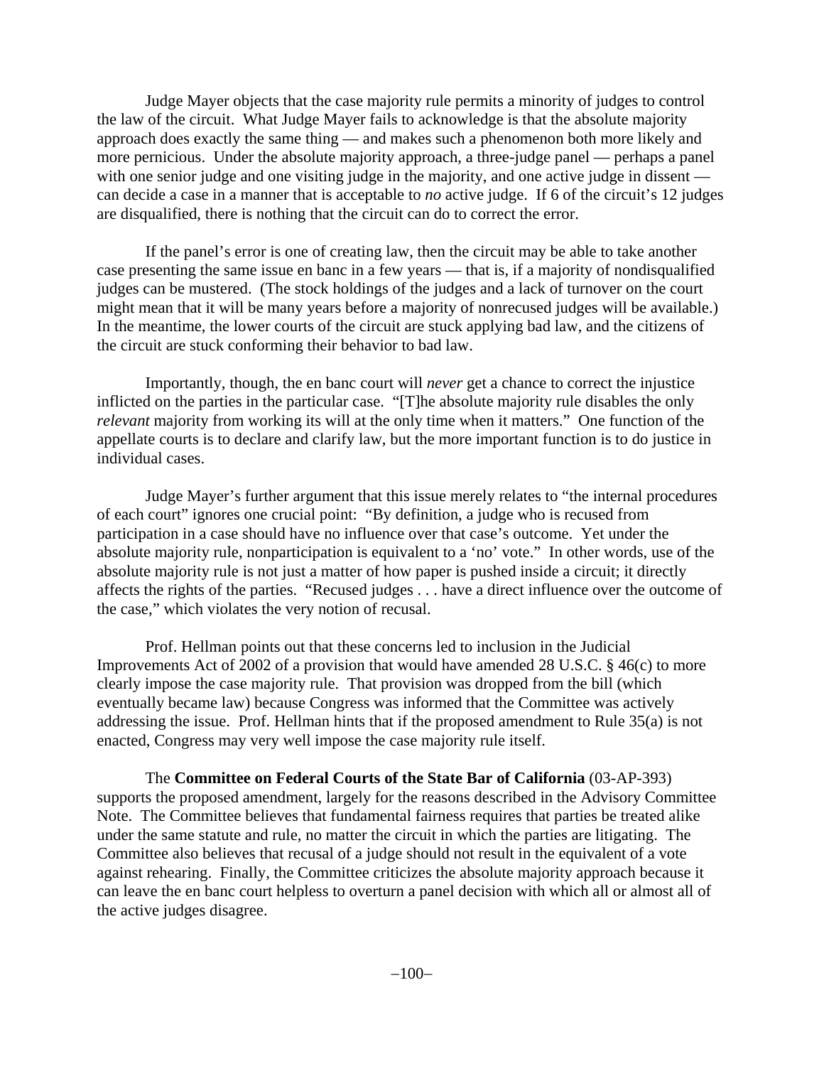Judge Mayer objects that the case majority rule permits a minority of judges to control the law of the circuit. What Judge Mayer fails to acknowledge is that the absolute majority approach does exactly the same thing — and makes such a phenomenon both more likely and more pernicious. Under the absolute majority approach, a three-judge panel — perhaps a panel with one senior judge and one visiting judge in the majority, and one active judge in dissent — can decide a case in a manner that is acceptable to *no* active judge. If 6 of the circuit's 12 judges are disqualified, there is nothing that the circuit can do to correct the error.

If the panel's error is one of creating law, then the circuit may be able to take another case presenting the same issue en banc in a few years — that is, if a majority of nondisqualified judges can be mustered. (The stock holdings of the judges and a lack of turnover on the court might mean that it will be many years before a majority of nonrecused judges will be available.) In the meantime, the lower courts of the circuit are stuck applying bad law, and the citizens of the circuit are stuck conforming their behavior to bad law.

Importantly, though, the en banc court will *never* get a chance to correct the injustice inflicted on the parties in the particular case. "[T]he absolute majority rule disables the only *relevant* majority from working its will at the only time when it matters." One function of the appellate courts is to declare and clarify law, but the more important function is to do justice in individual cases.

Judge Mayer's further argument that this issue merely relates to "the internal procedures of each court" ignores one crucial point: "By definition, a judge who is recused from participation in a case should have no influence over that case's outcome. Yet under the absolute majority rule, nonparticipation is equivalent to a 'no' vote." In other words, use of the absolute majority rule is not just a matter of how paper is pushed inside a circuit; it directly affects the rights of the parties. "Recused judges . . . have a direct influence over the outcome of the case," which violates the very notion of recusal.

Prof. Hellman points out that these concerns led to inclusion in the Judicial Improvements Act of 2002 of a provision that would have amended 28 U.S.C. § 46(c) to more clearly impose the case majority rule. That provision was dropped from the bill (which eventually became law) because Congress was informed that the Committee was actively addressing the issue. Prof. Hellman hints that if the proposed amendment to Rule 35(a) is not enacted, Congress may very well impose the case majority rule itself.

The **Committee on Federal Courts of the State Bar of California** (03-AP-393) supports the proposed amendment, largely for the reasons described in the Advisory Committee Note. The Committee believes that fundamental fairness requires that parties be treated alike under the same statute and rule, no matter the circuit in which the parties are litigating. The Committee also believes that recusal of a judge should not result in the equivalent of a vote against rehearing. Finally, the Committee criticizes the absolute majority approach because it can leave the en banc court helpless to overturn a panel decision with which all or almost all of the active judges disagree.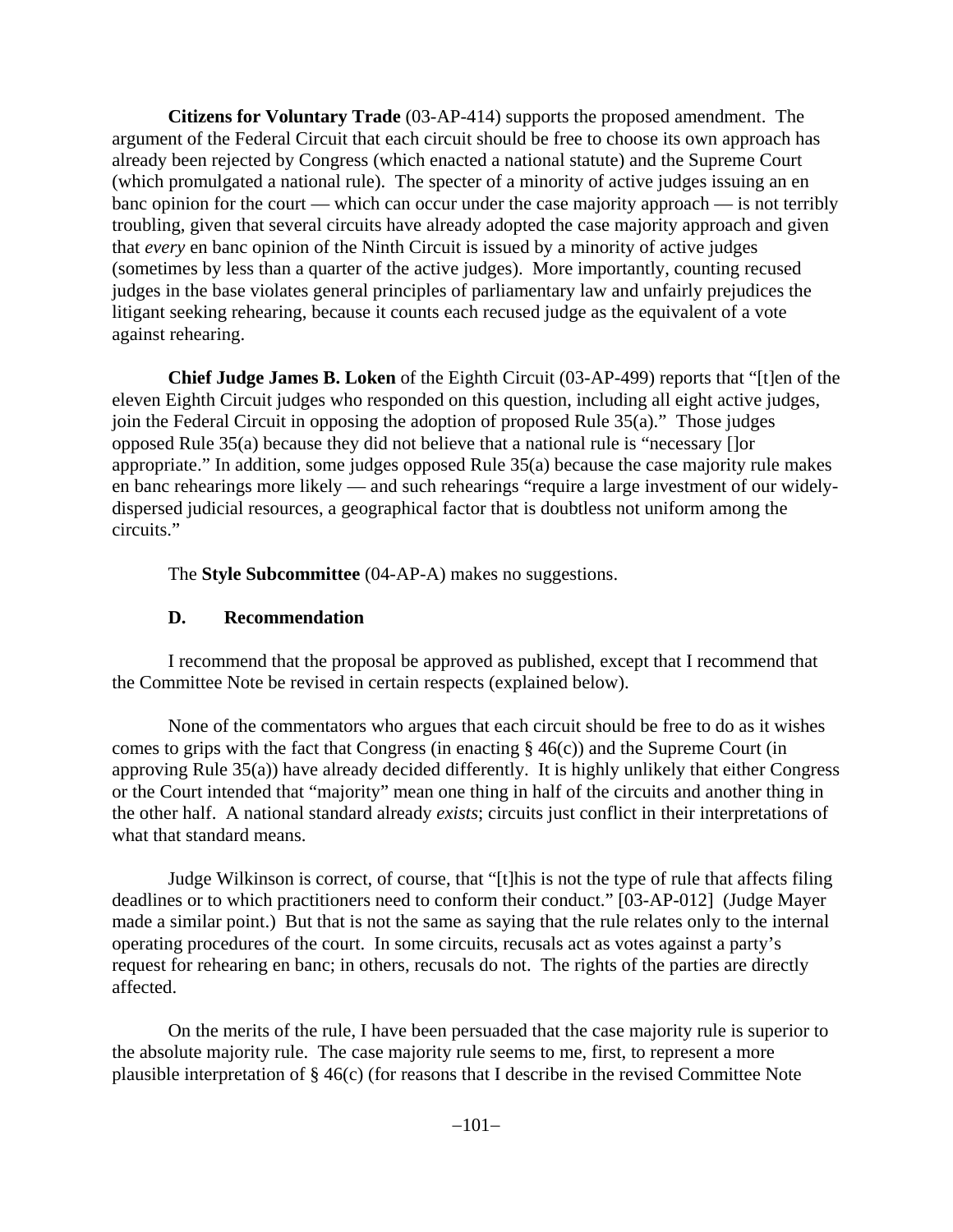**Citizens for Voluntary Trade** (03-AP-414) supports the proposed amendment. The argument of the Federal Circuit that each circuit should be free to choose its own approach has already been rejected by Congress (which enacted a national statute) and the Supreme Court (which promulgated a national rule). The specter of a minority of active judges issuing an en banc opinion for the court — which can occur under the case majority approach — is not terribly troubling, given that several circuits have already adopted the case majority approach and given that *every* en banc opinion of the Ninth Circuit is issued by a minority of active judges (sometimes by less than a quarter of the active judges). More importantly, counting recused judges in the base violates general principles of parliamentary law and unfairly prejudices the litigant seeking rehearing, because it counts each recused judge as the equivalent of a vote against rehearing.

**Chief Judge James B. Loken** of the Eighth Circuit (03-AP-499) reports that "[t]en of the eleven Eighth Circuit judges who responded on this question, including all eight active judges, join the Federal Circuit in opposing the adoption of proposed Rule 35(a)." Those judges opposed Rule 35(a) because they did not believe that a national rule is "necessary []or appropriate." In addition, some judges opposed Rule 35(a) because the case majority rule makes en banc rehearings more likely — and such rehearings "require a large investment of our widely-dispersed judicial resources, a geographical factor that is doubtless not uniform among the circuits."

The **Style Subcommittee** (04-AP-A) makes no suggestions.

### D. Recommendation

I recommend that the proposal be approved as published, except that I recommend that the Committee Note be revised in certain respects (explained below).

None of the commentators who argues that each circuit should be free to do as it wishes comes to grips with the fact that Congress (in enacting § 46(c)) and the Supreme Court (in approving Rule 35(a)) have already decided differently. It is highly unlikely that either Congress or the Court intended that "majority" mean one thing in half of the circuits and another thing in the other half. A national standard already *exists*; circuits just conflict in their interpretations of what that standard means.

Judge Wilkinson is correct, of course, that "[t]his is not the type of rule that affects filing deadlines or to which practitioners need to conform their conduct." [03-AP-012] (Judge Mayer made a similar point.) But that is not the same as saying that the rule relates only to the internal operating procedures of the court. In some circuits, recusals act as votes against a party's request for rehearing en banc; in others, recusals do not. The rights of the parties are directly affected.

On the merits of the rule, I have been persuaded that the case majority rule is superior to the absolute majority rule. The case majority rule seems to me, first, to represent a more plausible interpretation of § 46(c) (for reasons that I describe in the revised Committee Note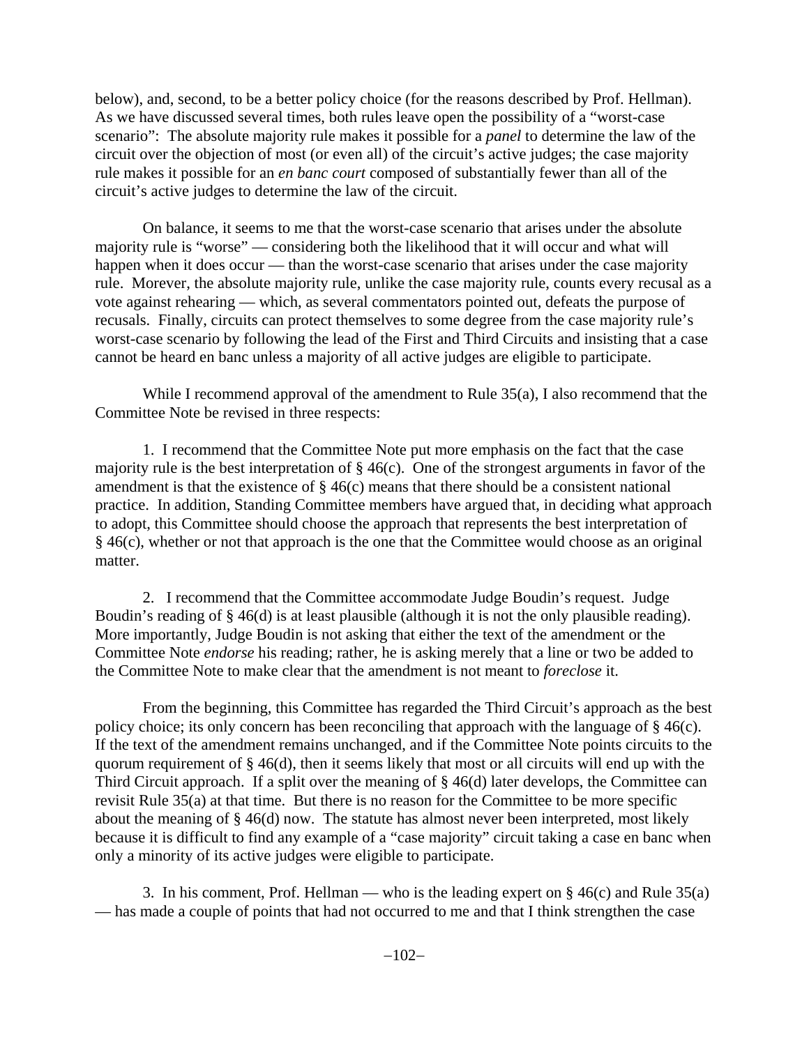below), and, second, to be a better policy choice (for the reasons described by Prof. Hellman). As we have discussed several times, both rules leave open the possibility of a "worst-case scenario": The absolute majority rule makes it possible for a *panel* to determine the law of the circuit over the objection of most (or even all) of the circuit's active judges; the case majority rule makes it possible for an *en banc court* composed of substantially fewer than all of the circuit's active judges to determine the law of the circuit.

On balance, it seems to me that the worst-case scenario that arises under the absolute majority rule is "worse" — considering both the likelihood that it will occur and what will happen when it does occur — than the worst-case scenario that arises under the case majority rule. Morever, the absolute majority rule, unlike the case majority rule, counts every recusal as a vote against rehearing — which, as several commentators pointed out, defeats the purpose of recusals. Finally, circuits can protect themselves to some degree from the case majority rule's worst-case scenario by following the lead of the First and Third Circuits and insisting that a case cannot be heard en banc unless a majority of all active judges are eligible to participate.

While I recommend approval of the amendment to Rule 35(a), I also recommend that the Committee Note be revised in three respects:

1. I recommend that the Committee Note put more emphasis on the fact that the case majority rule is the best interpretation of § 46(c). One of the strongest arguments in favor of the amendment is that the existence of § 46(c) means that there should be a consistent national practice. In addition, Standing Committee members have argued that, in deciding what approach to adopt, this Committee should choose the approach that represents the best interpretation of § 46(c), whether or not that approach is the one that the Committee would choose as an original matter.

2. I recommend that the Committee accommodate Judge Boudin's request. Judge Boudin's reading of § 46(d) is at least plausible (although it is not the only plausible reading). More importantly, Judge Boudin is not asking that either the text of the amendment or the Committee Note *endorse* his reading; rather, he is asking merely that a line or two be added to the Committee Note to make clear that the amendment is not meant to *foreclose* it.

From the beginning, this Committee has regarded the Third Circuit's approach as the best policy choice; its only concern has been reconciling that approach with the language of § 46(c). If the text of the amendment remains unchanged, and if the Committee Note points circuits to the quorum requirement of § 46(d), then it seems likely that most or all circuits will end up with the Third Circuit approach. If a split over the meaning of § 46(d) later develops, the Committee can revisit Rule 35(a) at that time. But there is no reason for the Committee to be more specific about the meaning of § 46(d) now. The statute has almost never been interpreted, most likely because it is difficult to find any example of a "case majority" circuit taking a case en banc when only a minority of its active judges were eligible to participate.

3. In his comment, Prof. Hellman — who is the leading expert on § 46(c) and Rule 35(a) — has made a couple of points that had not occurred to me and that I think strengthen the case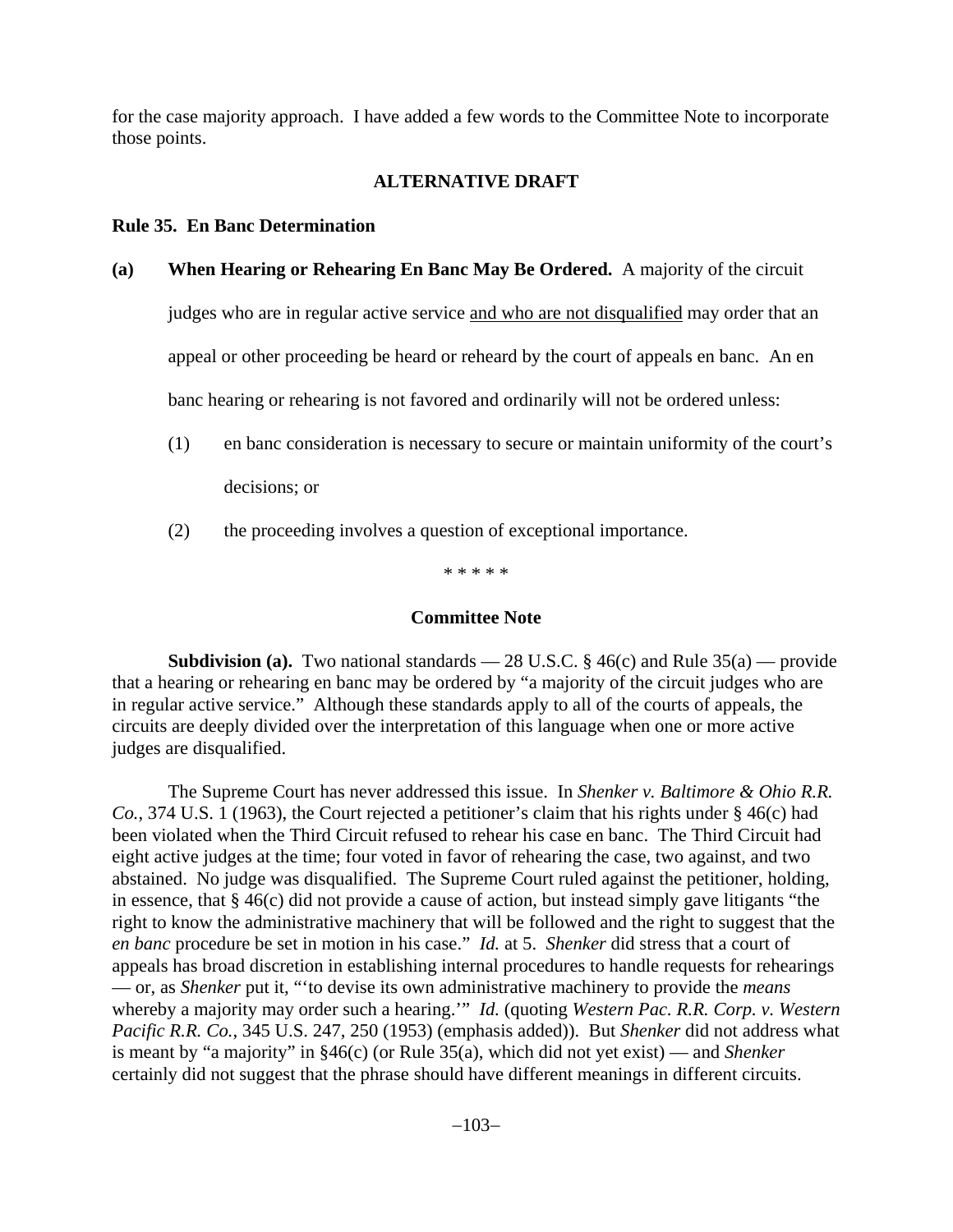for the case majority approach. I have added a few words to the Committee Note to incorporate those points.

## ALTERNATIVE DRAFT

### Rule 35. En Banc Determination

**(a) When Hearing or Rehearing En Banc May Be Ordered.** A majority of the circuit judges who are in regular active service <u>and who are not disqualified</u> may order that an appeal or other proceeding be heard or reheard by the court of appeals en banc. An en banc hearing or rehearing is not favored and ordinarily will not be ordered unless:

(1) en banc consideration is necessary to secure or maintain uniformity of the court's decisions; or

(2) the proceeding involves a question of exceptional importance.

\* \* \* \* \*

## Committee Note

**Subdivision (a).** Two national standards — 28 U.S.C. § 46(c) and Rule 35(a) — provide that a hearing or rehearing en banc may be ordered by "a majority of the circuit judges who are in regular active service." Although these standards apply to all of the courts of appeals, the circuits are deeply divided over the interpretation of this language when one or more active judges are disqualified.

The Supreme Court has never addressed this issue. In *Shenker v. Baltimore & Ohio R.R. Co.*, 374 U.S. 1 (1963), the Court rejected a petitioner's claim that his rights under § 46(c) had been violated when the Third Circuit refused to rehear his case en banc. The Third Circuit had eight active judges at the time; four voted in favor of rehearing the case, two against, and two abstained. No judge was disqualified. The Supreme Court ruled against the petitioner, holding, in essence, that § 46(c) did not provide a cause of action, but instead simply gave litigants "the right to know the administrative machinery that will be followed and the right to suggest that the *en banc* procedure be set in motion in his case." *Id.* at 5. *Shenker* did stress that a court of appeals has broad discretion in establishing internal procedures to handle requests for rehearings — or, as *Shenker* put it, "'to devise its own administrative machinery to provide the *means* whereby a majority may order such a hearing.'" *Id.* (quoting *Western Pac. R.R. Corp. v. Western Pacific R.R. Co.*, 345 U.S. 247, 250 (1953) (emphasis added)). But *Shenker* did not address what is meant by "a majority" in §46(c) (or Rule 35(a), which did not yet exist) — and *Shenker* certainly did not suggest that the phrase should have different meanings in different circuits.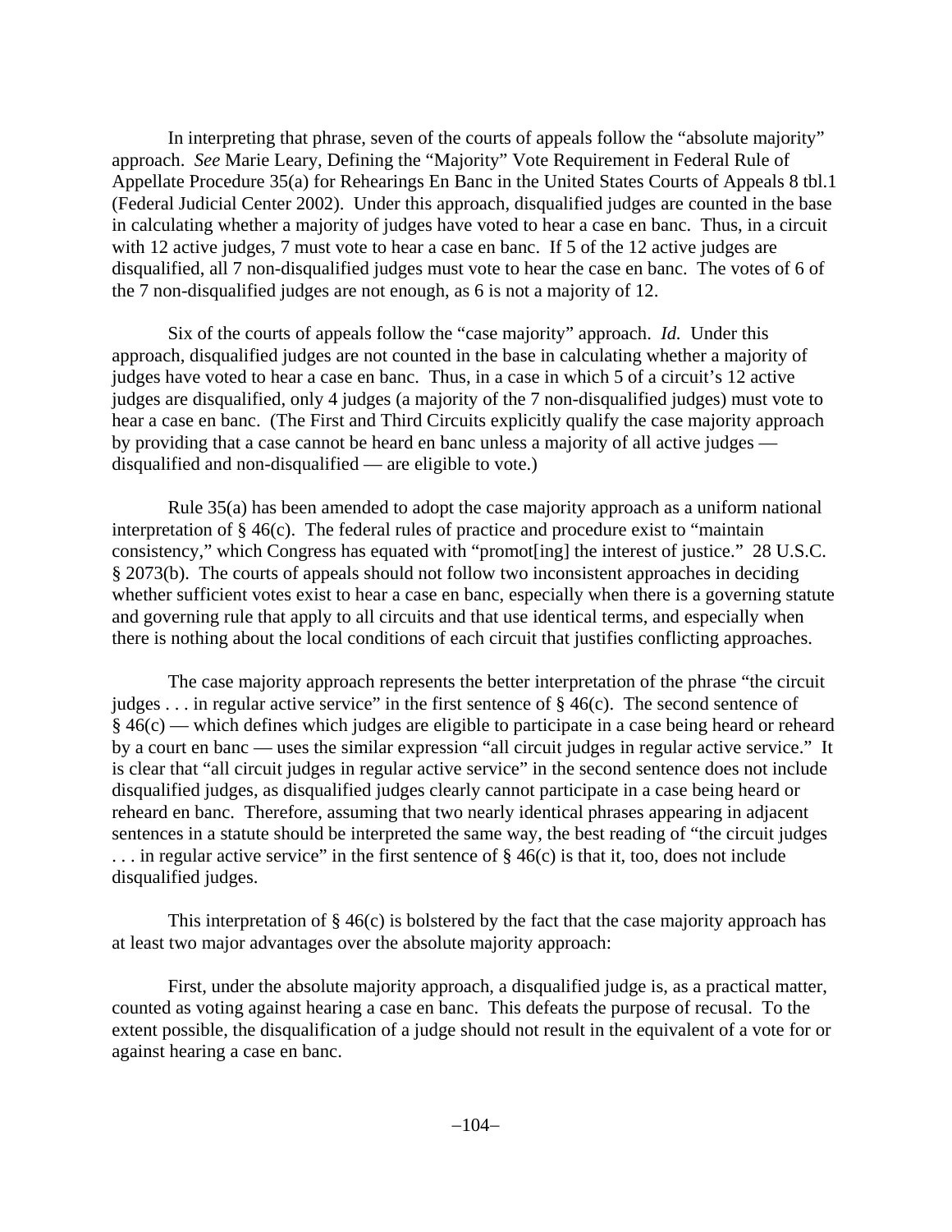In interpreting that phrase, seven of the courts of appeals follow the "absolute majority" approach. *See* Marie Leary, Defining the "Majority" Vote Requirement in Federal Rule of Appellate Procedure 35(a) for Rehearings En Banc in the United States Courts of Appeals 8 tbl.1 (Federal Judicial Center 2002). Under this approach, disqualified judges are counted in the base in calculating whether a majority of judges have voted to hear a case en banc. Thus, in a circuit with 12 active judges, 7 must vote to hear a case en banc. If 5 of the 12 active judges are disqualified, all 7 non-disqualified judges must vote to hear the case en banc. The votes of 6 of the 7 non-disqualified judges are not enough, as 6 is not a majority of 12.

Six of the courts of appeals follow the "case majority" approach. *Id.* Under this approach, disqualified judges are not counted in the base in calculating whether a majority of judges have voted to hear a case en banc. Thus, in a case in which 5 of a circuit's 12 active judges are disqualified, only 4 judges (a majority of the 7 non-disqualified judges) must vote to hear a case en banc. (The First and Third Circuits explicitly qualify the case majority approach by providing that a case cannot be heard en banc unless a majority of all active judges — disqualified and non-disqualified — are eligible to vote.)

Rule 35(a) has been amended to adopt the case majority approach as a uniform national interpretation of § 46(c). The federal rules of practice and procedure exist to "maintain consistency," which Congress has equated with "promot[ing] the interest of justice." 28 U.S.C. § 2073(b). The courts of appeals should not follow two inconsistent approaches in deciding whether sufficient votes exist to hear a case en banc, especially when there is a governing statute and governing rule that apply to all circuits and that use identical terms, and especially when there is nothing about the local conditions of each circuit that justifies conflicting approaches.

The case majority approach represents the better interpretation of the phrase "the circuit judges . . . in regular active service" in the first sentence of § 46(c). The second sentence of § 46(c) — which defines which judges are eligible to participate in a case being heard or reheard by a court en banc — uses the similar expression "all circuit judges in regular active service." It is clear that "all circuit judges in regular active service" in the second sentence does not include disqualified judges, as disqualified judges clearly cannot participate in a case being heard or reheard en banc. Therefore, assuming that two nearly identical phrases appearing in adjacent sentences in a statute should be interpreted the same way, the best reading of "the circuit judges . . . in regular active service" in the first sentence of § 46(c) is that it, too, does not include disqualified judges.

This interpretation of § 46(c) is bolstered by the fact that the case majority approach has at least two major advantages over the absolute majority approach:

First, under the absolute majority approach, a disqualified judge is, as a practical matter, counted as voting against hearing a case en banc. This defeats the purpose of recusal. To the extent possible, the disqualification of a judge should not result in the equivalent of a vote for or against hearing a case en banc.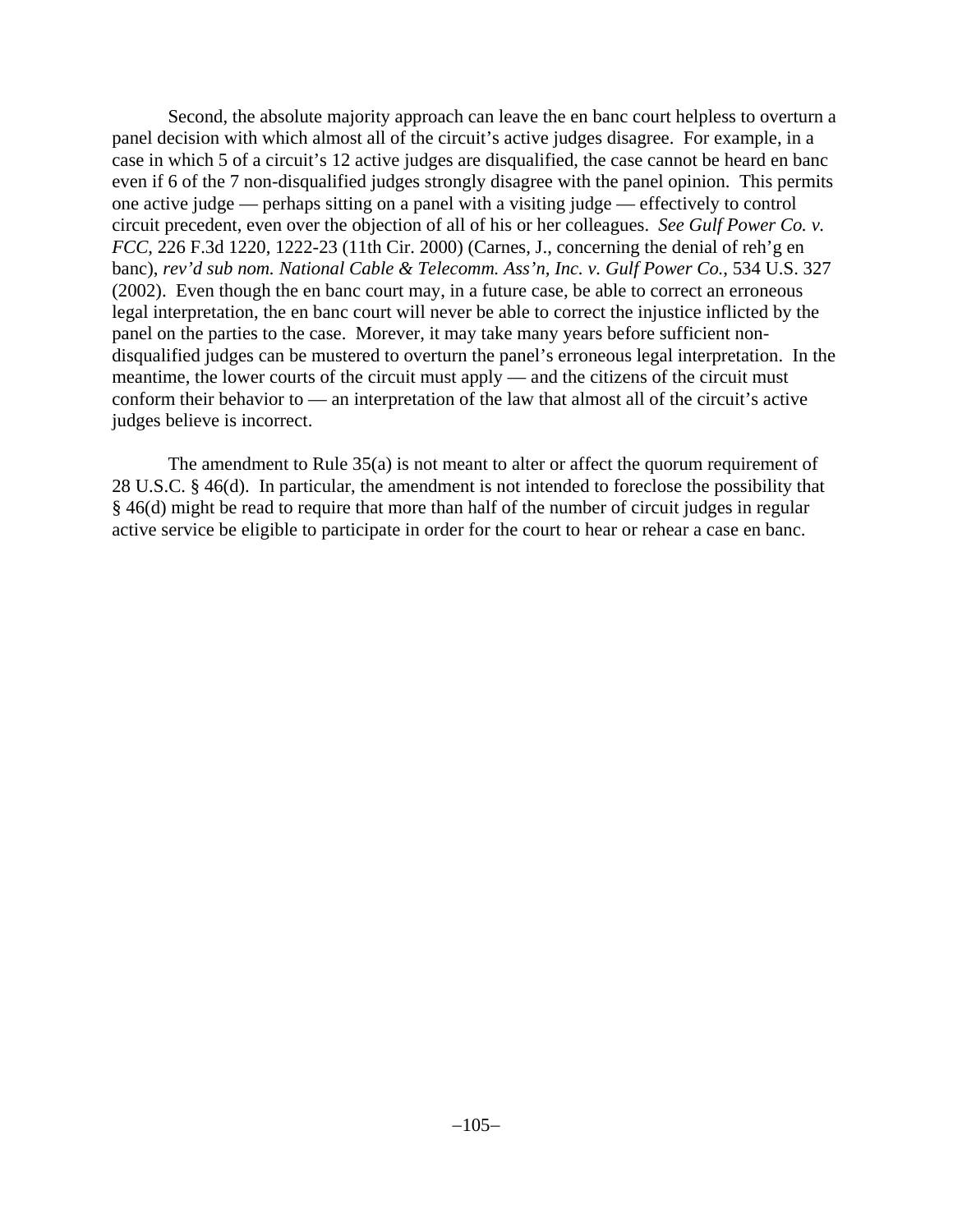Second, the absolute majority approach can leave the en banc court helpless to overturn a panel decision with which almost all of the circuit's active judges disagree. For example, in a case in which 5 of a circuit's 12 active judges are disqualified, the case cannot be heard en banc even if 6 of the 7 non-disqualified judges strongly disagree with the panel opinion. This permits one active judge — perhaps sitting on a panel with a visiting judge — effectively to control circuit precedent, even over the objection of all of his or her colleagues. *See Gulf Power Co. v. FCC*, 226 F.3d 1220, 1222-23 (11th Cir. 2000) (Carnes, J., concerning the denial of reh'g en banc), *rev'd sub nom. National Cable & Telecomm. Ass'n, Inc. v. Gulf Power Co.*, 534 U.S. 327 (2002). Even though the en banc court may, in a future case, be able to correct an erroneous legal interpretation, the en banc court will never be able to correct the injustice inflicted by the panel on the parties to the case. Morever, it may take many years before sufficient non-disqualified judges can be mustered to overturn the panel's erroneous legal interpretation. In the meantime, the lower courts of the circuit must apply — and the citizens of the circuit must conform their behavior to — an interpretation of the law that almost all of the circuit's active judges believe is incorrect.

The amendment to Rule 35(a) is not meant to alter or affect the quorum requirement of 28 U.S.C. § 46(d). In particular, the amendment is not intended to foreclose the possibility that § 46(d) might be read to require that more than half of the number of circuit judges in regular active service be eligible to participate in order for the court to hear or rehear a case en banc.